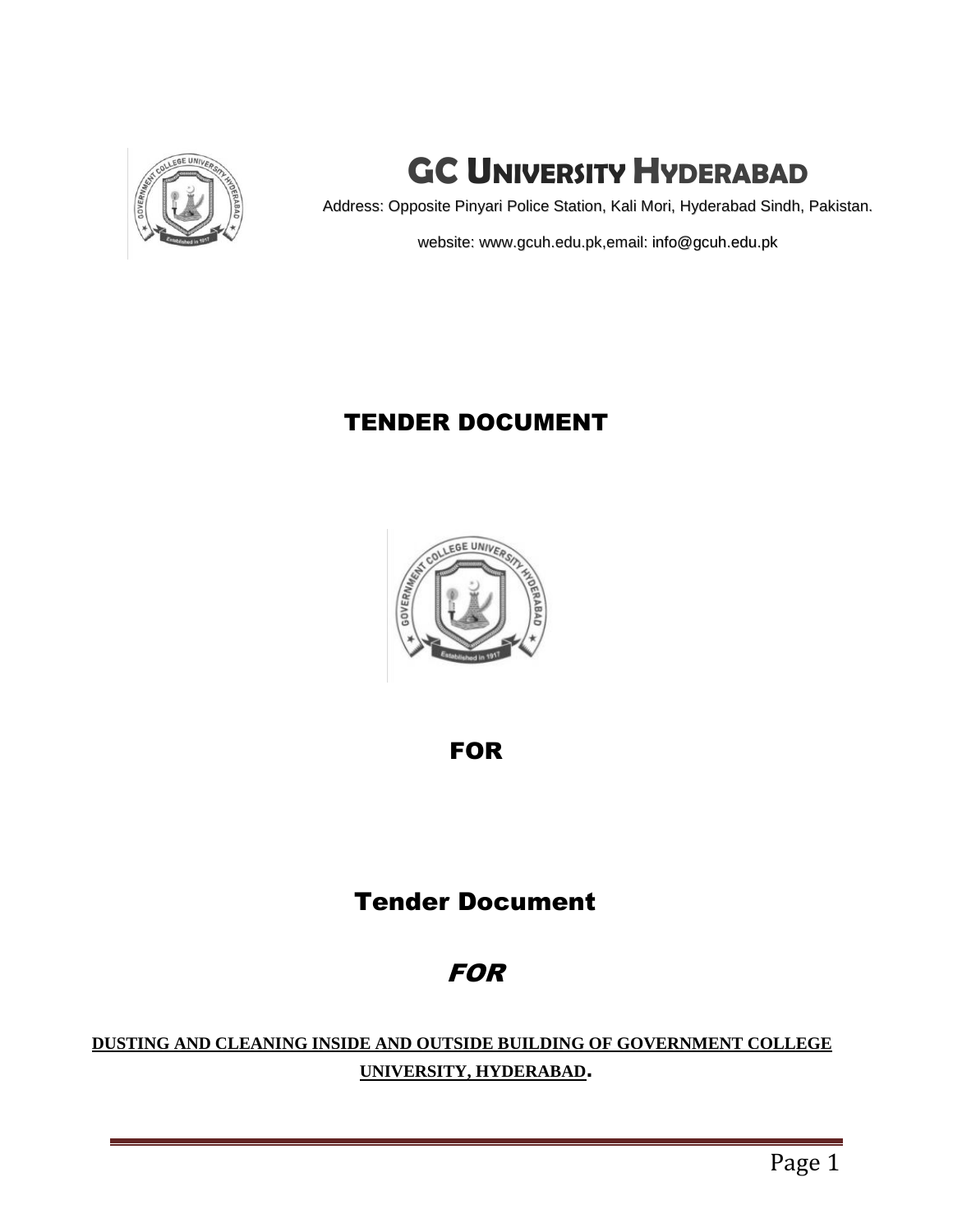# GC UNIVERSITY HYDERABAD

Address: Opposite Pinyari Police Station, Kali Mori, Hyderabad Sindh, Pakistan.

website: www.gcuh.edu.pk,email: info@gcuh.edu.pk

## TENDER DOCUMENT

FOR

## Tender Document

*FOR*

**DUSTING AND CLEANING INSIDE AND OUTSIDE BUILDING OF GOVERNMENT COLLEGE UNIVERSITY, HYDERABAD.**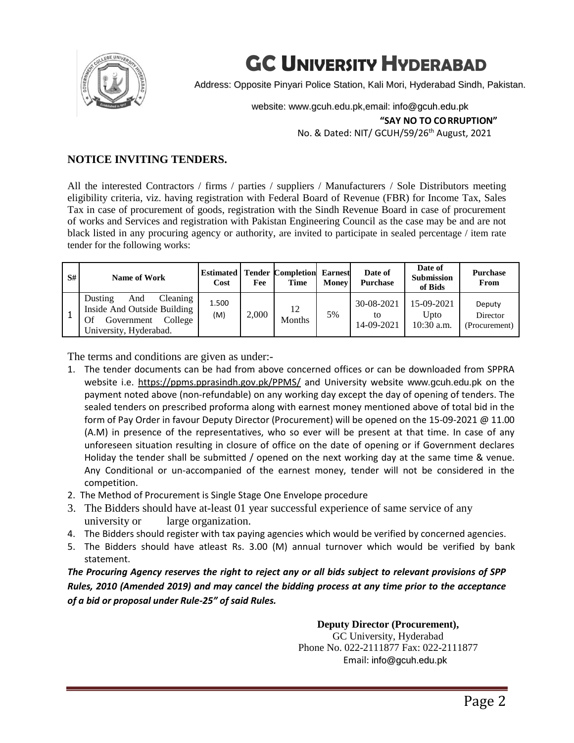# GC UNIVERSITY HYDERABAD

Address: Opposite Pinyari Police Station, Kali Mori, Hyderabad Sindh, Pakistan.

website: www.gcuh.edu.pk,email: info@gcuh.edu.pk

**"SAY NO TO CORRUPTION"**

No. & Dated: NIT/ GCUH/59/26th August, 2021

## NOTICE INVITING TENDERS.

All the interested Contractors / firms / parties / suppliers / Manufacturers / Sole Distributors meeting eligibility criteria, viz. having registration with Federal Board of Revenue (FBR) for Income Tax, Sales Tax in case of procurement of goods, registration with the Sindh Revenue Board in case of procurement of works and Services and registration with Pakistan Engineering Council as the case may be and are not black listed in any procuring agency or authority, are invited to participate in sealed percentage / item rate tender for the following works:

| S# | Name of Work | Estimated Cost | Tender Fee | Completion Time | Earnest Money | Date of Purchase | Date of Submission of Bids | Purchase From |
|---|---|---|---|---|---|---|---|---|
| 1 | Dusting And Cleaning Inside And Outside Building Of Government College University, Hyderabad. | 1.500 (M) | 2,000 | 12 Months | 5% | 30-08-2021 to 14-09-2021 | 15-09-2021 Upto 10:30 a.m. | Deputy Director (Procurement) |

The terms and conditions are given as under:-

1. The tender documents can be had from above concerned offices or can be downloaded from SPPRA website i.e. https://ppms.pprasindh.gov.pk/PPMS/ and University website www.gcuh.edu.pk on the payment noted above (non-refundable) on any working day except the day of opening of tenders. The sealed tenders on prescribed proforma along with earnest money mentioned above of total bid in the form of Pay Order in favour Deputy Director (Procurement) will be opened on the 15-09-2021 @ 11.00 (A.M) in presence of the representatives, who so ever will be present at that time. In case of any unforeseen situation resulting in closure of office on the date of opening or if Government declares Holiday the tender shall be submitted / opened on the next working day at the same time & venue. Any Conditional or un-accompanied of the earnest money, tender will not be considered in the competition.
2. The Method of Procurement is Single Stage One Envelope procedure
3. The Bidders should have at-least 01 year successful experience of same service of any university or large organization.
4. The Bidders should register with tax paying agencies which would be verified by concerned agencies.
5. The Bidders should have atleast Rs. 3.00 (M) annual turnover which would be verified by bank statement.

***The Procuring Agency reserves the right to reject any or all bids subject to relevant provisions of SPP Rules, 2010 (Amended 2019) and may cancel the bidding process at any time prior to the acceptance of a bid or proposal under Rule-25" of said Rules.***

**Deputy Director (Procurement),**
GC University, Hyderabad
Phone No. 022-2111877 Fax: 022-2111877
Email: info@gcuh.edu.pk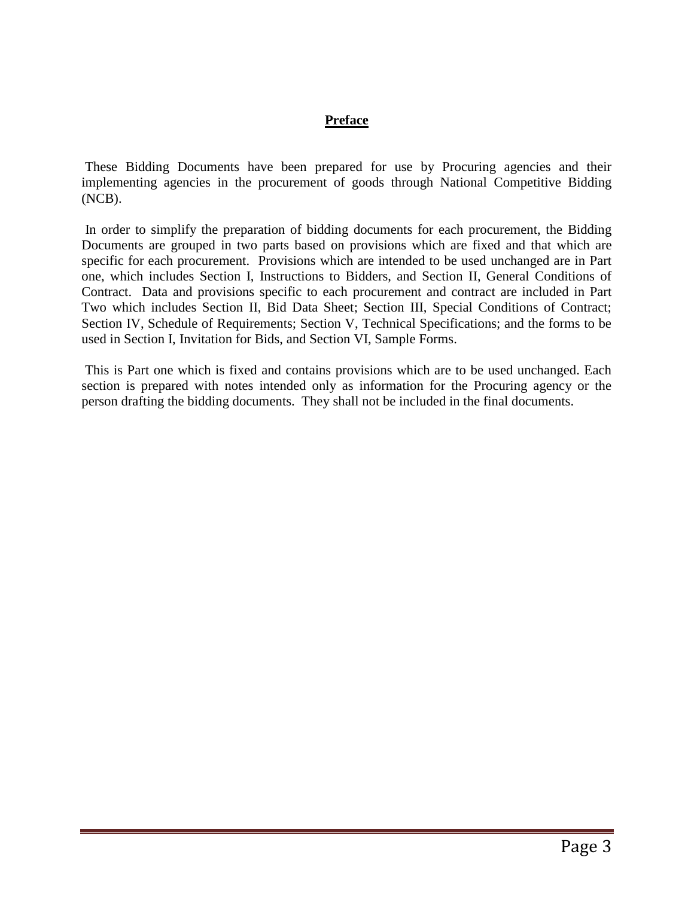## Preface

These Bidding Documents have been prepared for use by Procuring agencies and their implementing agencies in the procurement of goods through National Competitive Bidding (NCB).

In order to simplify the preparation of bidding documents for each procurement, the Bidding Documents are grouped in two parts based on provisions which are fixed and that which are specific for each procurement. Provisions which are intended to be used unchanged are in Part one, which includes Section I, Instructions to Bidders, and Section II, General Conditions of Contract. Data and provisions specific to each procurement and contract are included in Part Two which includes Section II, Bid Data Sheet; Section III, Special Conditions of Contract; Section IV, Schedule of Requirements; Section V, Technical Specifications; and the forms to be used in Section I, Invitation for Bids, and Section VI, Sample Forms.

This is Part one which is fixed and contains provisions which are to be used unchanged. Each section is prepared with notes intended only as information for the Procuring agency or the person drafting the bidding documents. They shall not be included in the final documents.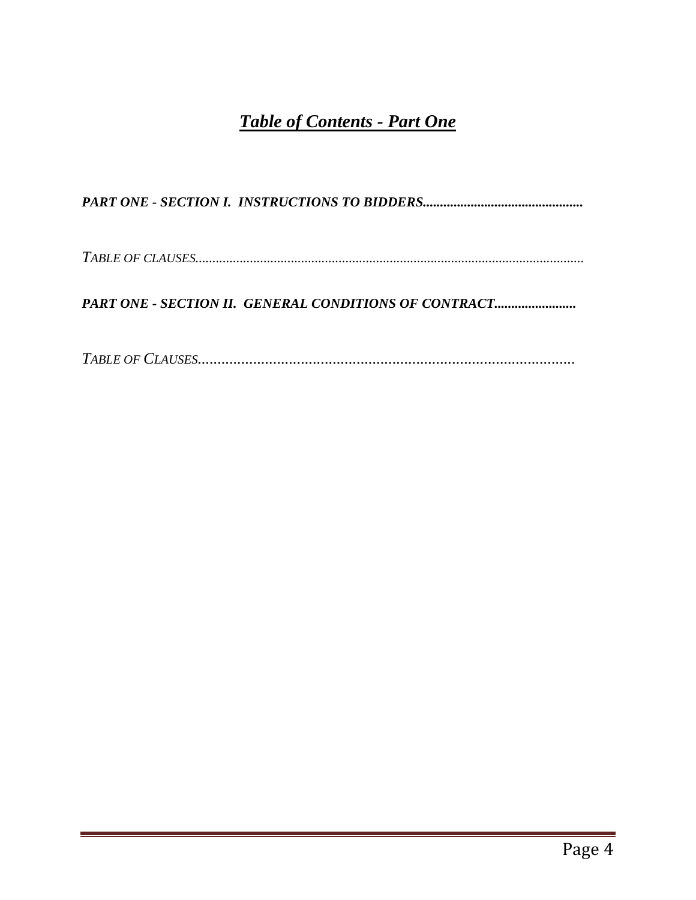# ***Table of Contents - Part One***

***PART ONE - SECTION I. INSTRUCTIONS TO BIDDERS..............................................***

*TABLE OF CLAUSES.................................................................................................................*

***PART ONE - SECTION II. GENERAL CONDITIONS OF CONTRACT........................***

*TABLE OF CLAUSES..............................................................................................*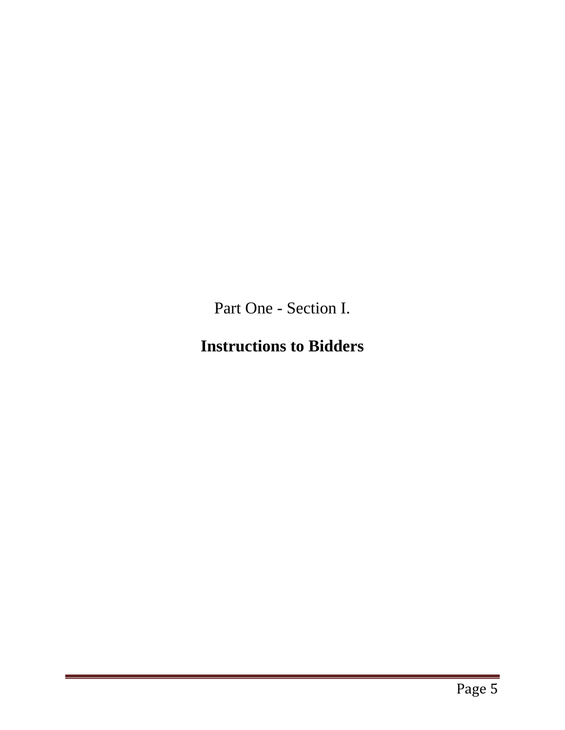Part One - Section I.

# Instructions to Bidders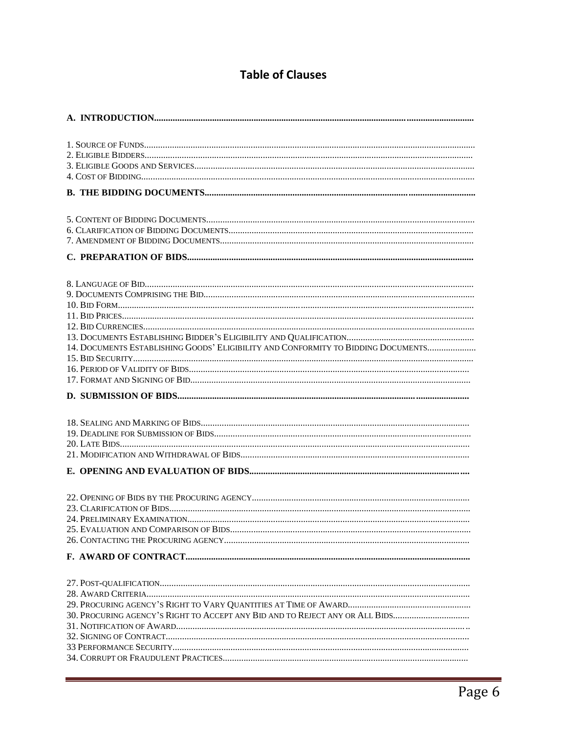# Table of Clauses

**A. INTRODUCTION**

1. Source of Funds
2. Eligible Bidders
3. Eligible Goods and Services
4. Cost of Bidding

**B. THE BIDDING DOCUMENTS**

5. Content of Bidding Documents
6. Clarification of Bidding Documents
7. Amendment of Bidding Documents

**C. PREPARATION OF BIDS**

8. Language of Bid
9. Documents Comprising the Bid
10. Bid Form
11. Bid Prices
12. Bid Currencies
13. Documents Establishing Bidder's Eligibility and Qualification
14. Documents Establishing Goods' Eligibility and Conformity to Bidding Documents
15. Bid Security
16. Period of Validity of Bids
17. Format and Signing of Bid

**D. SUBMISSION OF BIDS**

18. Sealing and Marking of Bids
19. Deadline for Submission of Bids
20. Late Bids
21. Modification and Withdrawal of Bids

**E. OPENING AND EVALUATION OF BIDS**

22. Opening of Bids by the Procuring agency
23. Clarification of Bids
24. Preliminary Examination
25. Evaluation and Comparison of Bids
26. Contacting the Procuring agency

**F. AWARD OF CONTRACT**

27. Post-qualification
28. Award Criteria
29. Procuring agency's Right to Vary Quantities at Time of Award
30. Procuring agency's Right to Accept any Bid and to Reject any or All Bids
31. Notification of Award
32. Signing of Contract
33 Performance Security
34. Corrupt or Fraudulent Practices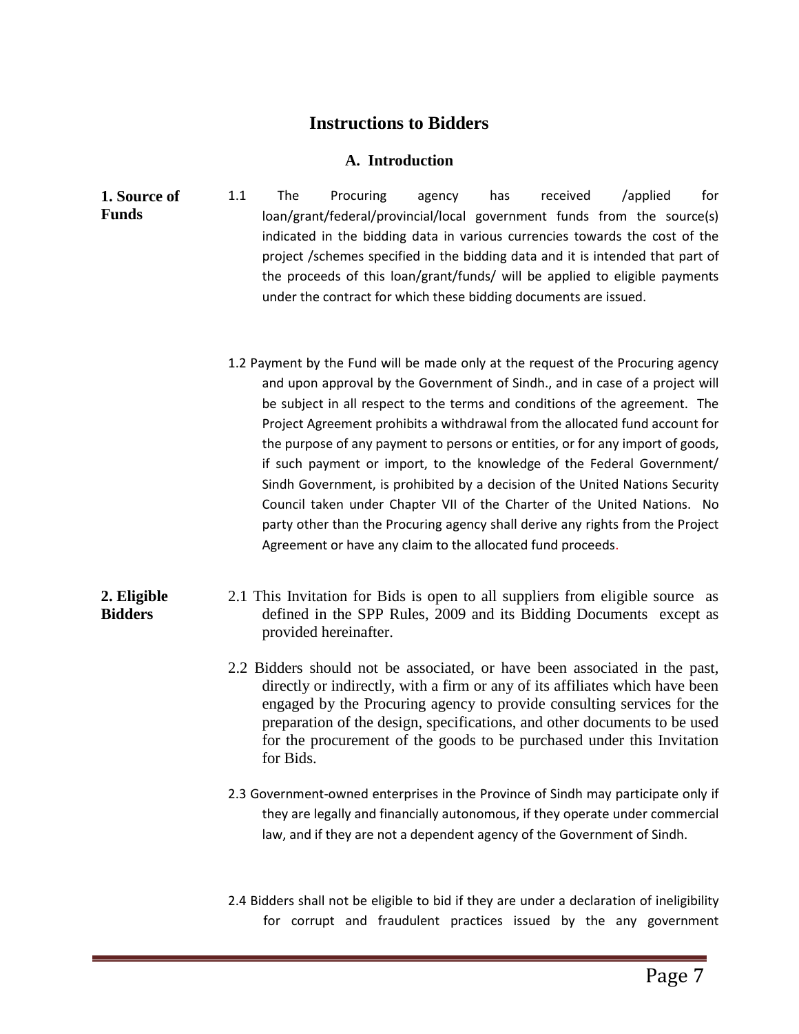# Instructions to Bidders

## A. Introduction

**1. Source of Funds**

1.1 The Procuring agency has received /applied for loan/grant/federal/provincial/local government funds from the source(s) indicated in the bidding data in various currencies towards the cost of the project /schemes specified in the bidding data and it is intended that part of the proceeds of this loan/grant/funds/ will be applied to eligible payments under the contract for which these bidding documents are issued.

1.2 Payment by the Fund will be made only at the request of the Procuring agency and upon approval by the Government of Sindh., and in case of a project will be subject in all respect to the terms and conditions of the agreement. The Project Agreement prohibits a withdrawal from the allocated fund account for the purpose of any payment to persons or entities, or for any import of goods, if such payment or import, to the knowledge of the Federal Government/ Sindh Government, is prohibited by a decision of the United Nations Security Council taken under Chapter VII of the Charter of the United Nations. No party other than the Procuring agency shall derive any rights from the Project Agreement or have any claim to the allocated fund proceeds.

**2. Eligible Bidders**

2.1 This Invitation for Bids is open to all suppliers from eligible source as defined in the SPP Rules, 2009 and its Bidding Documents except as provided hereinafter.

2.2 Bidders should not be associated, or have been associated in the past, directly or indirectly, with a firm or any of its affiliates which have been engaged by the Procuring agency to provide consulting services for the preparation of the design, specifications, and other documents to be used for the procurement of the goods to be purchased under this Invitation for Bids.

2.3 Government-owned enterprises in the Province of Sindh may participate only if they are legally and financially autonomous, if they operate under commercial law, and if they are not a dependent agency of the Government of Sindh.

2.4 Bidders shall not be eligible to bid if they are under a declaration of ineligibility for corrupt and fraudulent practices issued by the any government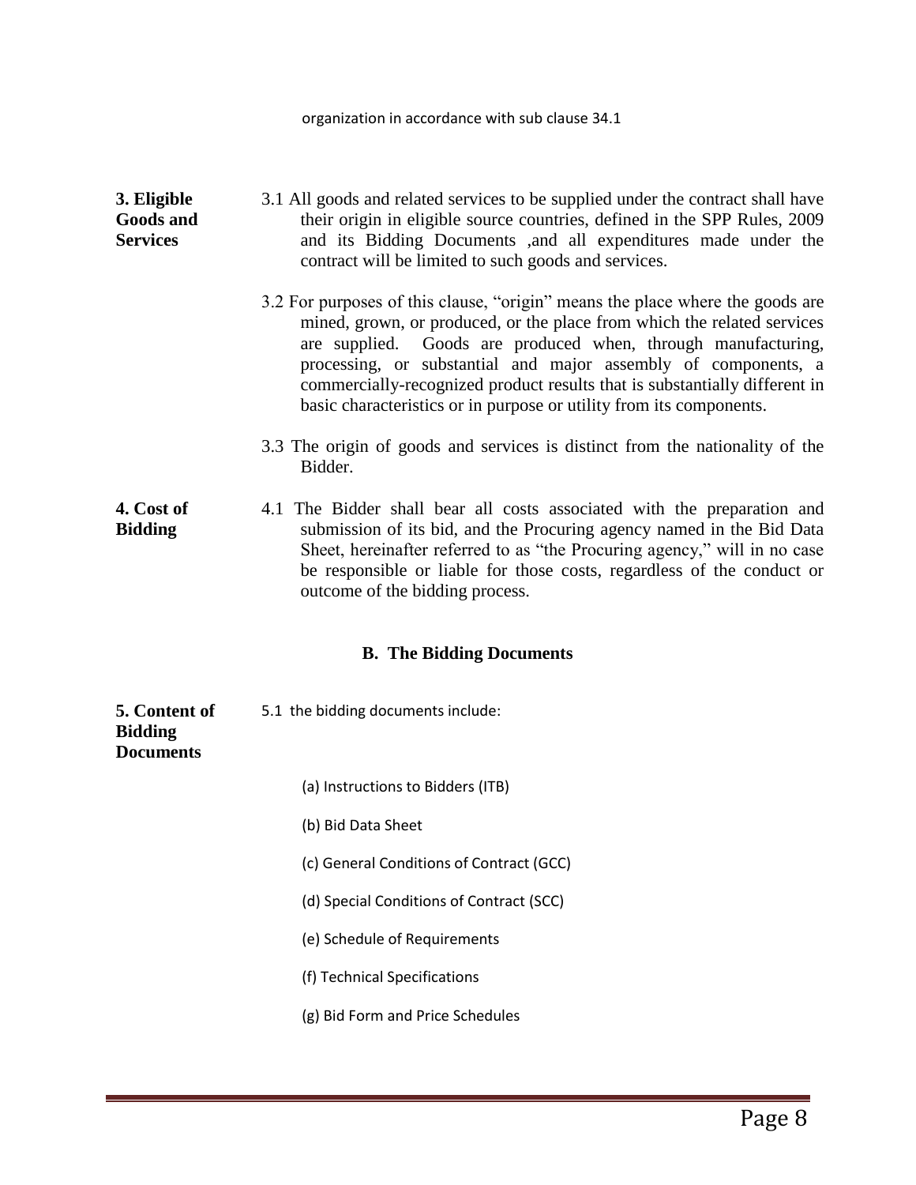organization in accordance with sub clause 34.1

**3. Eligible Goods and Services**

3.1 All goods and related services to be supplied under the contract shall have their origin in eligible source countries, defined in the SPP Rules, 2009 and its Bidding Documents ,and all expenditures made under the contract will be limited to such goods and services.

3.2 For purposes of this clause, "origin" means the place where the goods are mined, grown, or produced, or the place from which the related services are supplied. Goods are produced when, through manufacturing, processing, or substantial and major assembly of components, a commercially-recognized product results that is substantially different in basic characteristics or in purpose or utility from its components.

3.3 The origin of goods and services is distinct from the nationality of the Bidder.

**4. Cost of Bidding**

4.1 The Bidder shall bear all costs associated with the preparation and submission of its bid, and the Procuring agency named in the Bid Data Sheet, hereinafter referred to as "the Procuring agency," will in no case be responsible or liable for those costs, regardless of the conduct or outcome of the bidding process.

## B. The Bidding Documents

**5. Content of Bidding Documents**

5.1 the bidding documents include:

(a) Instructions to Bidders (ITB)

(b) Bid Data Sheet

(c) General Conditions of Contract (GCC)

(d) Special Conditions of Contract (SCC)

(e) Schedule of Requirements

(f) Technical Specifications

(g) Bid Form and Price Schedules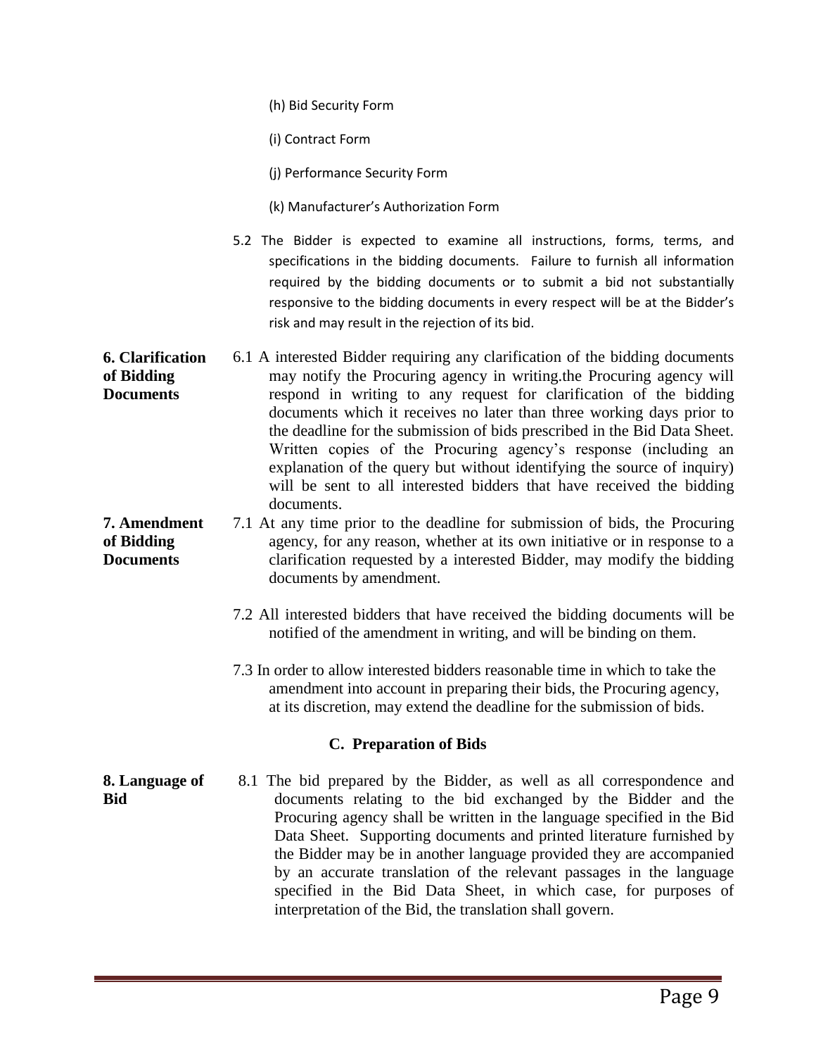(h) Bid Security Form

(i) Contract Form

(j) Performance Security Form

(k) Manufacturer's Authorization Form

5.2 The Bidder is expected to examine all instructions, forms, terms, and specifications in the bidding documents. Failure to furnish all information required by the bidding documents or to submit a bid not substantially responsive to the bidding documents in every respect will be at the Bidder's risk and may result in the rejection of its bid.

**6. Clarification of Bidding Documents**

6.1 A interested Bidder requiring any clarification of the bidding documents may notify the Procuring agency in writing.the Procuring agency will respond in writing to any request for clarification of the bidding documents which it receives no later than three working days prior to the deadline for the submission of bids prescribed in the Bid Data Sheet. Written copies of the Procuring agency's response (including an explanation of the query but without identifying the source of inquiry) will be sent to all interested bidders that have received the bidding documents.

**7. Amendment of Bidding Documents**

7.1 At any time prior to the deadline for submission of bids, the Procuring agency, for any reason, whether at its own initiative or in response to a clarification requested by a interested Bidder, may modify the bidding documents by amendment.

7.2 All interested bidders that have received the bidding documents will be notified of the amendment in writing, and will be binding on them.

7.3 In order to allow interested bidders reasonable time in which to take the amendment into account in preparing their bids, the Procuring agency, at its discretion, may extend the deadline for the submission of bids.

## C. Preparation of Bids

**8. Language of Bid**

8.1 The bid prepared by the Bidder, as well as all correspondence and documents relating to the bid exchanged by the Bidder and the Procuring agency shall be written in the language specified in the Bid Data Sheet. Supporting documents and printed literature furnished by the Bidder may be in another language provided they are accompanied by an accurate translation of the relevant passages in the language specified in the Bid Data Sheet, in which case, for purposes of interpretation of the Bid, the translation shall govern.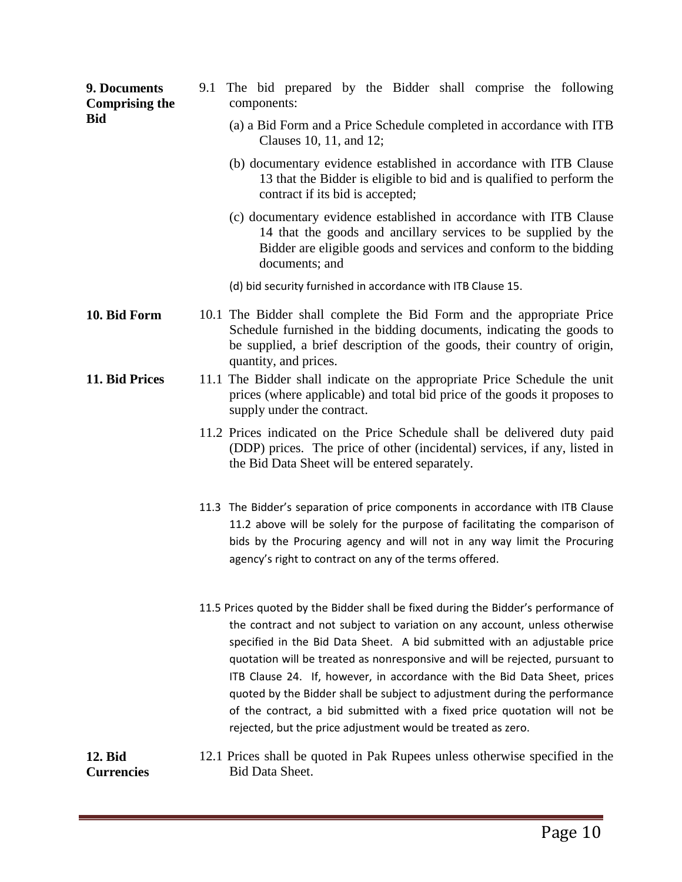**9. Documents Comprising the Bid**

9.1 The bid prepared by the Bidder shall comprise the following components:

(a) a Bid Form and a Price Schedule completed in accordance with ITB Clauses 10, 11, and 12;

(b) documentary evidence established in accordance with ITB Clause 13 that the Bidder is eligible to bid and is qualified to perform the contract if its bid is accepted;

(c) documentary evidence established in accordance with ITB Clause 14 that the goods and ancillary services to be supplied by the Bidder are eligible goods and services and conform to the bidding documents; and

(d) bid security furnished in accordance with ITB Clause 15.

**10. Bid Form**

10.1 The Bidder shall complete the Bid Form and the appropriate Price Schedule furnished in the bidding documents, indicating the goods to be supplied, a brief description of the goods, their country of origin, quantity, and prices.

**11. Bid Prices**

11.1 The Bidder shall indicate on the appropriate Price Schedule the unit prices (where applicable) and total bid price of the goods it proposes to supply under the contract.

11.2 Prices indicated on the Price Schedule shall be delivered duty paid (DDP) prices. The price of other (incidental) services, if any, listed in the Bid Data Sheet will be entered separately.

11.3 The Bidder's separation of price components in accordance with ITB Clause 11.2 above will be solely for the purpose of facilitating the comparison of bids by the Procuring agency and will not in any way limit the Procuring agency's right to contract on any of the terms offered.

11.5 Prices quoted by the Bidder shall be fixed during the Bidder's performance of the contract and not subject to variation on any account, unless otherwise specified in the Bid Data Sheet. A bid submitted with an adjustable price quotation will be treated as nonresponsive and will be rejected, pursuant to ITB Clause 24. If, however, in accordance with the Bid Data Sheet, prices quoted by the Bidder shall be subject to adjustment during the performance of the contract, a bid submitted with a fixed price quotation will not be rejected, but the price adjustment would be treated as zero.

**12. Bid Currencies**

12.1 Prices shall be quoted in Pak Rupees unless otherwise specified in the Bid Data Sheet.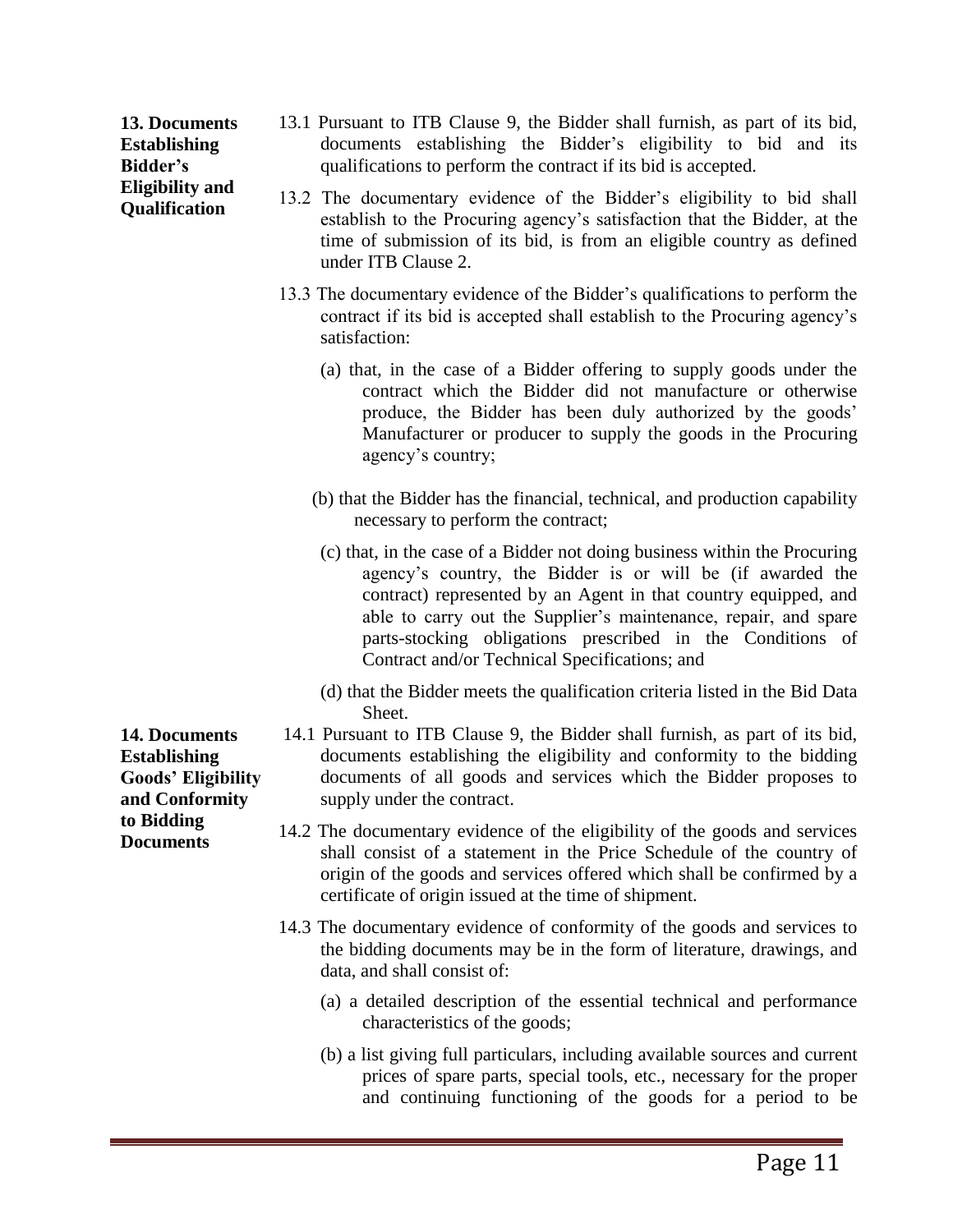**13. Documents Establishing Bidder's Eligibility and Qualification**

13.1 Pursuant to ITB Clause 9, the Bidder shall furnish, as part of its bid, documents establishing the Bidder's eligibility to bid and its qualifications to perform the contract if its bid is accepted.

13.2 The documentary evidence of the Bidder's eligibility to bid shall establish to the Procuring agency's satisfaction that the Bidder, at the time of submission of its bid, is from an eligible country as defined under ITB Clause 2.

13.3 The documentary evidence of the Bidder's qualifications to perform the contract if its bid is accepted shall establish to the Procuring agency's satisfaction:

(a) that, in the case of a Bidder offering to supply goods under the contract which the Bidder did not manufacture or otherwise produce, the Bidder has been duly authorized by the goods' Manufacturer or producer to supply the goods in the Procuring agency's country;

(b) that the Bidder has the financial, technical, and production capability necessary to perform the contract;

(c) that, in the case of a Bidder not doing business within the Procuring agency's country, the Bidder is or will be (if awarded the contract) represented by an Agent in that country equipped, and able to carry out the Supplier's maintenance, repair, and spare parts-stocking obligations prescribed in the Conditions of Contract and/or Technical Specifications; and

(d) that the Bidder meets the qualification criteria listed in the Bid Data Sheet.

**14. Documents Establishing Goods' Eligibility and Conformity to Bidding Documents**

14.1 Pursuant to ITB Clause 9, the Bidder shall furnish, as part of its bid, documents establishing the eligibility and conformity to the bidding documents of all goods and services which the Bidder proposes to supply under the contract.

14.2 The documentary evidence of the eligibility of the goods and services shall consist of a statement in the Price Schedule of the country of origin of the goods and services offered which shall be confirmed by a certificate of origin issued at the time of shipment.

14.3 The documentary evidence of conformity of the goods and services to the bidding documents may be in the form of literature, drawings, and data, and shall consist of:

(a) a detailed description of the essential technical and performance characteristics of the goods;

(b) a list giving full particulars, including available sources and current prices of spare parts, special tools, etc., necessary for the proper and continuing functioning of the goods for a period to be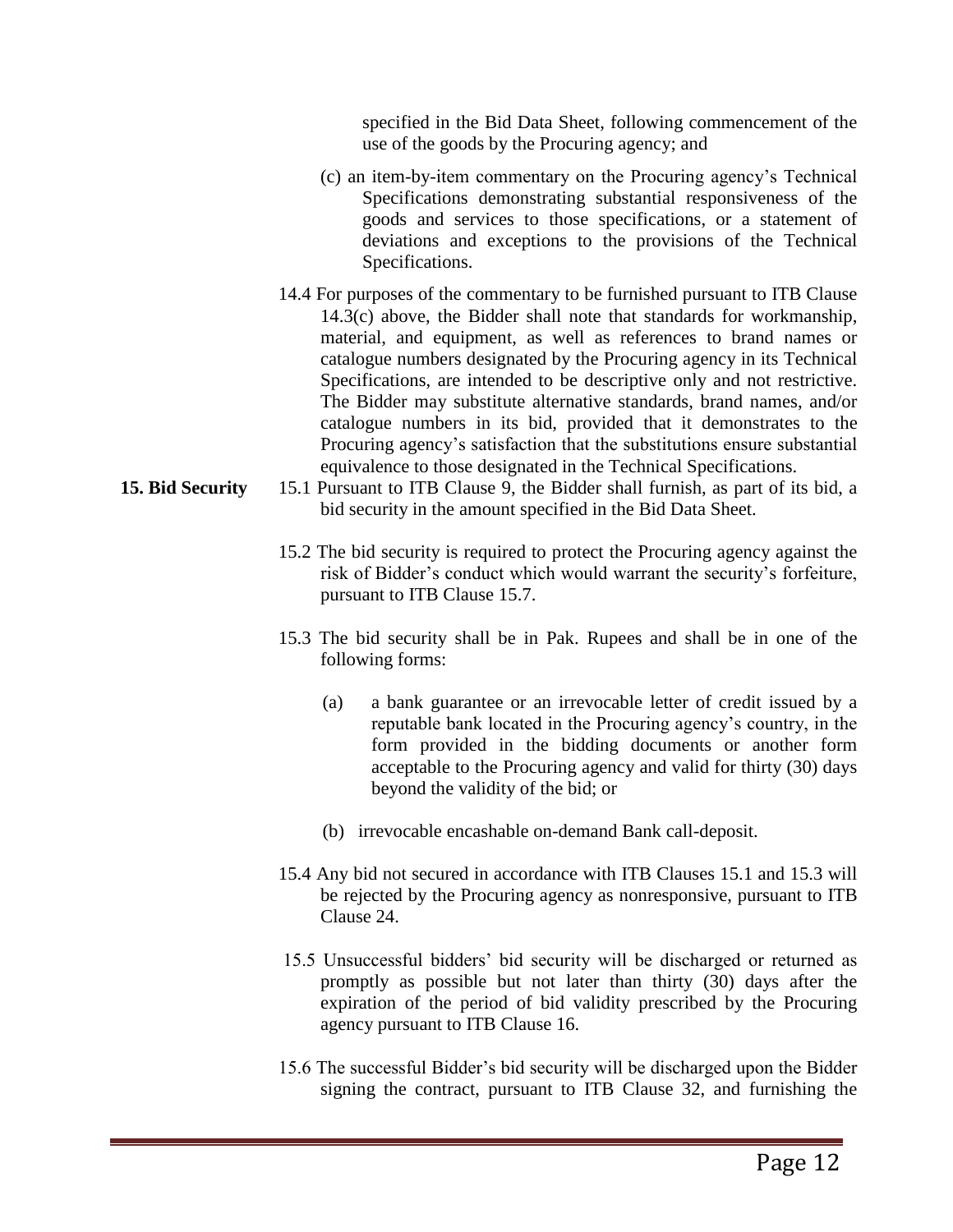specified in the Bid Data Sheet, following commencement of the use of the goods by the Procuring agency; and

(c) an item-by-item commentary on the Procuring agency's Technical Specifications demonstrating substantial responsiveness of the goods and services to those specifications, or a statement of deviations and exceptions to the provisions of the Technical Specifications.

14.4 For purposes of the commentary to be furnished pursuant to ITB Clause 14.3(c) above, the Bidder shall note that standards for workmanship, material, and equipment, as well as references to brand names or catalogue numbers designated by the Procuring agency in its Technical Specifications, are intended to be descriptive only and not restrictive. The Bidder may substitute alternative standards, brand names, and/or catalogue numbers in its bid, provided that it demonstrates to the Procuring agency's satisfaction that the substitutions ensure substantial equivalence to those designated in the Technical Specifications.

**15. Bid Security**

15.1 Pursuant to ITB Clause 9, the Bidder shall furnish, as part of its bid, a bid security in the amount specified in the Bid Data Sheet.

15.2 The bid security is required to protect the Procuring agency against the risk of Bidder's conduct which would warrant the security's forfeiture, pursuant to ITB Clause 15.7.

15.3 The bid security shall be in Pak. Rupees and shall be in one of the following forms:

(a) a bank guarantee or an irrevocable letter of credit issued by a reputable bank located in the Procuring agency's country, in the form provided in the bidding documents or another form acceptable to the Procuring agency and valid for thirty (30) days beyond the validity of the bid; or

(b) irrevocable encashable on-demand Bank call-deposit.

15.4 Any bid not secured in accordance with ITB Clauses 15.1 and 15.3 will be rejected by the Procuring agency as nonresponsive, pursuant to ITB Clause 24.

15.5 Unsuccessful bidders' bid security will be discharged or returned as promptly as possible but not later than thirty (30) days after the expiration of the period of bid validity prescribed by the Procuring agency pursuant to ITB Clause 16.

15.6 The successful Bidder's bid security will be discharged upon the Bidder signing the contract, pursuant to ITB Clause 32, and furnishing the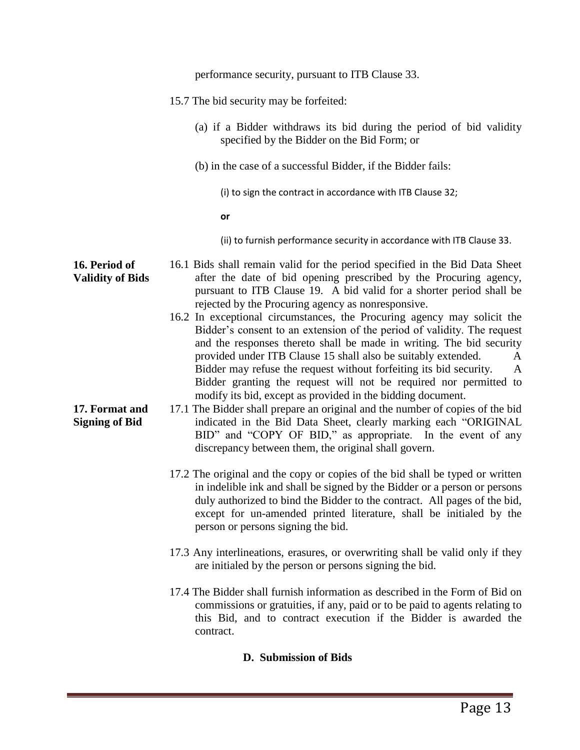performance security, pursuant to ITB Clause 33.

15.7 The bid security may be forfeited:

(a) if a Bidder withdraws its bid during the period of bid validity specified by the Bidder on the Bid Form; or

(b) in the case of a successful Bidder, if the Bidder fails:

(i) to sign the contract in accordance with ITB Clause 32;

**or**

(ii) to furnish performance security in accordance with ITB Clause 33.

**16. Period of Validity of Bids**

16.1 Bids shall remain valid for the period specified in the Bid Data Sheet after the date of bid opening prescribed by the Procuring agency, pursuant to ITB Clause 19. A bid valid for a shorter period shall be rejected by the Procuring agency as nonresponsive.

16.2 In exceptional circumstances, the Procuring agency may solicit the Bidder's consent to an extension of the period of validity. The request and the responses thereto shall be made in writing. The bid security provided under ITB Clause 15 shall also be suitably extended. A Bidder may refuse the request without forfeiting its bid security. A Bidder granting the request will not be required nor permitted to modify its bid, except as provided in the bidding document.

**17. Format and Signing of Bid**

17.1 The Bidder shall prepare an original and the number of copies of the bid indicated in the Bid Data Sheet, clearly marking each "ORIGINAL BID" and "COPY OF BID," as appropriate. In the event of any discrepancy between them, the original shall govern.

17.2 The original and the copy or copies of the bid shall be typed or written in indelible ink and shall be signed by the Bidder or a person or persons duly authorized to bind the Bidder to the contract. All pages of the bid, except for un-amended printed literature, shall be initialed by the person or persons signing the bid.

17.3 Any interlineations, erasures, or overwriting shall be valid only if they are initialed by the person or persons signing the bid.

17.4 The Bidder shall furnish information as described in the Form of Bid on commissions or gratuities, if any, paid or to be paid to agents relating to this Bid, and to contract execution if the Bidder is awarded the contract.

## D. Submission of Bids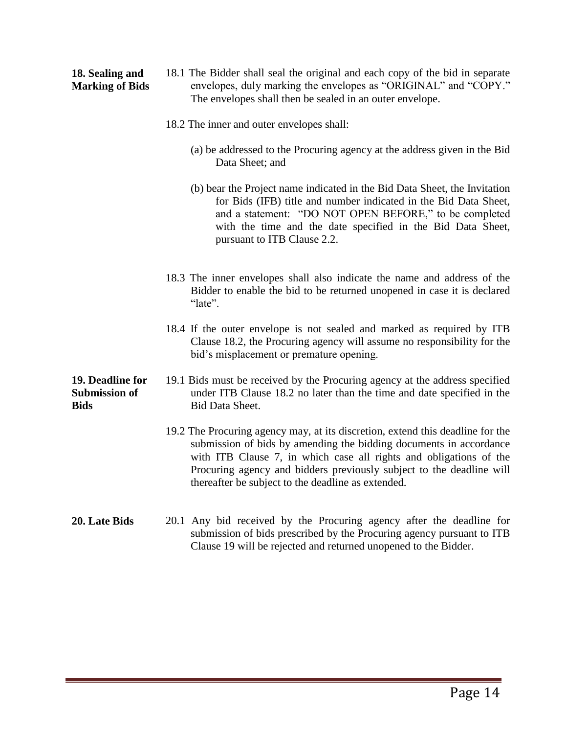**18. Sealing and Marking of Bids**

18.1 The Bidder shall seal the original and each copy of the bid in separate envelopes, duly marking the envelopes as "ORIGINAL" and "COPY." The envelopes shall then be sealed in an outer envelope.

18.2 The inner and outer envelopes shall:

(a) be addressed to the Procuring agency at the address given in the Bid Data Sheet; and

(b) bear the Project name indicated in the Bid Data Sheet, the Invitation for Bids (IFB) title and number indicated in the Bid Data Sheet, and a statement: "DO NOT OPEN BEFORE," to be completed with the time and the date specified in the Bid Data Sheet, pursuant to ITB Clause 2.2.

18.3 The inner envelopes shall also indicate the name and address of the Bidder to enable the bid to be returned unopened in case it is declared "late".

18.4 If the outer envelope is not sealed and marked as required by ITB Clause 18.2, the Procuring agency will assume no responsibility for the bid's misplacement or premature opening.

**19. Deadline for Submission of Bids**

19.1 Bids must be received by the Procuring agency at the address specified under ITB Clause 18.2 no later than the time and date specified in the Bid Data Sheet.

19.2 The Procuring agency may, at its discretion, extend this deadline for the submission of bids by amending the bidding documents in accordance with ITB Clause 7, in which case all rights and obligations of the Procuring agency and bidders previously subject to the deadline will thereafter be subject to the deadline as extended.

**20. Late Bids**

20.1 Any bid received by the Procuring agency after the deadline for submission of bids prescribed by the Procuring agency pursuant to ITB Clause 19 will be rejected and returned unopened to the Bidder.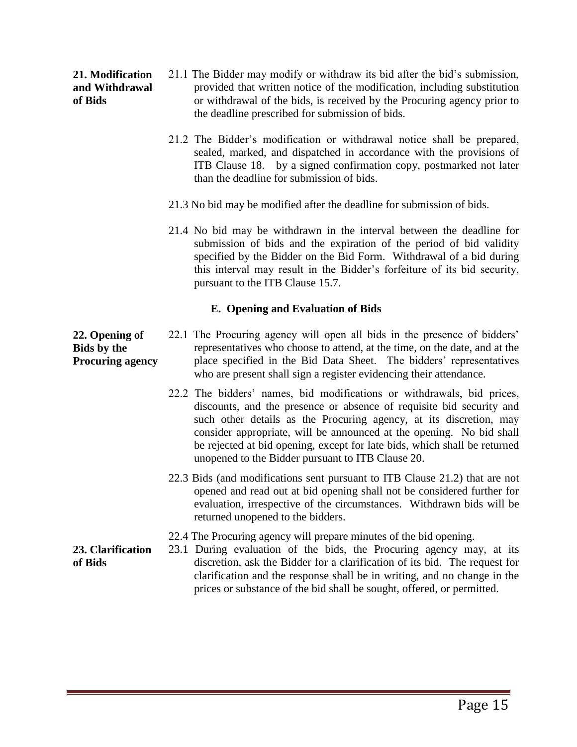**21. Modification and Withdrawal of Bids**

21.1 The Bidder may modify or withdraw its bid after the bid's submission, provided that written notice of the modification, including substitution or withdrawal of the bids, is received by the Procuring agency prior to the deadline prescribed for submission of bids.

21.2 The Bidder's modification or withdrawal notice shall be prepared, sealed, marked, and dispatched in accordance with the provisions of ITB Clause 18. by a signed confirmation copy, postmarked not later than the deadline for submission of bids.

21.3 No bid may be modified after the deadline for submission of bids.

21.4 No bid may be withdrawn in the interval between the deadline for submission of bids and the expiration of the period of bid validity specified by the Bidder on the Bid Form. Withdrawal of a bid during this interval may result in the Bidder's forfeiture of its bid security, pursuant to the ITB Clause 15.7.

## E. Opening and Evaluation of Bids

**22. Opening of Bids by the Procuring agency**

22.1 The Procuring agency will open all bids in the presence of bidders' representatives who choose to attend, at the time, on the date, and at the place specified in the Bid Data Sheet. The bidders' representatives who are present shall sign a register evidencing their attendance.

22.2 The bidders' names, bid modifications or withdrawals, bid prices, discounts, and the presence or absence of requisite bid security and such other details as the Procuring agency, at its discretion, may consider appropriate, will be announced at the opening. No bid shall be rejected at bid opening, except for late bids, which shall be returned unopened to the Bidder pursuant to ITB Clause 20.

22.3 Bids (and modifications sent pursuant to ITB Clause 21.2) that are not opened and read out at bid opening shall not be considered further for evaluation, irrespective of the circumstances. Withdrawn bids will be returned unopened to the bidders.

22.4 The Procuring agency will prepare minutes of the bid opening.

**23. Clarification of Bids**

23.1 During evaluation of the bids, the Procuring agency may, at its discretion, ask the Bidder for a clarification of its bid. The request for clarification and the response shall be in writing, and no change in the prices or substance of the bid shall be sought, offered, or permitted.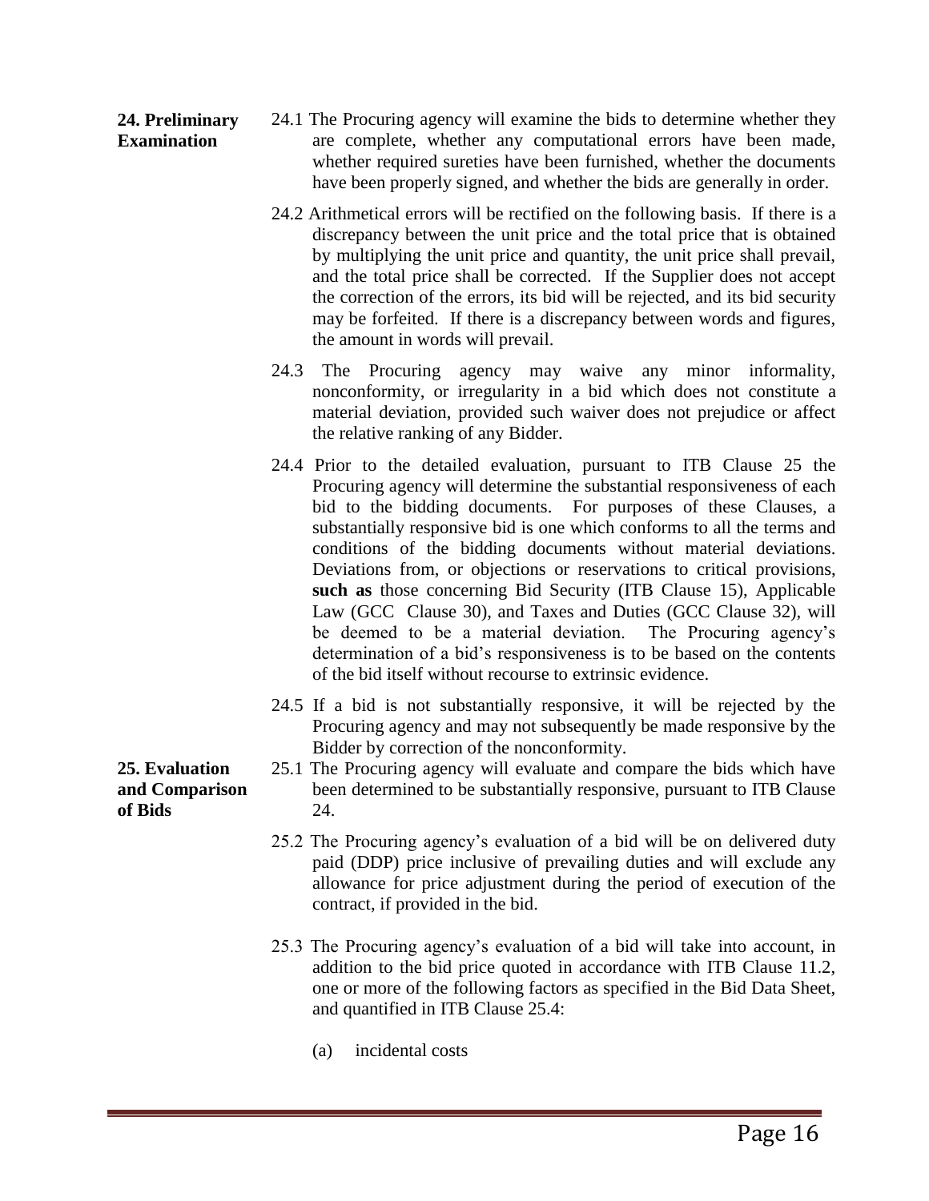**24. Preliminary Examination**

24.1 The Procuring agency will examine the bids to determine whether they are complete, whether any computational errors have been made, whether required sureties have been furnished, whether the documents have been properly signed, and whether the bids are generally in order.

24.2 Arithmetical errors will be rectified on the following basis. If there is a discrepancy between the unit price and the total price that is obtained by multiplying the unit price and quantity, the unit price shall prevail, and the total price shall be corrected. If the Supplier does not accept the correction of the errors, its bid will be rejected, and its bid security may be forfeited. If there is a discrepancy between words and figures, the amount in words will prevail.

24.3 The Procuring agency may waive any minor informality, nonconformity, or irregularity in a bid which does not constitute a material deviation, provided such waiver does not prejudice or affect the relative ranking of any Bidder.

24.4 Prior to the detailed evaluation, pursuant to ITB Clause 25 the Procuring agency will determine the substantial responsiveness of each bid to the bidding documents. For purposes of these Clauses, a substantially responsive bid is one which conforms to all the terms and conditions of the bidding documents without material deviations. Deviations from, or objections or reservations to critical provisions, **such as** those concerning Bid Security (ITB Clause 15), Applicable Law (GCC Clause 30), and Taxes and Duties (GCC Clause 32), will be deemed to be a material deviation. The Procuring agency's determination of a bid's responsiveness is to be based on the contents of the bid itself without recourse to extrinsic evidence.

24.5 If a bid is not substantially responsive, it will be rejected by the Procuring agency and may not subsequently be made responsive by the Bidder by correction of the nonconformity.

**25. Evaluation and Comparison of Bids**

25.1 The Procuring agency will evaluate and compare the bids which have been determined to be substantially responsive, pursuant to ITB Clause 24.

25.2 The Procuring agency's evaluation of a bid will be on delivered duty paid (DDP) price inclusive of prevailing duties and will exclude any allowance for price adjustment during the period of execution of the contract, if provided in the bid.

25.3 The Procuring agency's evaluation of a bid will take into account, in addition to the bid price quoted in accordance with ITB Clause 11.2, one or more of the following factors as specified in the Bid Data Sheet, and quantified in ITB Clause 25.4:

(a) incidental costs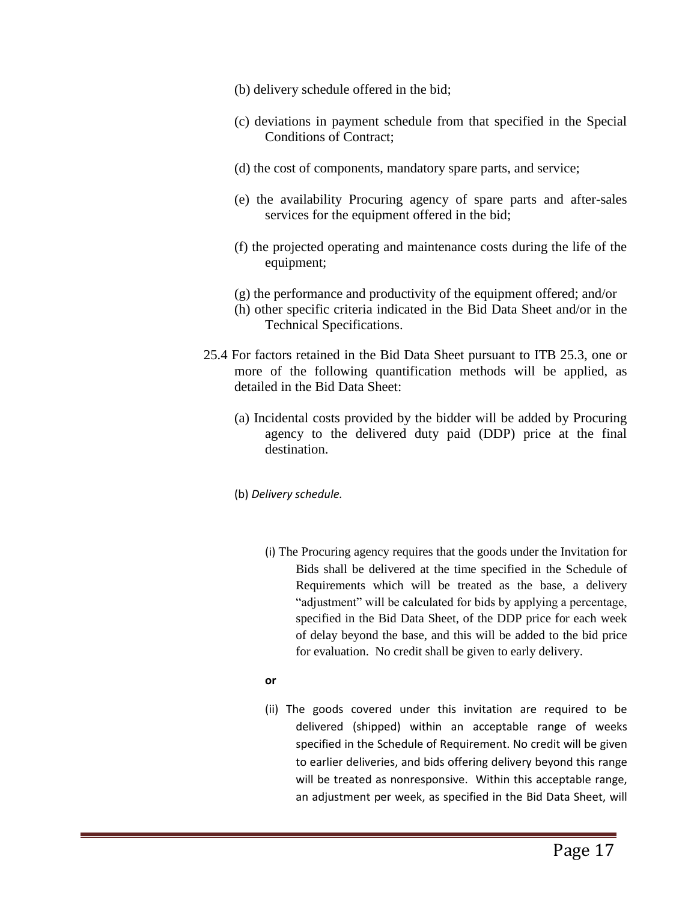(b) delivery schedule offered in the bid;

(c) deviations in payment schedule from that specified in the Special Conditions of Contract;

(d) the cost of components, mandatory spare parts, and service;

(e) the availability Procuring agency of spare parts and after-sales services for the equipment offered in the bid;

(f) the projected operating and maintenance costs during the life of the equipment;

(g) the performance and productivity of the equipment offered; and/or

(h) other specific criteria indicated in the Bid Data Sheet and/or in the Technical Specifications.

25.4 For factors retained in the Bid Data Sheet pursuant to ITB 25.3, one or more of the following quantification methods will be applied, as detailed in the Bid Data Sheet:

(a) Incidental costs provided by the bidder will be added by Procuring agency to the delivered duty paid (DDP) price at the final destination.

(b) *Delivery schedule.*

(i) The Procuring agency requires that the goods under the Invitation for Bids shall be delivered at the time specified in the Schedule of Requirements which will be treated as the base, a delivery "adjustment" will be calculated for bids by applying a percentage, specified in the Bid Data Sheet, of the DDP price for each week of delay beyond the base, and this will be added to the bid price for evaluation. No credit shall be given to early delivery.

**or**

(ii) The goods covered under this invitation are required to be delivered (shipped) within an acceptable range of weeks specified in the Schedule of Requirement. No credit will be given to earlier deliveries, and bids offering delivery beyond this range will be treated as nonresponsive. Within this acceptable range, an adjustment per week, as specified in the Bid Data Sheet, will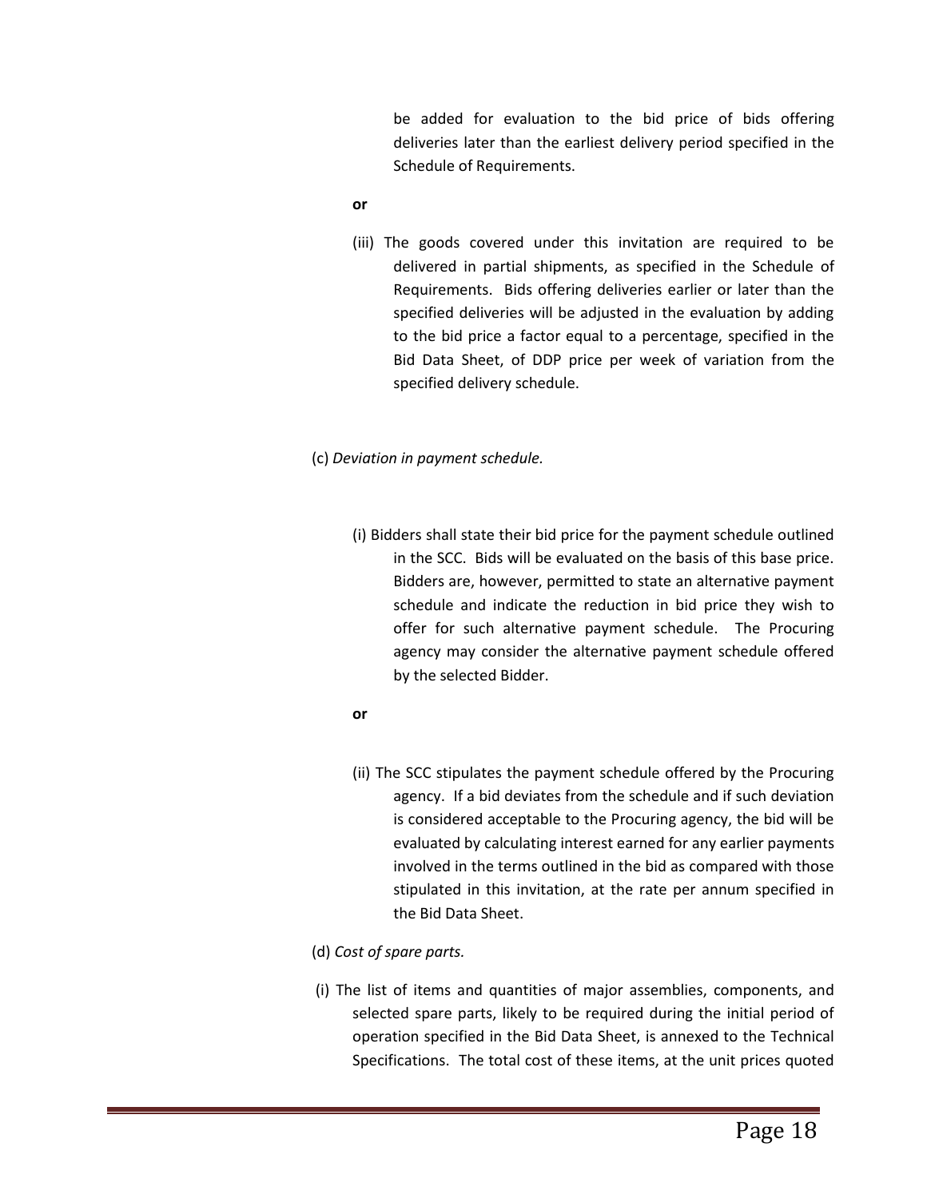be added for evaluation to the bid price of bids offering deliveries later than the earliest delivery period specified in the Schedule of Requirements.

**or**

(iii) The goods covered under this invitation are required to be delivered in partial shipments, as specified in the Schedule of Requirements. Bids offering deliveries earlier or later than the specified deliveries will be adjusted in the evaluation by adding to the bid price a factor equal to a percentage, specified in the Bid Data Sheet, of DDP price per week of variation from the specified delivery schedule.

(c) *Deviation in payment schedule.*

(i) Bidders shall state their bid price for the payment schedule outlined in the SCC. Bids will be evaluated on the basis of this base price. Bidders are, however, permitted to state an alternative payment schedule and indicate the reduction in bid price they wish to offer for such alternative payment schedule. The Procuring agency may consider the alternative payment schedule offered by the selected Bidder.

**or**

(ii) The SCC stipulates the payment schedule offered by the Procuring agency. If a bid deviates from the schedule and if such deviation is considered acceptable to the Procuring agency, the bid will be evaluated by calculating interest earned for any earlier payments involved in the terms outlined in the bid as compared with those stipulated in this invitation, at the rate per annum specified in the Bid Data Sheet.

(d) *Cost of spare parts.*

(i) The list of items and quantities of major assemblies, components, and selected spare parts, likely to be required during the initial period of operation specified in the Bid Data Sheet, is annexed to the Technical Specifications. The total cost of these items, at the unit prices quoted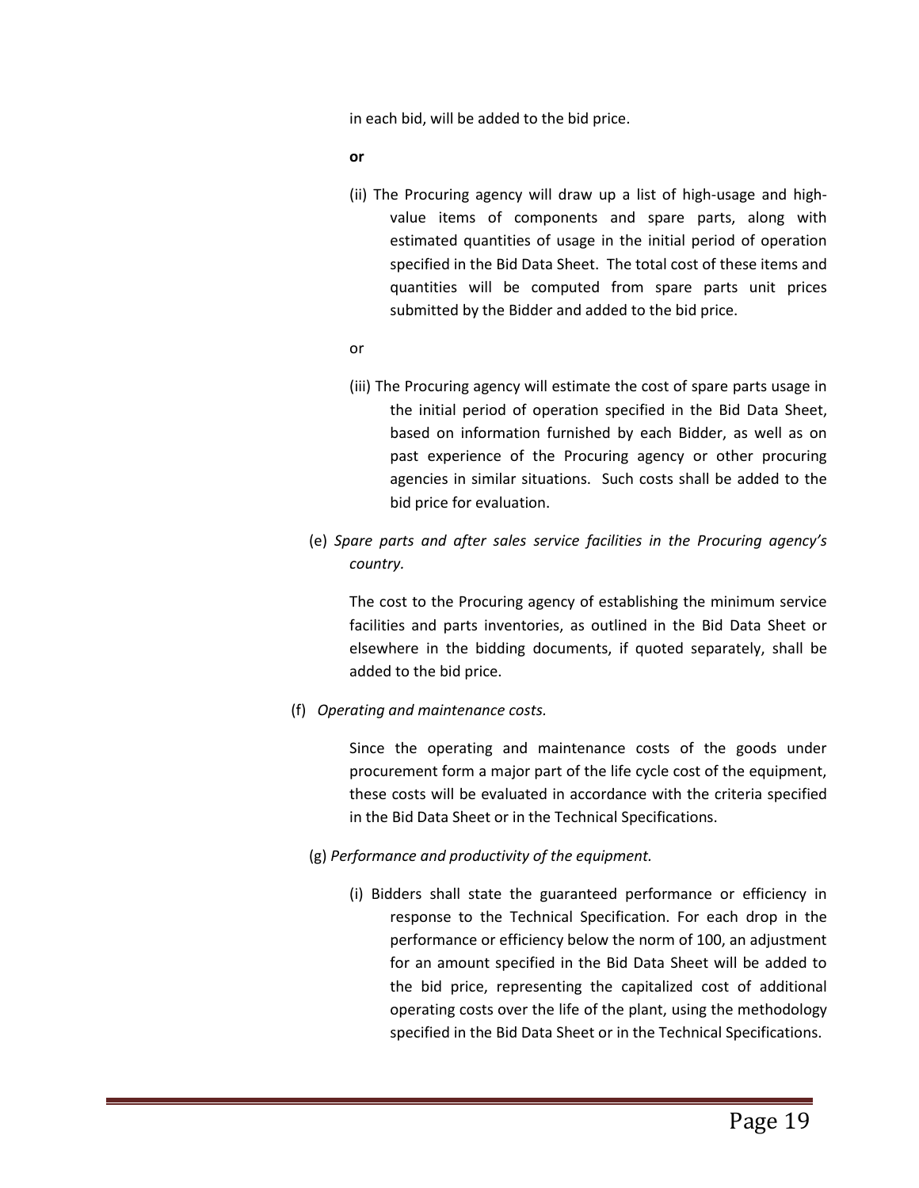in each bid, will be added to the bid price.

**or**

(ii) The Procuring agency will draw up a list of high-usage and high-value items of components and spare parts, along with estimated quantities of usage in the initial period of operation specified in the Bid Data Sheet. The total cost of these items and quantities will be computed from spare parts unit prices submitted by the Bidder and added to the bid price.

or

(iii) The Procuring agency will estimate the cost of spare parts usage in the initial period of operation specified in the Bid Data Sheet, based on information furnished by each Bidder, as well as on past experience of the Procuring agency or other procuring agencies in similar situations. Such costs shall be added to the bid price for evaluation.

(e) *Spare parts and after sales service facilities in the Procuring agency's country.*

The cost to the Procuring agency of establishing the minimum service facilities and parts inventories, as outlined in the Bid Data Sheet or elsewhere in the bidding documents, if quoted separately, shall be added to the bid price.

(f) *Operating and maintenance costs.*

Since the operating and maintenance costs of the goods under procurement form a major part of the life cycle cost of the equipment, these costs will be evaluated in accordance with the criteria specified in the Bid Data Sheet or in the Technical Specifications.

(g) *Performance and productivity of the equipment.*

(i) Bidders shall state the guaranteed performance or efficiency in response to the Technical Specification. For each drop in the performance or efficiency below the norm of 100, an adjustment for an amount specified in the Bid Data Sheet will be added to the bid price, representing the capitalized cost of additional operating costs over the life of the plant, using the methodology specified in the Bid Data Sheet or in the Technical Specifications.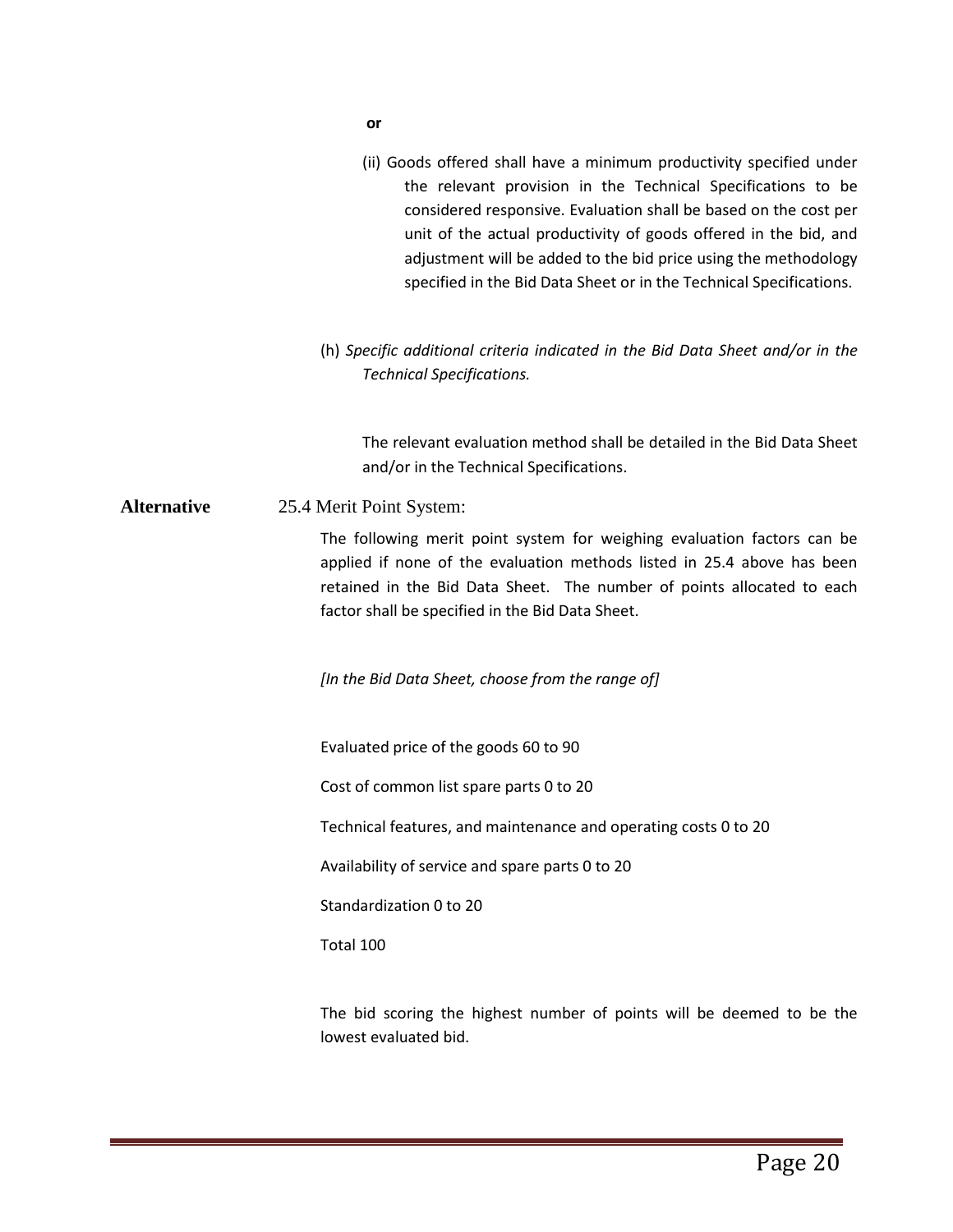**or**

(ii) Goods offered shall have a minimum productivity specified under the relevant provision in the Technical Specifications to be considered responsive. Evaluation shall be based on the cost per unit of the actual productivity of goods offered in the bid, and adjustment will be added to the bid price using the methodology specified in the Bid Data Sheet or in the Technical Specifications.

(h) *Specific additional criteria indicated in the Bid Data Sheet and/or in the Technical Specifications.*

The relevant evaluation method shall be detailed in the Bid Data Sheet and/or in the Technical Specifications.

**Alternative** 25.4 Merit Point System:

The following merit point system for weighing evaluation factors can be applied if none of the evaluation methods listed in 25.4 above has been retained in the Bid Data Sheet. The number of points allocated to each factor shall be specified in the Bid Data Sheet.

*[In the Bid Data Sheet, choose from the range of]*

Evaluated price of the goods 60 to 90

Cost of common list spare parts 0 to 20

Technical features, and maintenance and operating costs 0 to 20

Availability of service and spare parts 0 to 20

Standardization 0 to 20

Total 100

The bid scoring the highest number of points will be deemed to be the lowest evaluated bid.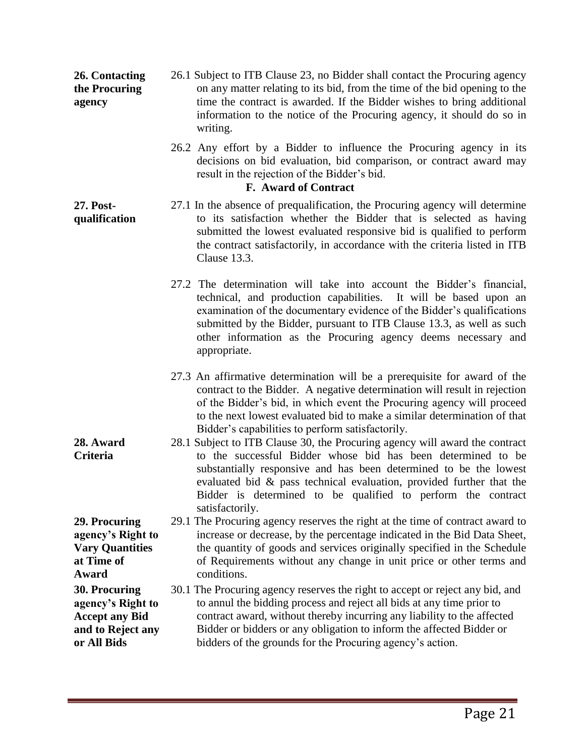**26. Contacting the Procuring agency**

26.1 Subject to ITB Clause 23, no Bidder shall contact the Procuring agency on any matter relating to its bid, from the time of the bid opening to the time the contract is awarded. If the Bidder wishes to bring additional information to the notice of the Procuring agency, it should do so in writing.

26.2 Any effort by a Bidder to influence the Procuring agency in its decisions on bid evaluation, bid comparison, or contract award may result in the rejection of the Bidder's bid.

## F. Award of Contract

**27. Post-qualification**

27.1 In the absence of prequalification, the Procuring agency will determine to its satisfaction whether the Bidder that is selected as having submitted the lowest evaluated responsive bid is qualified to perform the contract satisfactorily, in accordance with the criteria listed in ITB Clause 13.3.

27.2 The determination will take into account the Bidder's financial, technical, and production capabilities. It will be based upon an examination of the documentary evidence of the Bidder's qualifications submitted by the Bidder, pursuant to ITB Clause 13.3, as well as such other information as the Procuring agency deems necessary and appropriate.

27.3 An affirmative determination will be a prerequisite for award of the contract to the Bidder. A negative determination will result in rejection of the Bidder's bid, in which event the Procuring agency will proceed to the next lowest evaluated bid to make a similar determination of that Bidder's capabilities to perform satisfactorily.

**28. Award Criteria**

28.1 Subject to ITB Clause 30, the Procuring agency will award the contract to the successful Bidder whose bid has been determined to be substantially responsive and has been determined to be the lowest evaluated bid & pass technical evaluation, provided further that the Bidder is determined to be qualified to perform the contract satisfactorily.

**29. Procuring agency's Right to Vary Quantities at Time of Award**

29.1 The Procuring agency reserves the right at the time of contract award to increase or decrease, by the percentage indicated in the Bid Data Sheet, the quantity of goods and services originally specified in the Schedule of Requirements without any change in unit price or other terms and conditions.

**30. Procuring agency's Right to Accept any Bid and to Reject any or All Bids**

30.1 The Procuring agency reserves the right to accept or reject any bid, and to annul the bidding process and reject all bids at any time prior to contract award, without thereby incurring any liability to the affected Bidder or bidders or any obligation to inform the affected Bidder or bidders of the grounds for the Procuring agency's action.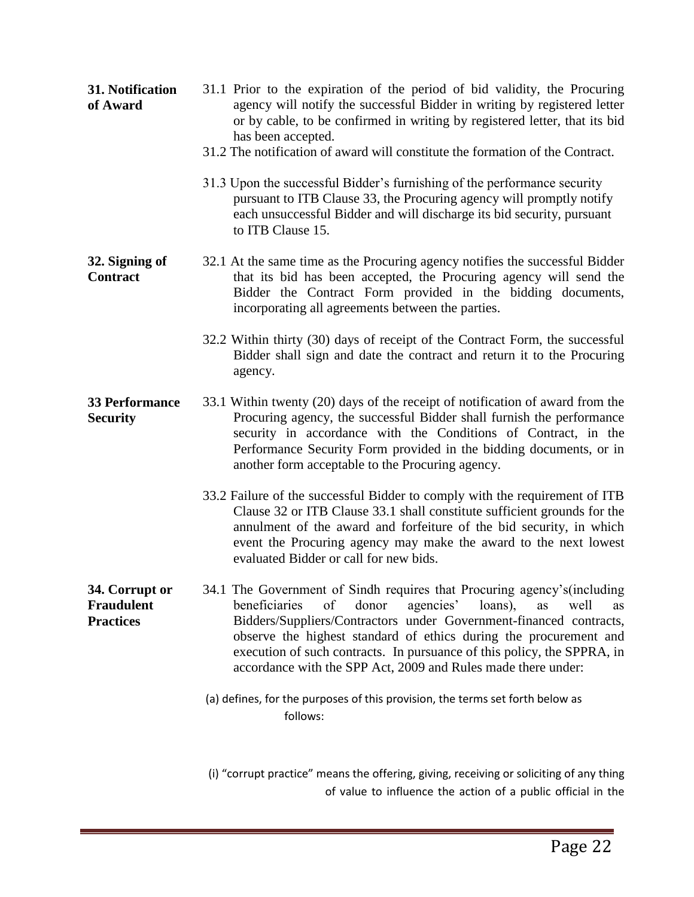**31. Notification of Award**

31.1 Prior to the expiration of the period of bid validity, the Procuring agency will notify the successful Bidder in writing by registered letter or by cable, to be confirmed in writing by registered letter, that its bid has been accepted.

31.2 The notification of award will constitute the formation of the Contract.

31.3 Upon the successful Bidder's furnishing of the performance security pursuant to ITB Clause 33, the Procuring agency will promptly notify each unsuccessful Bidder and will discharge its bid security, pursuant to ITB Clause 15.

**32. Signing of Contract**

32.1 At the same time as the Procuring agency notifies the successful Bidder that its bid has been accepted, the Procuring agency will send the Bidder the Contract Form provided in the bidding documents, incorporating all agreements between the parties.

32.2 Within thirty (30) days of receipt of the Contract Form, the successful Bidder shall sign and date the contract and return it to the Procuring agency.

**33 Performance Security**

33.1 Within twenty (20) days of the receipt of notification of award from the Procuring agency, the successful Bidder shall furnish the performance security in accordance with the Conditions of Contract, in the Performance Security Form provided in the bidding documents, or in another form acceptable to the Procuring agency.

33.2 Failure of the successful Bidder to comply with the requirement of ITB Clause 32 or ITB Clause 33.1 shall constitute sufficient grounds for the annulment of the award and forfeiture of the bid security, in which event the Procuring agency may make the award to the next lowest evaluated Bidder or call for new bids.

**34. Corrupt or Fraudulent Practices**

34.1 The Government of Sindh requires that Procuring agency's(including beneficiaries of donor agencies' loans), as well as Bidders/Suppliers/Contractors under Government-financed contracts, observe the highest standard of ethics during the procurement and execution of such contracts. In pursuance of this policy, the SPPRA, in accordance with the SPP Act, 2009 and Rules made there under:

(a) defines, for the purposes of this provision, the terms set forth below as follows:

(i) "corrupt practice" means the offering, giving, receiving or soliciting of any thing of value to influence the action of a public official in the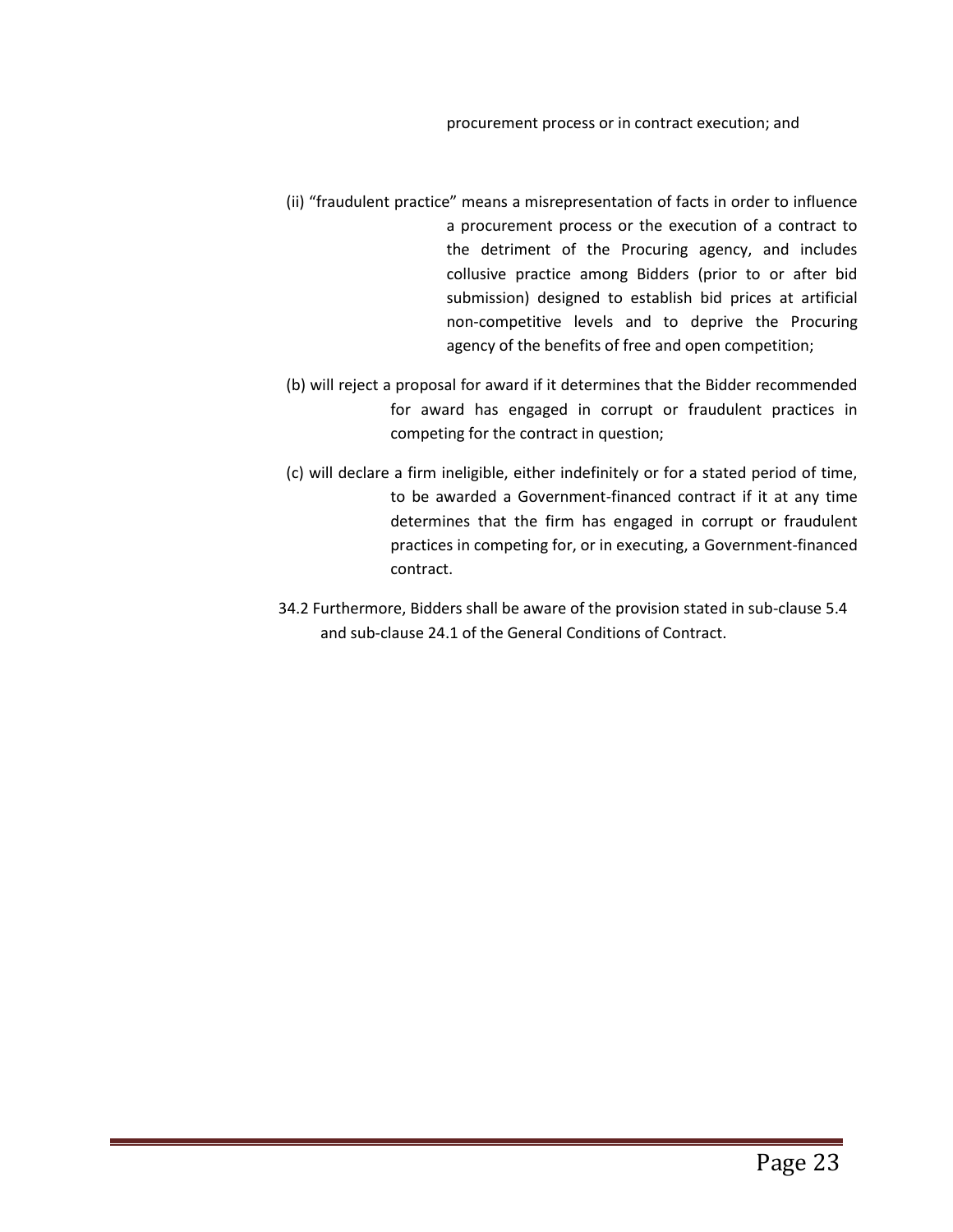procurement process or in contract execution; and

(ii) "fraudulent practice" means a misrepresentation of facts in order to influence a procurement process or the execution of a contract to the detriment of the Procuring agency, and includes collusive practice among Bidders (prior to or after bid submission) designed to establish bid prices at artificial non-competitive levels and to deprive the Procuring agency of the benefits of free and open competition;

(b) will reject a proposal for award if it determines that the Bidder recommended for award has engaged in corrupt or fraudulent practices in competing for the contract in question;

(c) will declare a firm ineligible, either indefinitely or for a stated period of time, to be awarded a Government-financed contract if it at any time determines that the firm has engaged in corrupt or fraudulent practices in competing for, or in executing, a Government-financed contract.

34.2 Furthermore, Bidders shall be aware of the provision stated in sub-clause 5.4 and sub-clause 24.1 of the General Conditions of Contract.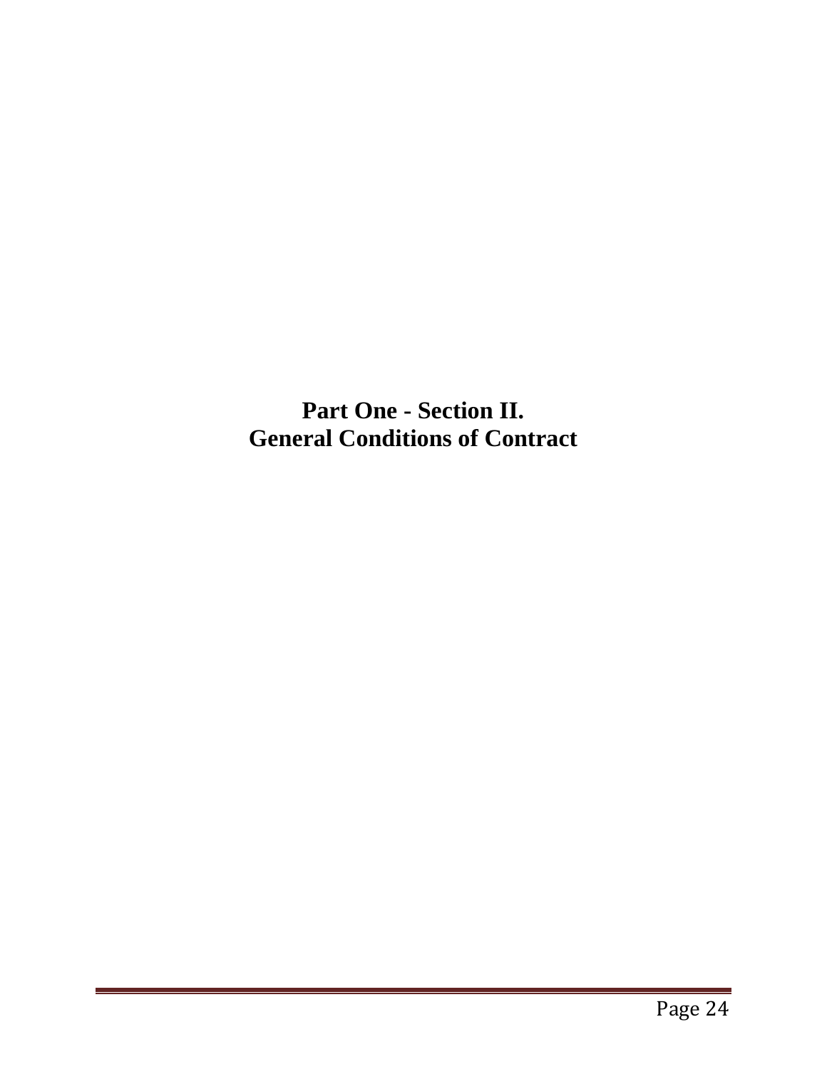# Part One - Section II.
# General Conditions of Contract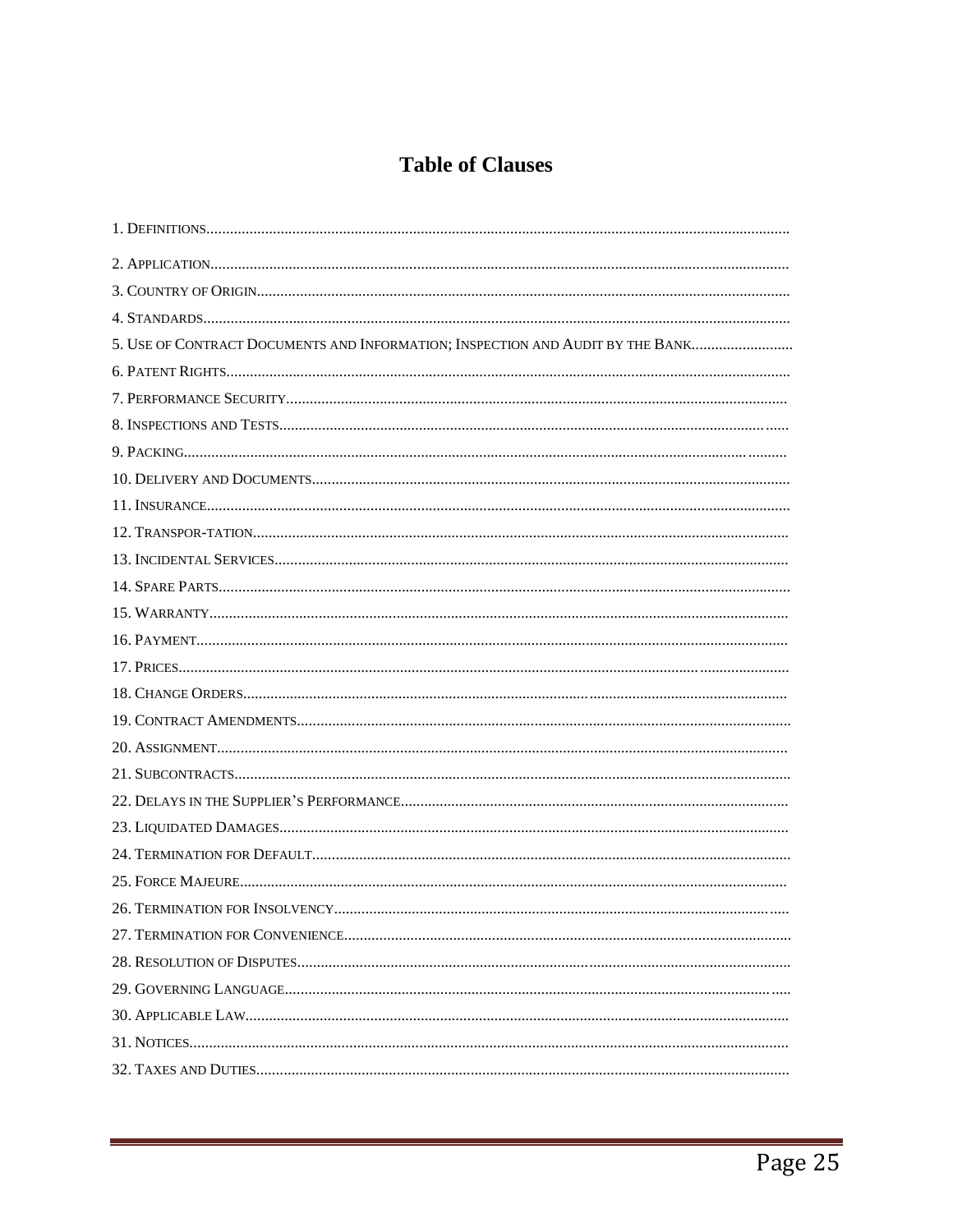# Table of Clauses

1. Definitions
2. Application
3. Country of Origin
4. Standards
5. Use of Contract Documents and Information; Inspection and Audit by the Bank
6. Patent Rights
7. Performance Security
8. Inspections and Tests
9. Packing
10. Delivery and Documents
11. Insurance
12. Transpor-tation
13. Incidental Services
14. Spare Parts
15. Warranty
16. Payment
17. Prices
18. Change Orders
19. Contract Amendments
20. Assignment
21. Subcontracts
22. Delays in the Supplier's Performance
23. Liquidated Damages
24. Termination for Default
25. Force Majeure
26. Termination for Insolvency
27. Termination for Convenience
28. Resolution of Disputes
29. Governing Language
30. Applicable Law
31. Notices
32. Taxes and Duties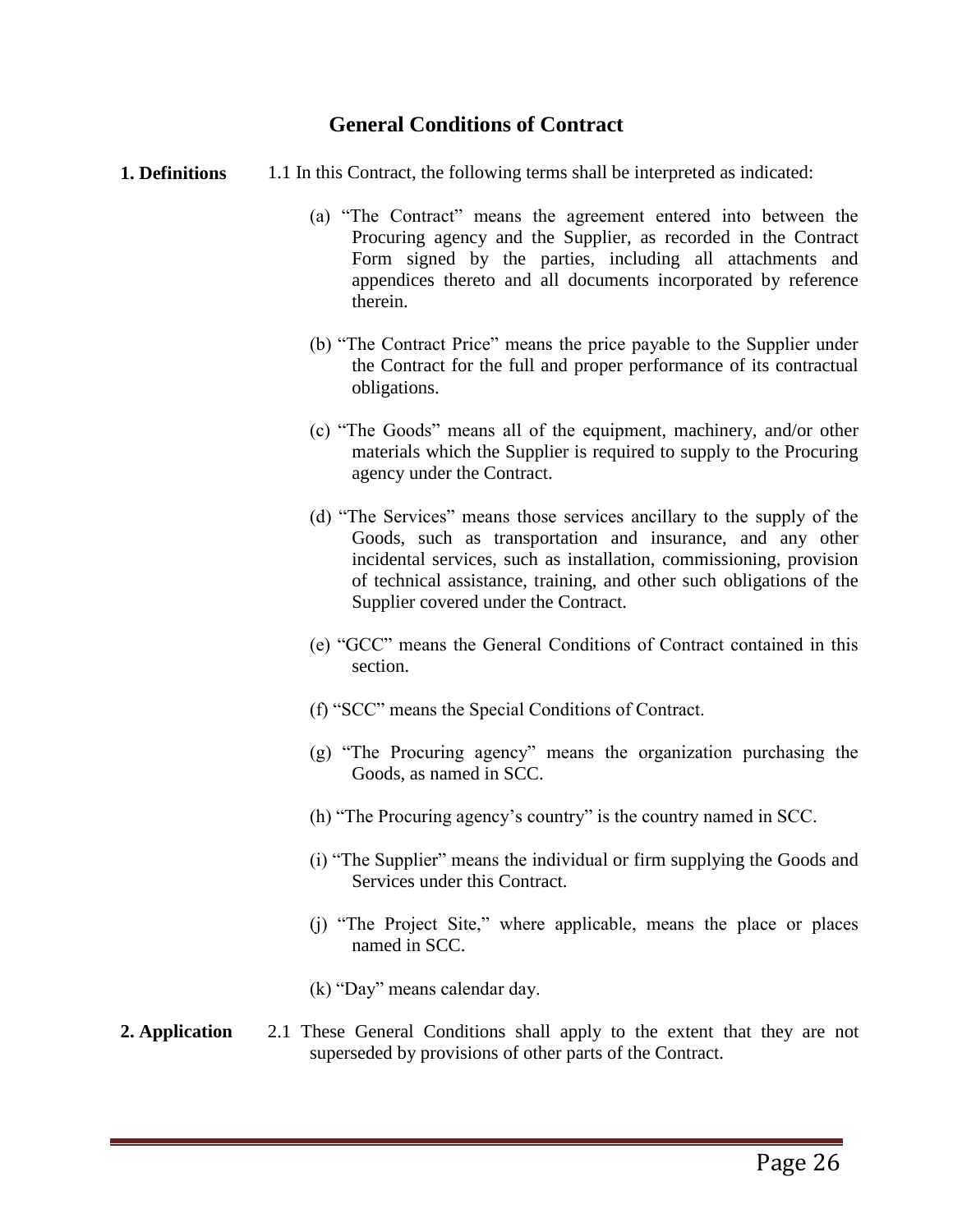## General Conditions of Contract

**1. Definitions**

1.1 In this Contract, the following terms shall be interpreted as indicated:

(a) "The Contract" means the agreement entered into between the Procuring agency and the Supplier, as recorded in the Contract Form signed by the parties, including all attachments and appendices thereto and all documents incorporated by reference therein.

(b) "The Contract Price" means the price payable to the Supplier under the Contract for the full and proper performance of its contractual obligations.

(c) "The Goods" means all of the equipment, machinery, and/or other materials which the Supplier is required to supply to the Procuring agency under the Contract.

(d) "The Services" means those services ancillary to the supply of the Goods, such as transportation and insurance, and any other incidental services, such as installation, commissioning, provision of technical assistance, training, and other such obligations of the Supplier covered under the Contract.

(e) "GCC" means the General Conditions of Contract contained in this section.

(f) "SCC" means the Special Conditions of Contract.

(g) "The Procuring agency" means the organization purchasing the Goods, as named in SCC.

(h) "The Procuring agency's country" is the country named in SCC.

(i) "The Supplier" means the individual or firm supplying the Goods and Services under this Contract.

(j) "The Project Site," where applicable, means the place or places named in SCC.

(k) "Day" means calendar day.

**2. Application**

2.1 These General Conditions shall apply to the extent that they are not superseded by provisions of other parts of the Contract.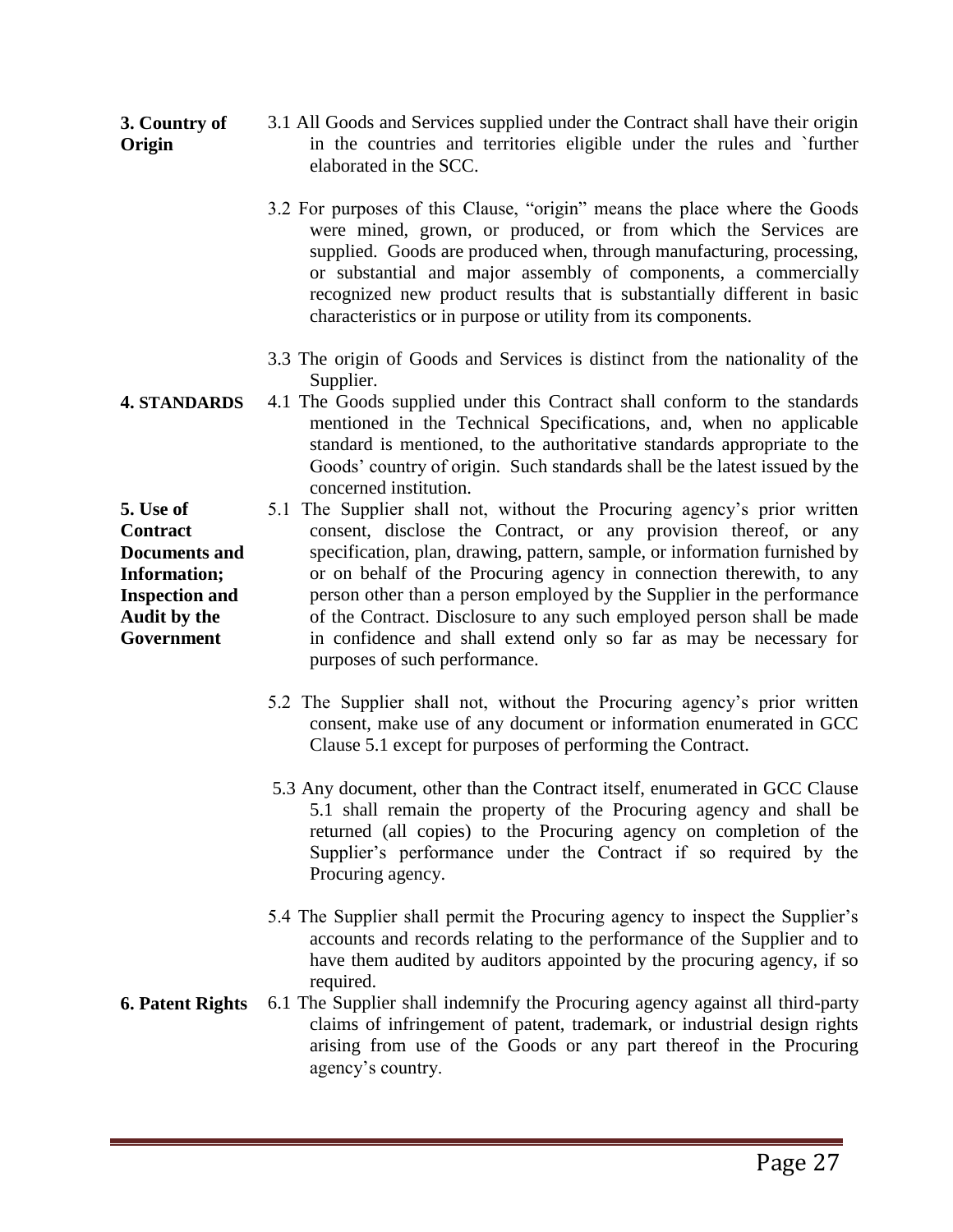**3. Country of Origin**

3.1 All Goods and Services supplied under the Contract shall have their origin in the countries and territories eligible under the rules and `further elaborated in the SCC.

3.2 For purposes of this Clause, "origin" means the place where the Goods were mined, grown, or produced, or from which the Services are supplied. Goods are produced when, through manufacturing, processing, or substantial and major assembly of components, a commercially recognized new product results that is substantially different in basic characteristics or in purpose or utility from its components.

3.3 The origin of Goods and Services is distinct from the nationality of the Supplier.

**4. STANDARDS**

4.1 The Goods supplied under this Contract shall conform to the standards mentioned in the Technical Specifications, and, when no applicable standard is mentioned, to the authoritative standards appropriate to the Goods' country of origin. Such standards shall be the latest issued by the concerned institution.

**5. Use of Contract Documents and Information; Inspection and Audit by the Government**

5.1 The Supplier shall not, without the Procuring agency's prior written consent, disclose the Contract, or any provision thereof, or any specification, plan, drawing, pattern, sample, or information furnished by or on behalf of the Procuring agency in connection therewith, to any person other than a person employed by the Supplier in the performance of the Contract. Disclosure to any such employed person shall be made in confidence and shall extend only so far as may be necessary for purposes of such performance.

5.2 The Supplier shall not, without the Procuring agency's prior written consent, make use of any document or information enumerated in GCC Clause 5.1 except for purposes of performing the Contract.

5.3 Any document, other than the Contract itself, enumerated in GCC Clause 5.1 shall remain the property of the Procuring agency and shall be returned (all copies) to the Procuring agency on completion of the Supplier's performance under the Contract if so required by the Procuring agency.

5.4 The Supplier shall permit the Procuring agency to inspect the Supplier's accounts and records relating to the performance of the Supplier and to have them audited by auditors appointed by the procuring agency, if so required.

**6. Patent Rights**

6.1 The Supplier shall indemnify the Procuring agency against all third-party claims of infringement of patent, trademark, or industrial design rights arising from use of the Goods or any part thereof in the Procuring agency's country.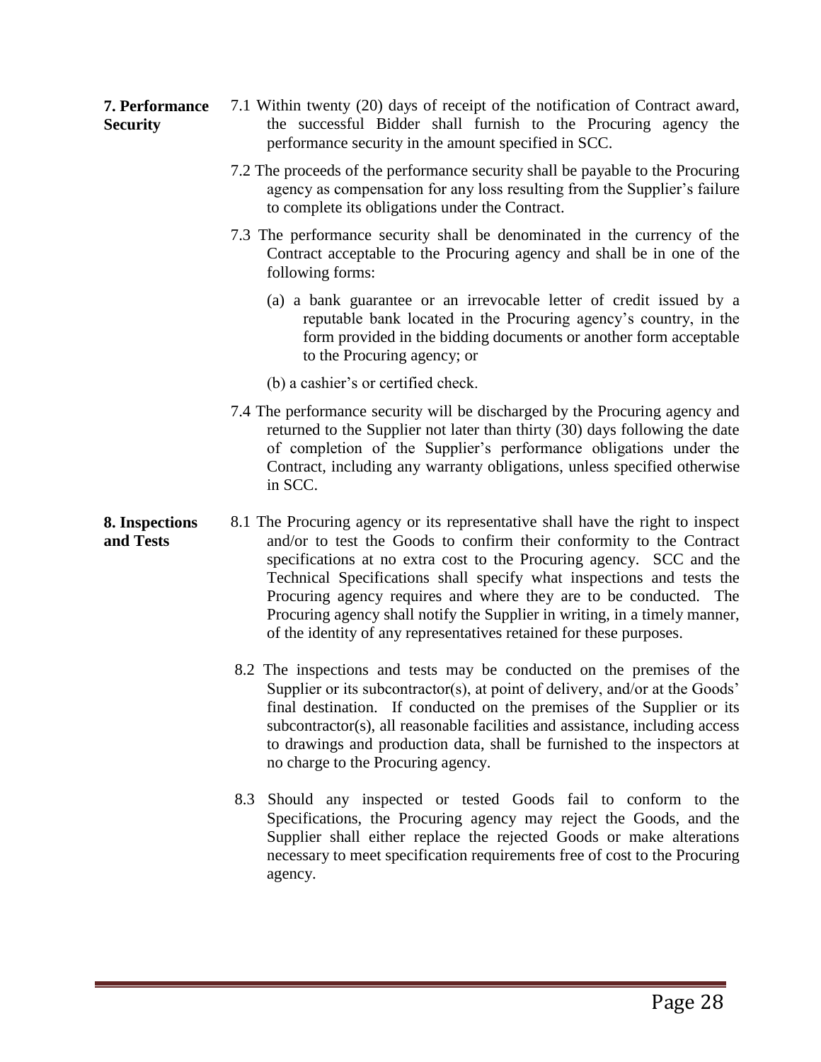**7. Performance Security**

7.1 Within twenty (20) days of receipt of the notification of Contract award, the successful Bidder shall furnish to the Procuring agency the performance security in the amount specified in SCC.

7.2 The proceeds of the performance security shall be payable to the Procuring agency as compensation for any loss resulting from the Supplier's failure to complete its obligations under the Contract.

7.3 The performance security shall be denominated in the currency of the Contract acceptable to the Procuring agency and shall be in one of the following forms:

(a) a bank guarantee or an irrevocable letter of credit issued by a reputable bank located in the Procuring agency's country, in the form provided in the bidding documents or another form acceptable to the Procuring agency; or

(b) a cashier's or certified check.

7.4 The performance security will be discharged by the Procuring agency and returned to the Supplier not later than thirty (30) days following the date of completion of the Supplier's performance obligations under the Contract, including any warranty obligations, unless specified otherwise in SCC.

**8. Inspections and Tests**

8.1 The Procuring agency or its representative shall have the right to inspect and/or to test the Goods to confirm their conformity to the Contract specifications at no extra cost to the Procuring agency. SCC and the Technical Specifications shall specify what inspections and tests the Procuring agency requires and where they are to be conducted. The Procuring agency shall notify the Supplier in writing, in a timely manner, of the identity of any representatives retained for these purposes.

8.2 The inspections and tests may be conducted on the premises of the Supplier or its subcontractor(s), at point of delivery, and/or at the Goods' final destination. If conducted on the premises of the Supplier or its subcontractor(s), all reasonable facilities and assistance, including access to drawings and production data, shall be furnished to the inspectors at no charge to the Procuring agency.

8.3 Should any inspected or tested Goods fail to conform to the Specifications, the Procuring agency may reject the Goods, and the Supplier shall either replace the rejected Goods or make alterations necessary to meet specification requirements free of cost to the Procuring agency.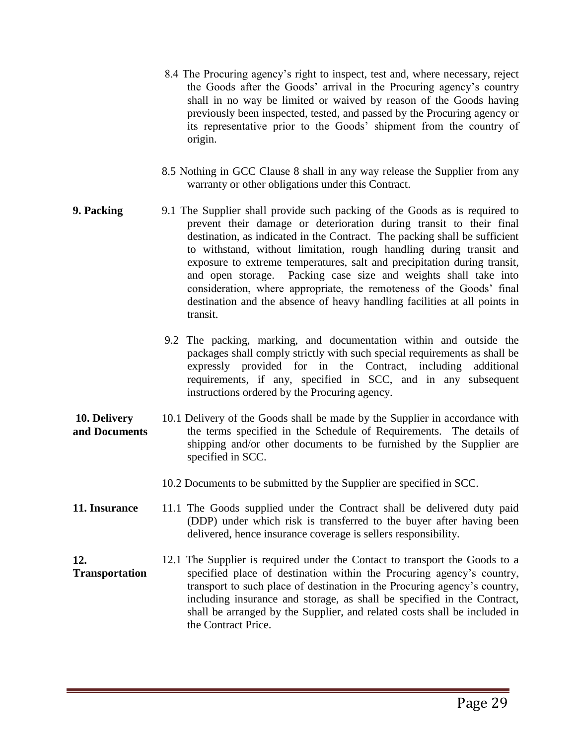8.4 The Procuring agency's right to inspect, test and, where necessary, reject the Goods after the Goods' arrival in the Procuring agency's country shall in no way be limited or waived by reason of the Goods having previously been inspected, tested, and passed by the Procuring agency or its representative prior to the Goods' shipment from the country of origin.

8.5 Nothing in GCC Clause 8 shall in any way release the Supplier from any warranty or other obligations under this Contract.

**9. Packing**

9.1 The Supplier shall provide such packing of the Goods as is required to prevent their damage or deterioration during transit to their final destination, as indicated in the Contract. The packing shall be sufficient to withstand, without limitation, rough handling during transit and exposure to extreme temperatures, salt and precipitation during transit, and open storage. Packing case size and weights shall take into consideration, where appropriate, the remoteness of the Goods' final destination and the absence of heavy handling facilities at all points in transit.

9.2 The packing, marking, and documentation within and outside the packages shall comply strictly with such special requirements as shall be expressly provided for in the Contract, including additional requirements, if any, specified in SCC, and in any subsequent instructions ordered by the Procuring agency.

**10. Delivery and Documents**

10.1 Delivery of the Goods shall be made by the Supplier in accordance with the terms specified in the Schedule of Requirements. The details of shipping and/or other documents to be furnished by the Supplier are specified in SCC.

10.2 Documents to be submitted by the Supplier are specified in SCC.

**11. Insurance**

11.1 The Goods supplied under the Contract shall be delivered duty paid (DDP) under which risk is transferred to the buyer after having been delivered, hence insurance coverage is sellers responsibility.

**12. Transportation**

12.1 The Supplier is required under the Contact to transport the Goods to a specified place of destination within the Procuring agency's country, transport to such place of destination in the Procuring agency's country, including insurance and storage, as shall be specified in the Contract, shall be arranged by the Supplier, and related costs shall be included in the Contract Price.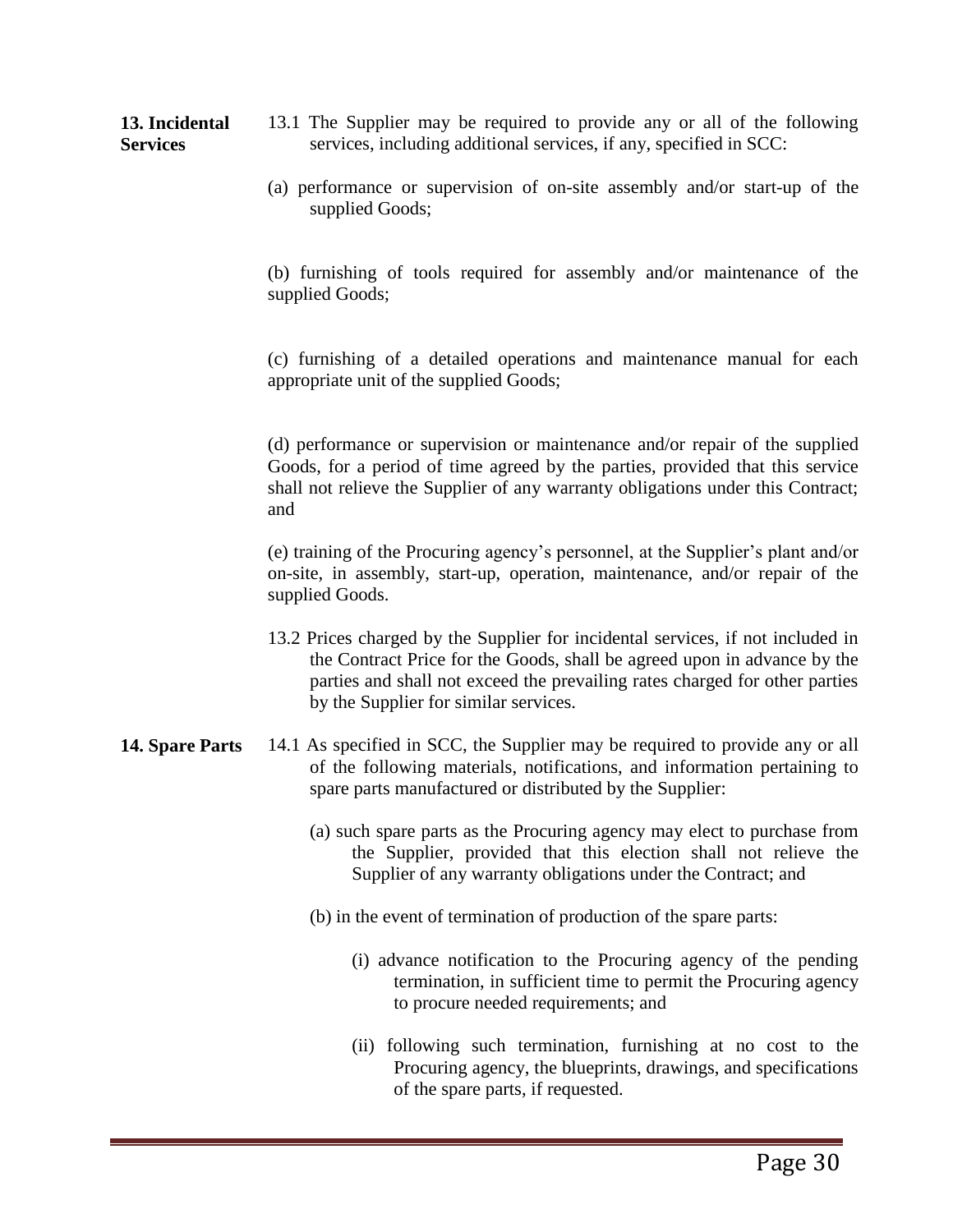**13. Incidental Services**

13.1 The Supplier may be required to provide any or all of the following services, including additional services, if any, specified in SCC:

(a) performance or supervision of on-site assembly and/or start-up of the supplied Goods;

(b) furnishing of tools required for assembly and/or maintenance of the supplied Goods;

(c) furnishing of a detailed operations and maintenance manual for each appropriate unit of the supplied Goods;

(d) performance or supervision or maintenance and/or repair of the supplied Goods, for a period of time agreed by the parties, provided that this service shall not relieve the Supplier of any warranty obligations under this Contract; and

(e) training of the Procuring agency's personnel, at the Supplier's plant and/or on-site, in assembly, start-up, operation, maintenance, and/or repair of the supplied Goods.

13.2 Prices charged by the Supplier for incidental services, if not included in the Contract Price for the Goods, shall be agreed upon in advance by the parties and shall not exceed the prevailing rates charged for other parties by the Supplier for similar services.

**14. Spare Parts**

14.1 As specified in SCC, the Supplier may be required to provide any or all of the following materials, notifications, and information pertaining to spare parts manufactured or distributed by the Supplier:

(a) such spare parts as the Procuring agency may elect to purchase from the Supplier, provided that this election shall not relieve the Supplier of any warranty obligations under the Contract; and

(b) in the event of termination of production of the spare parts:

(i) advance notification to the Procuring agency of the pending termination, in sufficient time to permit the Procuring agency to procure needed requirements; and

(ii) following such termination, furnishing at no cost to the Procuring agency, the blueprints, drawings, and specifications of the spare parts, if requested.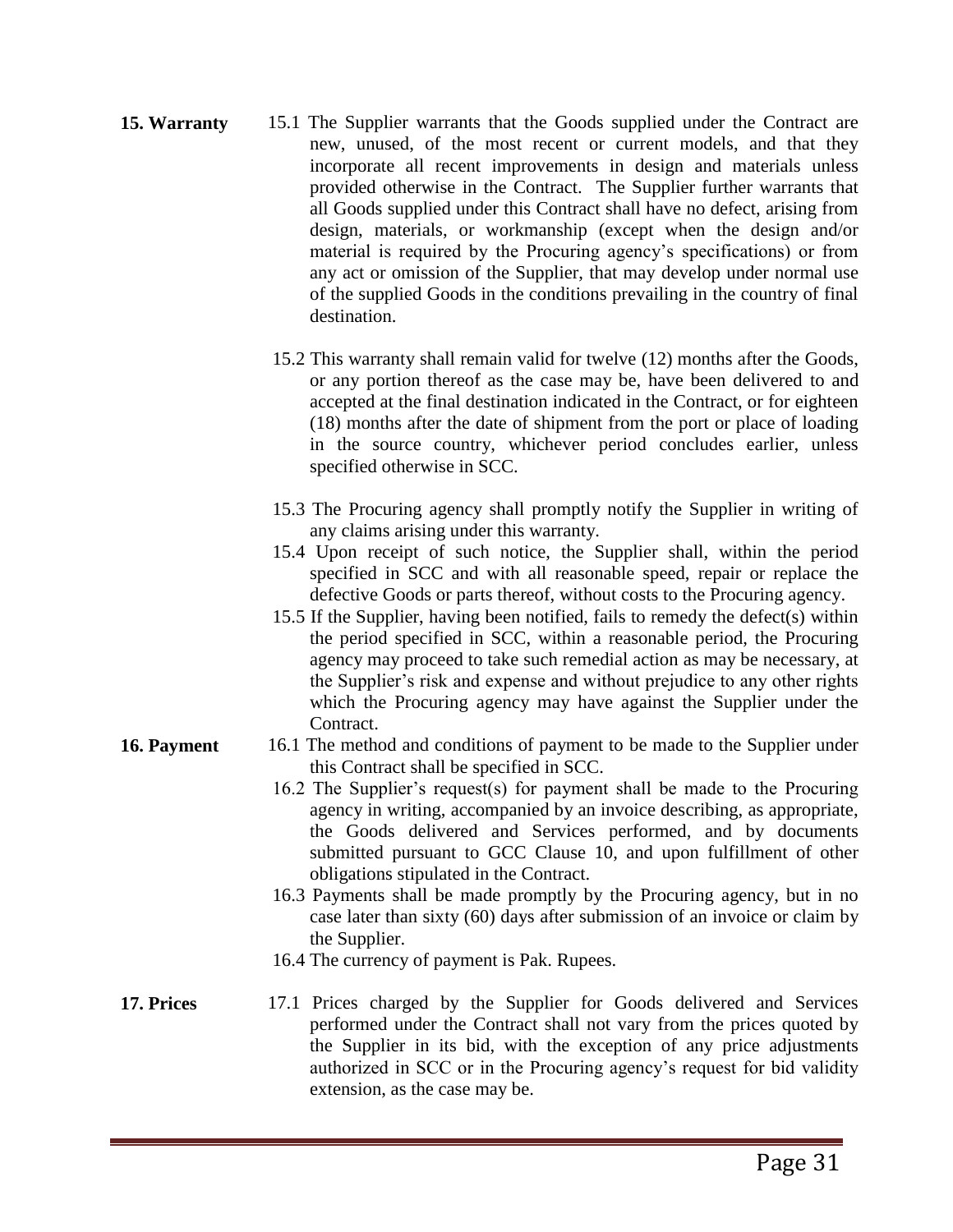**15. Warranty**

15.1 The Supplier warrants that the Goods supplied under the Contract are new, unused, of the most recent or current models, and that they incorporate all recent improvements in design and materials unless provided otherwise in the Contract. The Supplier further warrants that all Goods supplied under this Contract shall have no defect, arising from design, materials, or workmanship (except when the design and/or material is required by the Procuring agency's specifications) or from any act or omission of the Supplier, that may develop under normal use of the supplied Goods in the conditions prevailing in the country of final destination.

15.2 This warranty shall remain valid for twelve (12) months after the Goods, or any portion thereof as the case may be, have been delivered to and accepted at the final destination indicated in the Contract, or for eighteen (18) months after the date of shipment from the port or place of loading in the source country, whichever period concludes earlier, unless specified otherwise in SCC.

15.3 The Procuring agency shall promptly notify the Supplier in writing of any claims arising under this warranty.

15.4 Upon receipt of such notice, the Supplier shall, within the period specified in SCC and with all reasonable speed, repair or replace the defective Goods or parts thereof, without costs to the Procuring agency.

15.5 If the Supplier, having been notified, fails to remedy the defect(s) within the period specified in SCC, within a reasonable period, the Procuring agency may proceed to take such remedial action as may be necessary, at the Supplier's risk and expense and without prejudice to any other rights which the Procuring agency may have against the Supplier under the Contract.

**16. Payment**

16.1 The method and conditions of payment to be made to the Supplier under this Contract shall be specified in SCC.

16.2 The Supplier's request(s) for payment shall be made to the Procuring agency in writing, accompanied by an invoice describing, as appropriate, the Goods delivered and Services performed, and by documents submitted pursuant to GCC Clause 10, and upon fulfillment of other obligations stipulated in the Contract.

16.3 Payments shall be made promptly by the Procuring agency, but in no case later than sixty (60) days after submission of an invoice or claim by the Supplier.

16.4 The currency of payment is Pak. Rupees.

**17. Prices**

17.1 Prices charged by the Supplier for Goods delivered and Services performed under the Contract shall not vary from the prices quoted by the Supplier in its bid, with the exception of any price adjustments authorized in SCC or in the Procuring agency's request for bid validity extension, as the case may be.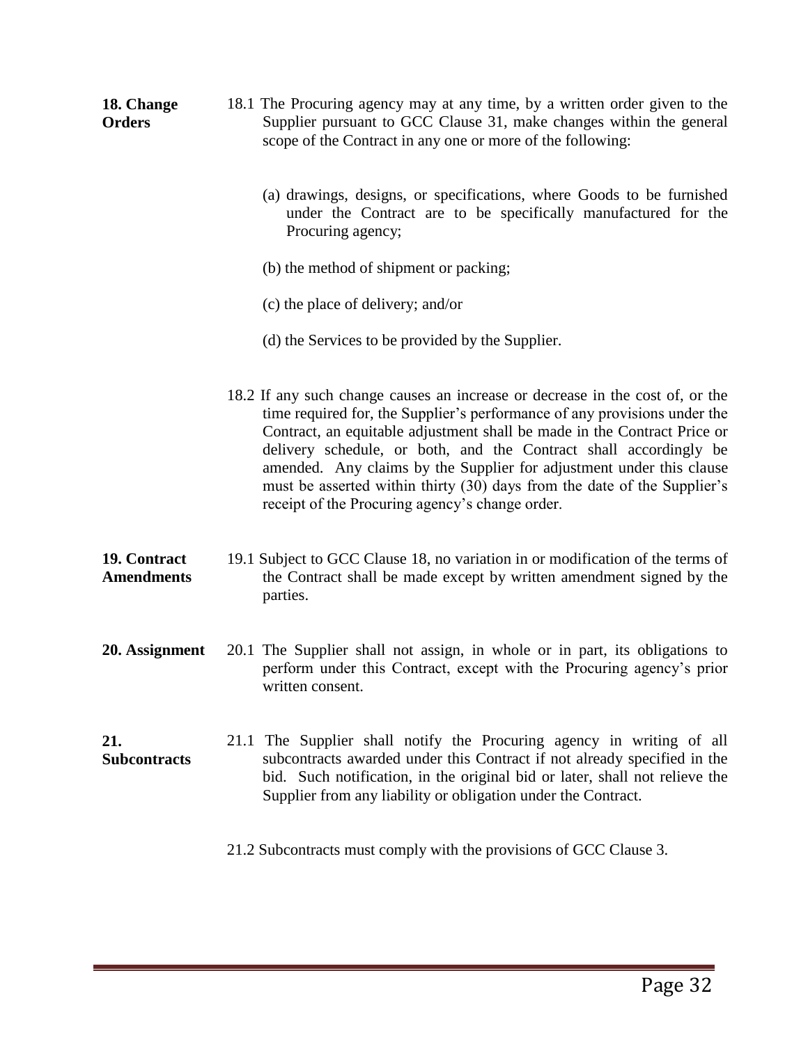**18. Change Orders**

18.1 The Procuring agency may at any time, by a written order given to the Supplier pursuant to GCC Clause 31, make changes within the general scope of the Contract in any one or more of the following:

(a) drawings, designs, or specifications, where Goods to be furnished under the Contract are to be specifically manufactured for the Procuring agency;

(b) the method of shipment or packing;

(c) the place of delivery; and/or

(d) the Services to be provided by the Supplier.

18.2 If any such change causes an increase or decrease in the cost of, or the time required for, the Supplier's performance of any provisions under the Contract, an equitable adjustment shall be made in the Contract Price or delivery schedule, or both, and the Contract shall accordingly be amended. Any claims by the Supplier for adjustment under this clause must be asserted within thirty (30) days from the date of the Supplier's receipt of the Procuring agency's change order.

**19. Contract Amendments**

19.1 Subject to GCC Clause 18, no variation in or modification of the terms of the Contract shall be made except by written amendment signed by the parties.

**20. Assignment**

20.1 The Supplier shall not assign, in whole or in part, its obligations to perform under this Contract, except with the Procuring agency's prior written consent.

**21. Subcontracts**

21.1 The Supplier shall notify the Procuring agency in writing of all subcontracts awarded under this Contract if not already specified in the bid. Such notification, in the original bid or later, shall not relieve the Supplier from any liability or obligation under the Contract.

21.2 Subcontracts must comply with the provisions of GCC Clause 3.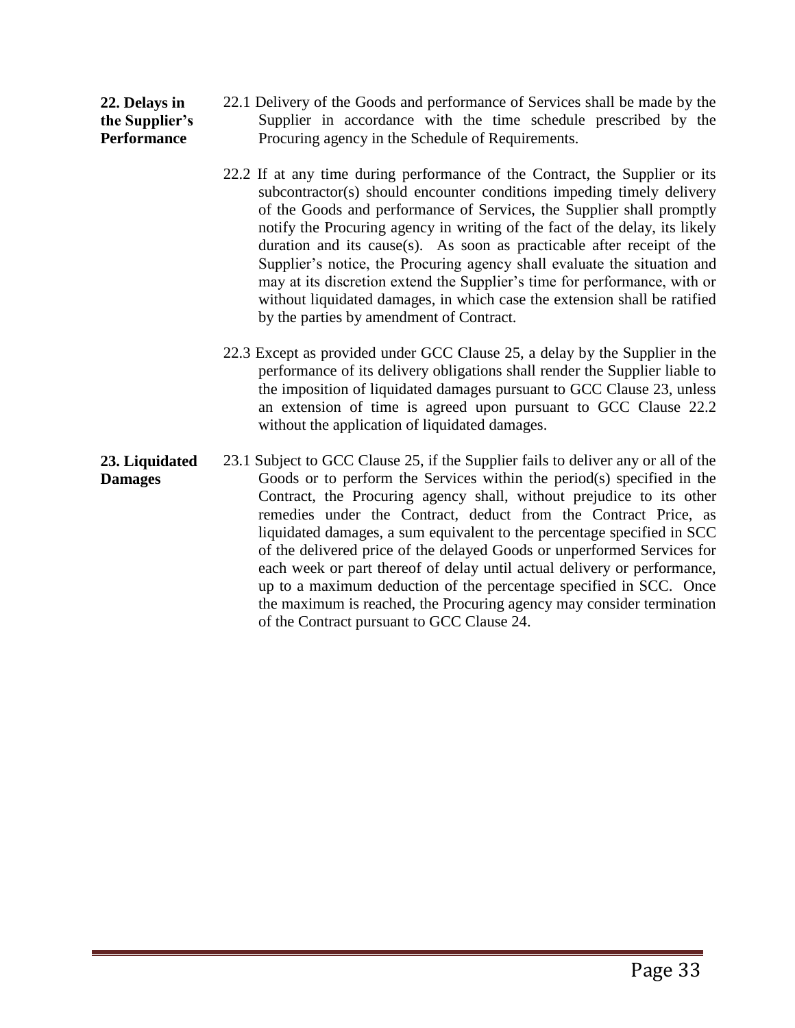**22. Delays in the Supplier's Performance**

22.1 Delivery of the Goods and performance of Services shall be made by the Supplier in accordance with the time schedule prescribed by the Procuring agency in the Schedule of Requirements.

22.2 If at any time during performance of the Contract, the Supplier or its subcontractor(s) should encounter conditions impeding timely delivery of the Goods and performance of Services, the Supplier shall promptly notify the Procuring agency in writing of the fact of the delay, its likely duration and its cause(s). As soon as practicable after receipt of the Supplier's notice, the Procuring agency shall evaluate the situation and may at its discretion extend the Supplier's time for performance, with or without liquidated damages, in which case the extension shall be ratified by the parties by amendment of Contract.

22.3 Except as provided under GCC Clause 25, a delay by the Supplier in the performance of its delivery obligations shall render the Supplier liable to the imposition of liquidated damages pursuant to GCC Clause 23, unless an extension of time is agreed upon pursuant to GCC Clause 22.2 without the application of liquidated damages.

**23. Liquidated Damages**

23.1 Subject to GCC Clause 25, if the Supplier fails to deliver any or all of the Goods or to perform the Services within the period(s) specified in the Contract, the Procuring agency shall, without prejudice to its other remedies under the Contract, deduct from the Contract Price, as liquidated damages, a sum equivalent to the percentage specified in SCC of the delivered price of the delayed Goods or unperformed Services for each week or part thereof of delay until actual delivery or performance, up to a maximum deduction of the percentage specified in SCC. Once the maximum is reached, the Procuring agency may consider termination of the Contract pursuant to GCC Clause 24.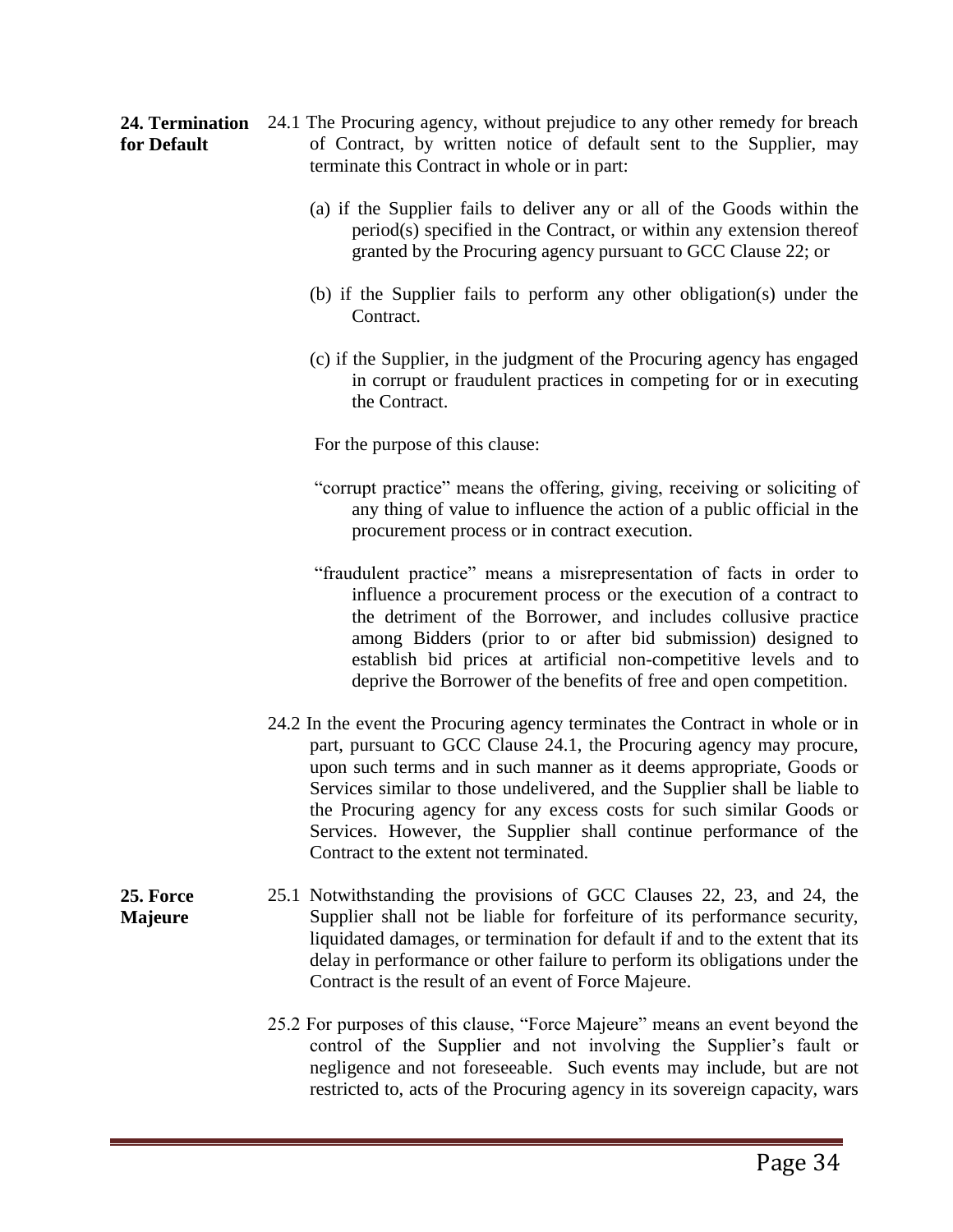**24. Termination for Default**

24.1 The Procuring agency, without prejudice to any other remedy for breach of Contract, by written notice of default sent to the Supplier, may terminate this Contract in whole or in part:

(a) if the Supplier fails to deliver any or all of the Goods within the period(s) specified in the Contract, or within any extension thereof granted by the Procuring agency pursuant to GCC Clause 22; or

(b) if the Supplier fails to perform any other obligation(s) under the Contract.

(c) if the Supplier, in the judgment of the Procuring agency has engaged in corrupt or fraudulent practices in competing for or in executing the Contract.

For the purpose of this clause:

"corrupt practice" means the offering, giving, receiving or soliciting of any thing of value to influence the action of a public official in the procurement process or in contract execution.

"fraudulent practice" means a misrepresentation of facts in order to influence a procurement process or the execution of a contract to the detriment of the Borrower, and includes collusive practice among Bidders (prior to or after bid submission) designed to establish bid prices at artificial non-competitive levels and to deprive the Borrower of the benefits of free and open competition.

24.2 In the event the Procuring agency terminates the Contract in whole or in part, pursuant to GCC Clause 24.1, the Procuring agency may procure, upon such terms and in such manner as it deems appropriate, Goods or Services similar to those undelivered, and the Supplier shall be liable to the Procuring agency for any excess costs for such similar Goods or Services. However, the Supplier shall continue performance of the Contract to the extent not terminated.

**25. Force Majeure**

25.1 Notwithstanding the provisions of GCC Clauses 22, 23, and 24, the Supplier shall not be liable for forfeiture of its performance security, liquidated damages, or termination for default if and to the extent that its delay in performance or other failure to perform its obligations under the Contract is the result of an event of Force Majeure.

25.2 For purposes of this clause, "Force Majeure" means an event beyond the control of the Supplier and not involving the Supplier's fault or negligence and not foreseeable. Such events may include, but are not restricted to, acts of the Procuring agency in its sovereign capacity, wars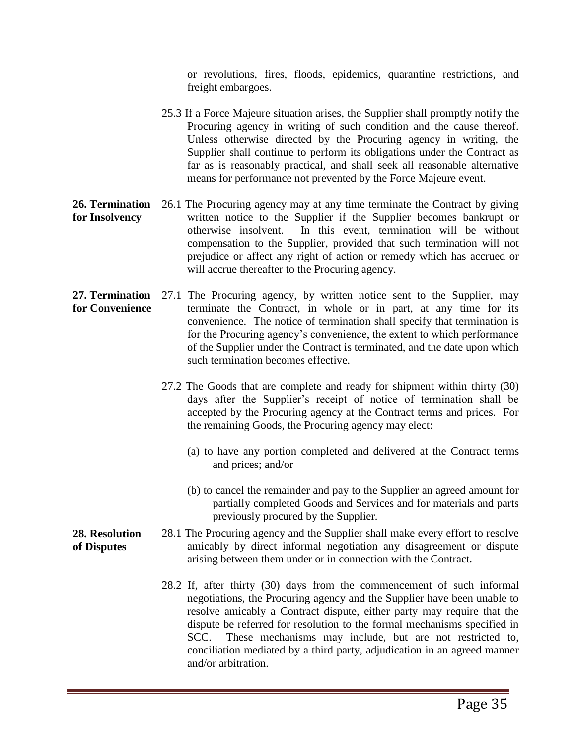or revolutions, fires, floods, epidemics, quarantine restrictions, and freight embargoes.

25.3 If a Force Majeure situation arises, the Supplier shall promptly notify the Procuring agency in writing of such condition and the cause thereof. Unless otherwise directed by the Procuring agency in writing, the Supplier shall continue to perform its obligations under the Contract as far as is reasonably practical, and shall seek all reasonable alternative means for performance not prevented by the Force Majeure event.

**26. Termination for Insolvency**

26.1 The Procuring agency may at any time terminate the Contract by giving written notice to the Supplier if the Supplier becomes bankrupt or otherwise insolvent. In this event, termination will be without compensation to the Supplier, provided that such termination will not prejudice or affect any right of action or remedy which has accrued or will accrue thereafter to the Procuring agency.

**27. Termination for Convenience**

27.1 The Procuring agency, by written notice sent to the Supplier, may terminate the Contract, in whole or in part, at any time for its convenience. The notice of termination shall specify that termination is for the Procuring agency's convenience, the extent to which performance of the Supplier under the Contract is terminated, and the date upon which such termination becomes effective.

27.2 The Goods that are complete and ready for shipment within thirty (30) days after the Supplier's receipt of notice of termination shall be accepted by the Procuring agency at the Contract terms and prices. For the remaining Goods, the Procuring agency may elect:

(a) to have any portion completed and delivered at the Contract terms and prices; and/or

(b) to cancel the remainder and pay to the Supplier an agreed amount for partially completed Goods and Services and for materials and parts previously procured by the Supplier.

**28. Resolution of Disputes**

28.1 The Procuring agency and the Supplier shall make every effort to resolve amicably by direct informal negotiation any disagreement or dispute arising between them under or in connection with the Contract.

28.2 If, after thirty (30) days from the commencement of such informal negotiations, the Procuring agency and the Supplier have been unable to resolve amicably a Contract dispute, either party may require that the dispute be referred for resolution to the formal mechanisms specified in SCC. These mechanisms may include, but are not restricted to, conciliation mediated by a third party, adjudication in an agreed manner and/or arbitration.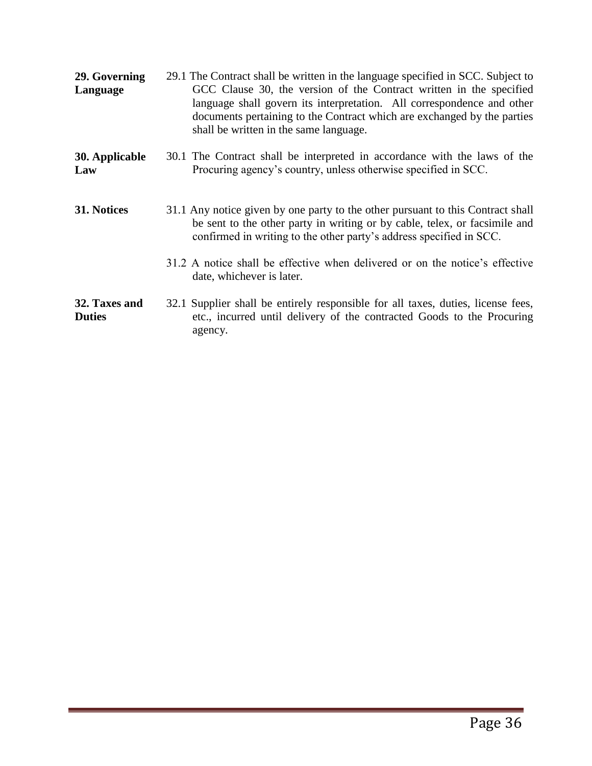**29. Governing Language**

29.1 The Contract shall be written in the language specified in SCC. Subject to GCC Clause 30, the version of the Contract written in the specified language shall govern its interpretation. All correspondence and other documents pertaining to the Contract which are exchanged by the parties shall be written in the same language.

**30. Applicable Law**

30.1 The Contract shall be interpreted in accordance with the laws of the Procuring agency's country, unless otherwise specified in SCC.

**31. Notices**

31.1 Any notice given by one party to the other pursuant to this Contract shall be sent to the other party in writing or by cable, telex, or facsimile and confirmed in writing to the other party's address specified in SCC.

31.2 A notice shall be effective when delivered or on the notice's effective date, whichever is later.

**32. Taxes and Duties**

32.1 Supplier shall be entirely responsible for all taxes, duties, license fees, etc., incurred until delivery of the contracted Goods to the Procuring agency.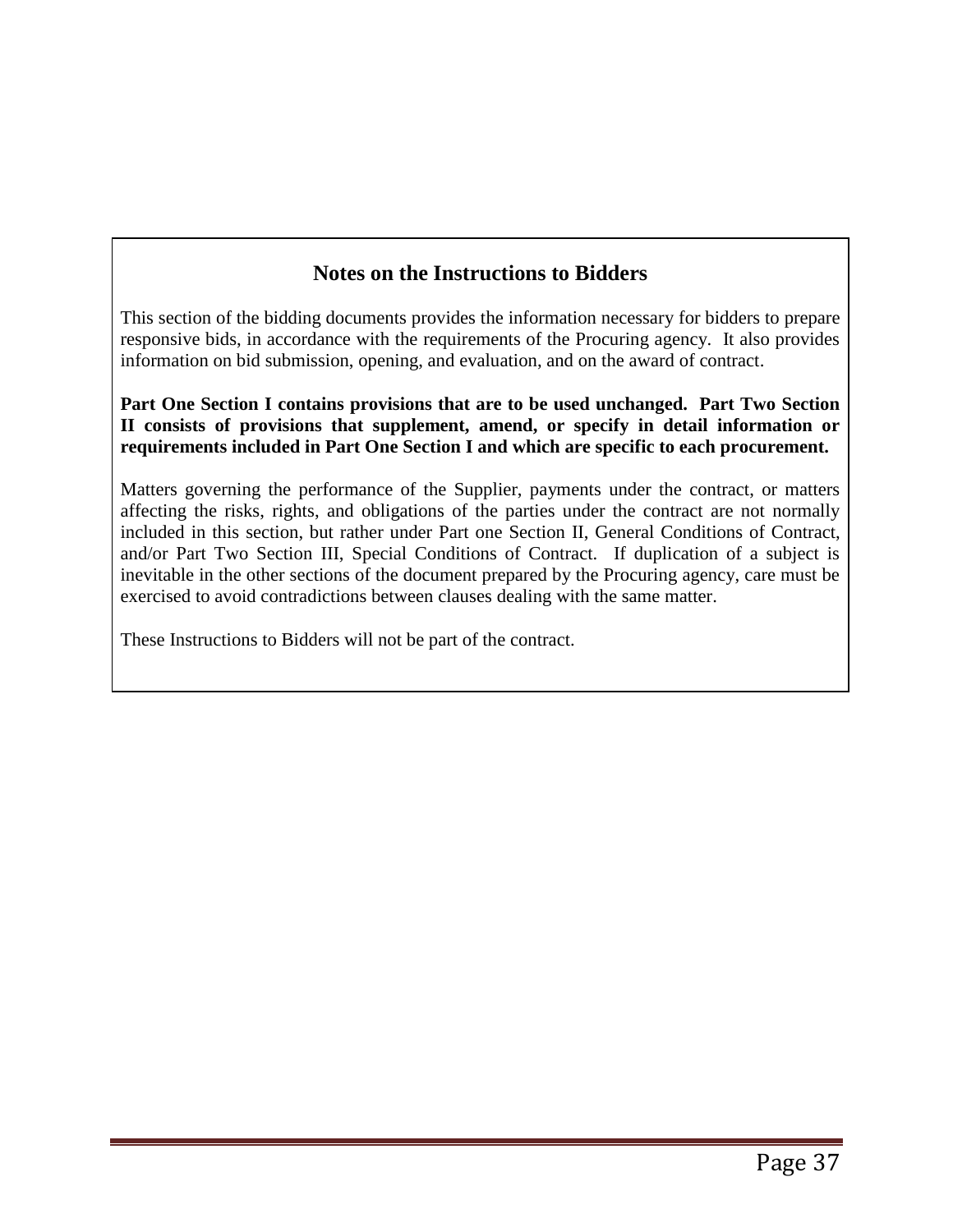## Notes on the Instructions to Bidders

This section of the bidding documents provides the information necessary for bidders to prepare responsive bids, in accordance with the requirements of the Procuring agency. It also provides information on bid submission, opening, and evaluation, and on the award of contract.

**Part One Section I contains provisions that are to be used unchanged. Part Two Section II consists of provisions that supplement, amend, or specify in detail information or requirements included in Part One Section I and which are specific to each procurement.**

Matters governing the performance of the Supplier, payments under the contract, or matters affecting the risks, rights, and obligations of the parties under the contract are not normally included in this section, but rather under Part one Section II, General Conditions of Contract, and/or Part Two Section III, Special Conditions of Contract. If duplication of a subject is inevitable in the other sections of the document prepared by the Procuring agency, care must be exercised to avoid contradictions between clauses dealing with the same matter.

These Instructions to Bidders will not be part of the contract.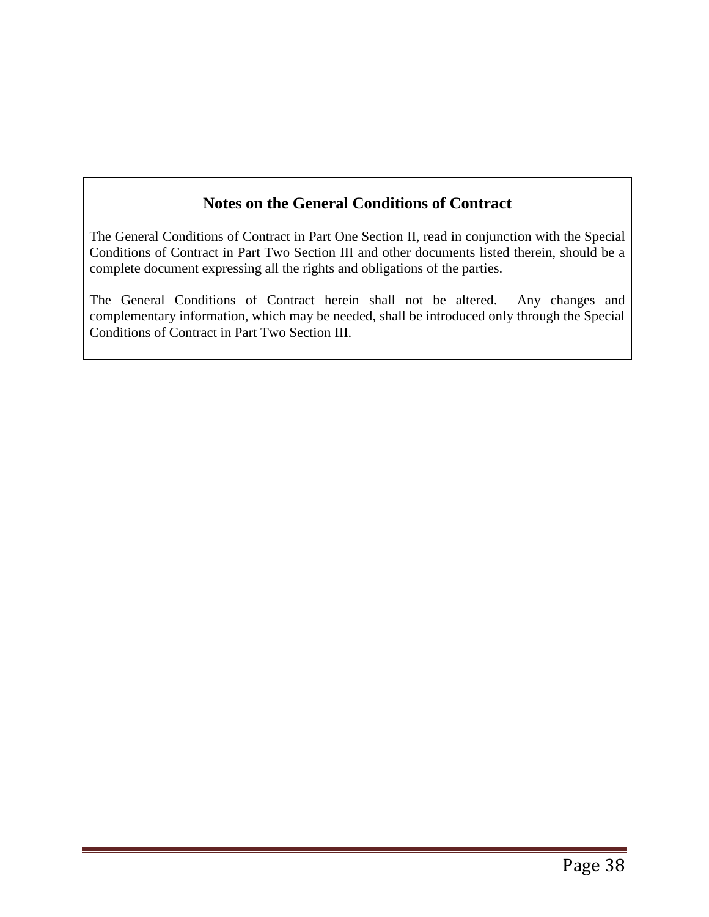## Notes on the General Conditions of Contract

The General Conditions of Contract in Part One Section II, read in conjunction with the Special Conditions of Contract in Part Two Section III and other documents listed therein, should be a complete document expressing all the rights and obligations of the parties.

The General Conditions of Contract herein shall not be altered. Any changes and complementary information, which may be needed, shall be introduced only through the Special Conditions of Contract in Part Two Section III.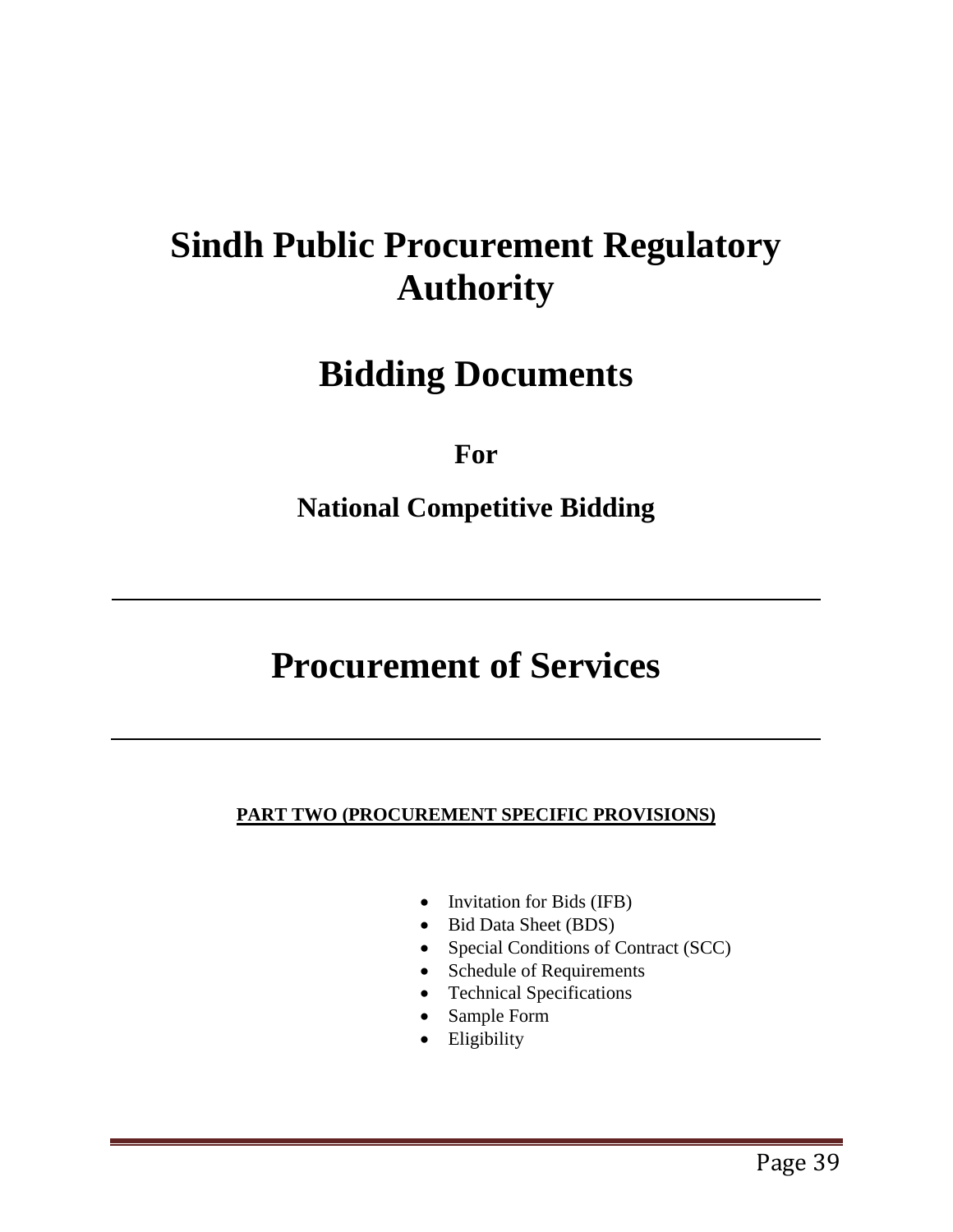# Sindh Public Procurement Regulatory Authority

# Bidding Documents

## For

## National Competitive Bidding

---

# Procurement of Services

---

**PART TWO (PROCUREMENT SPECIFIC PROVISIONS)**

- Invitation for Bids (IFB)
- Bid Data Sheet (BDS)
- Special Conditions of Contract (SCC)
- Schedule of Requirements
- Technical Specifications
- Sample Form
- Eligibility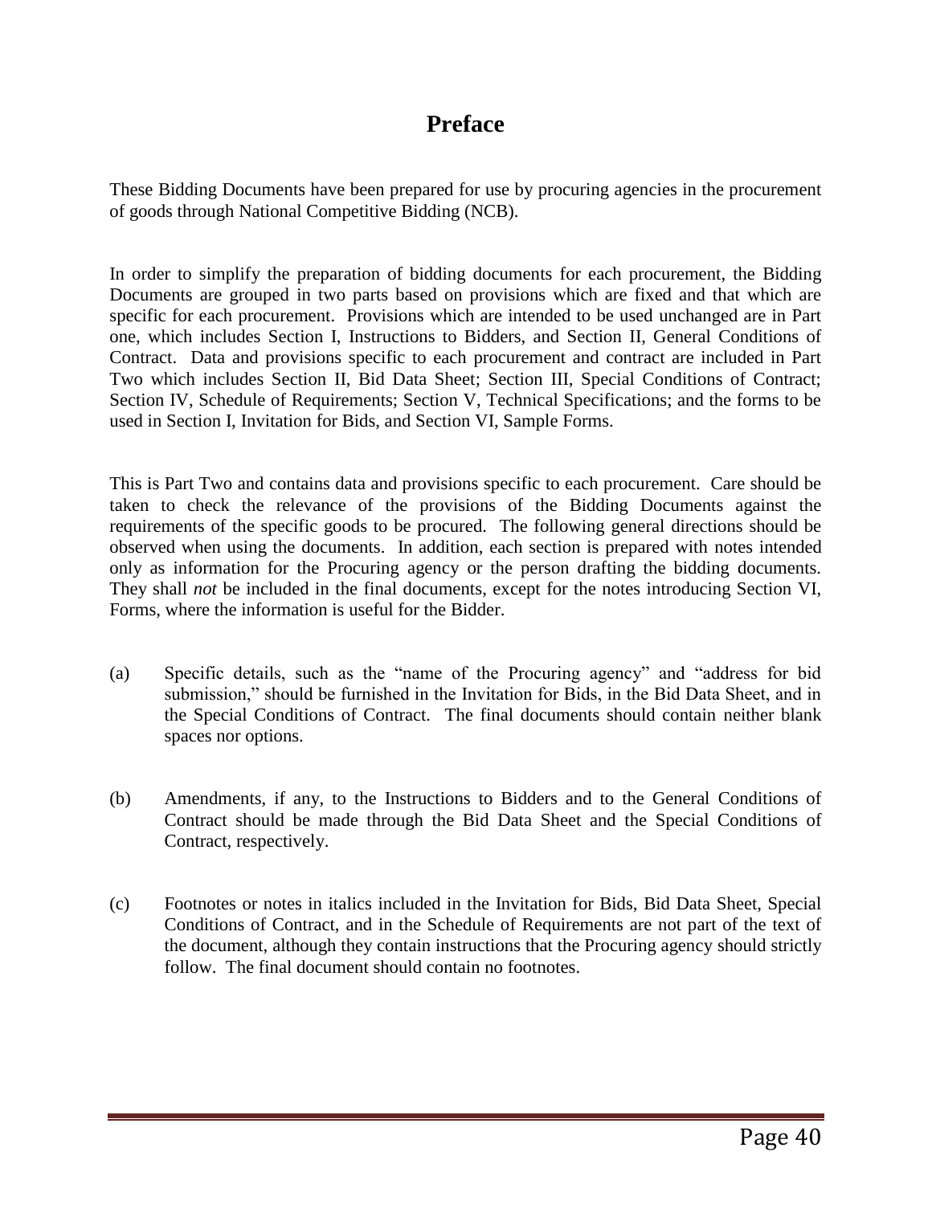# Preface

These Bidding Documents have been prepared for use by procuring agencies in the procurement of goods through National Competitive Bidding (NCB).

In order to simplify the preparation of bidding documents for each procurement, the Bidding Documents are grouped in two parts based on provisions which are fixed and that which are specific for each procurement. Provisions which are intended to be used unchanged are in Part one, which includes Section I, Instructions to Bidders, and Section II, General Conditions of Contract. Data and provisions specific to each procurement and contract are included in Part Two which includes Section II, Bid Data Sheet; Section III, Special Conditions of Contract; Section IV, Schedule of Requirements; Section V, Technical Specifications; and the forms to be used in Section I, Invitation for Bids, and Section VI, Sample Forms.

This is Part Two and contains data and provisions specific to each procurement. Care should be taken to check the relevance of the provisions of the Bidding Documents against the requirements of the specific goods to be procured. The following general directions should be observed when using the documents. In addition, each section is prepared with notes intended only as information for the Procuring agency or the person drafting the bidding documents. They shall *not* be included in the final documents, except for the notes introducing Section VI, Forms, where the information is useful for the Bidder.

(a) Specific details, such as the "name of the Procuring agency" and "address for bid submission," should be furnished in the Invitation for Bids, in the Bid Data Sheet, and in the Special Conditions of Contract. The final documents should contain neither blank spaces nor options.

(b) Amendments, if any, to the Instructions to Bidders and to the General Conditions of Contract should be made through the Bid Data Sheet and the Special Conditions of Contract, respectively.

(c) Footnotes or notes in italics included in the Invitation for Bids, Bid Data Sheet, Special Conditions of Contract, and in the Schedule of Requirements are not part of the text of the document, although they contain instructions that the Procuring agency should strictly follow. The final document should contain no footnotes.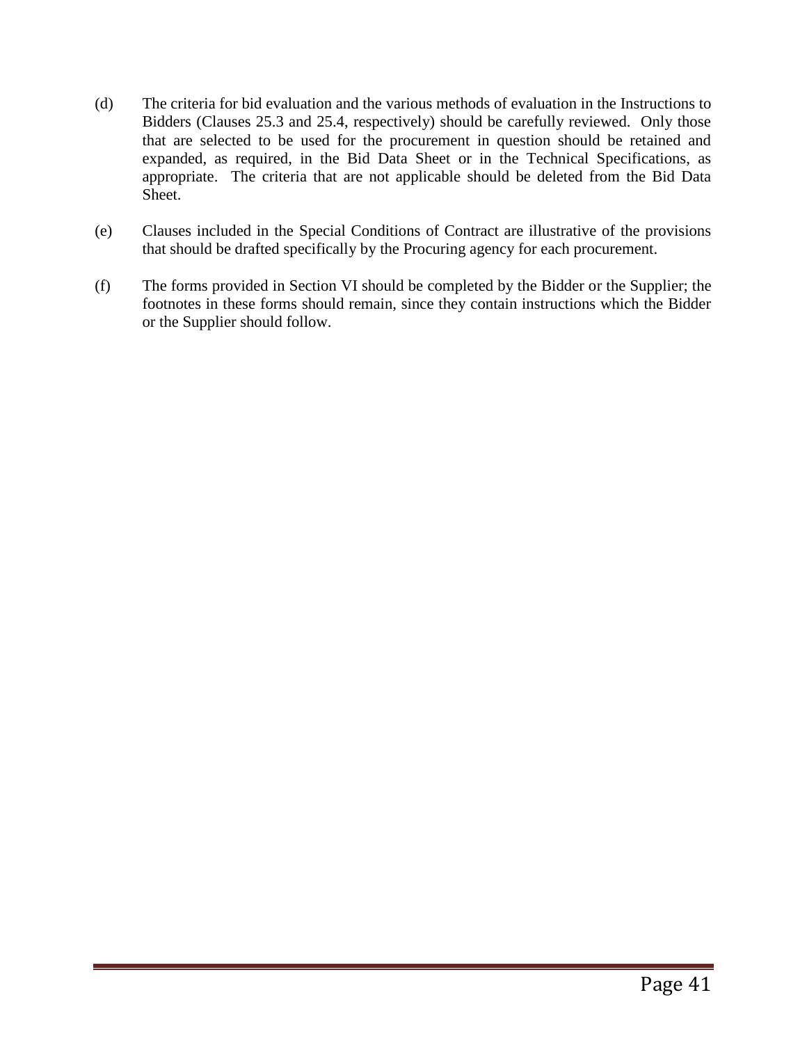(d) The criteria for bid evaluation and the various methods of evaluation in the Instructions to Bidders (Clauses 25.3 and 25.4, respectively) should be carefully reviewed. Only those that are selected to be used for the procurement in question should be retained and expanded, as required, in the Bid Data Sheet or in the Technical Specifications, as appropriate. The criteria that are not applicable should be deleted from the Bid Data Sheet.

(e) Clauses included in the Special Conditions of Contract are illustrative of the provisions that should be drafted specifically by the Procuring agency for each procurement.

(f) The forms provided in Section VI should be completed by the Bidder or the Supplier; the footnotes in these forms should remain, since they contain instructions which the Bidder or the Supplier should follow.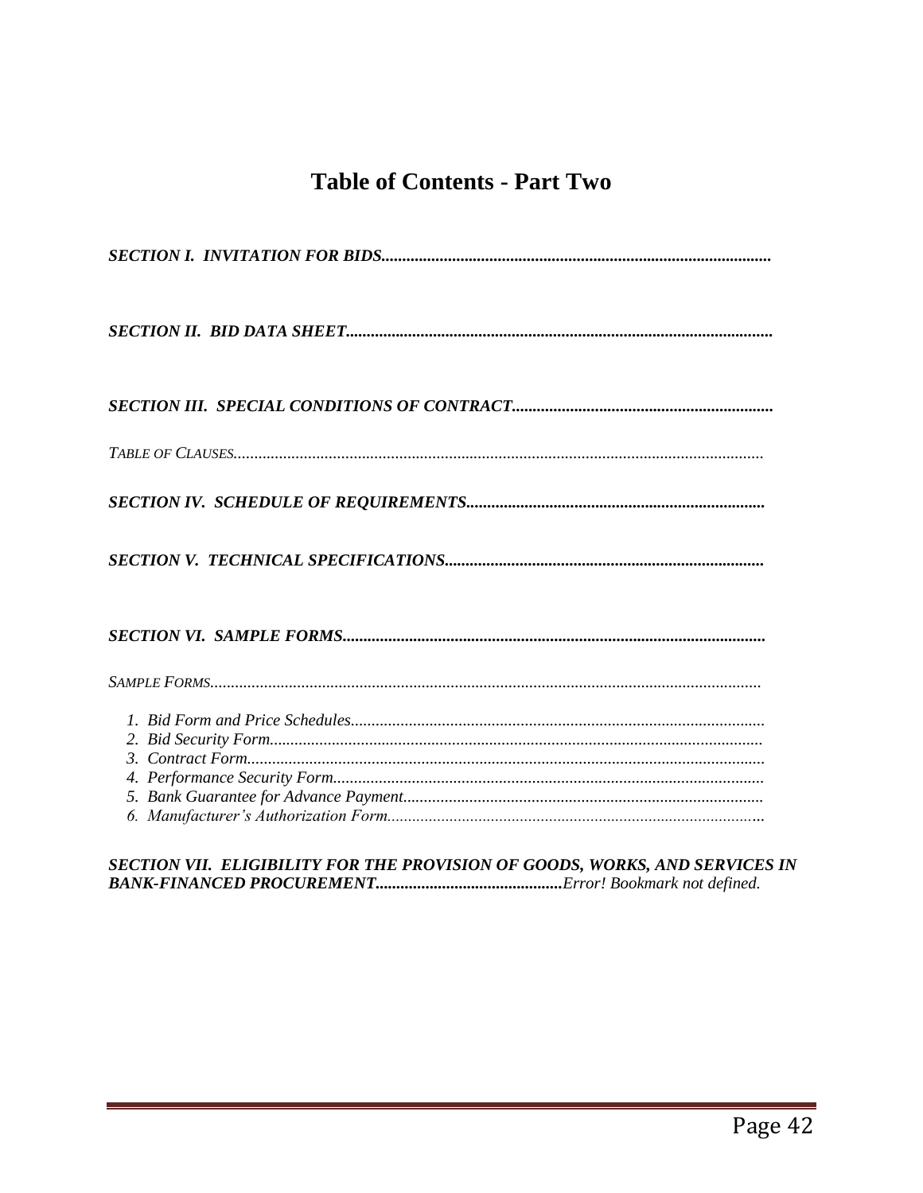# Table of Contents - Part Two

***SECTION I. INVITATION FOR BIDS*****............................................................................................**

***SECTION II. BID DATA SHEET*****.....................................................................................................**

***SECTION III. SPECIAL CONDITIONS OF CONTRACT*****..............................................................**

*TABLE OF CLAUSES...............................................................................................................................*

***SECTION IV. SCHEDULE OF REQUIREMENTS*****.......................................................................**

***SECTION V. TECHNICAL SPECIFICATIONS*****............................................................................**

***SECTION VI. SAMPLE FORMS*****....................................................................................................**

*SAMPLE FORMS....................................................................................................................................*

1. *Bid Form and Price Schedules...................................................................................................*
2. *Bid Security Form......................................................................................................................*
3. *Contract Form...........................................................................................................................*
4. *Performance Security Form.......................................................................................................*
5. *Bank Guarantee for Advance Payment......................................................................................*
6. *Manufacturer's Authorization Form..........................................................................................*

***SECTION VII. ELIGIBILITY FOR THE PROVISION OF GOODS, WORKS, AND SERVICES IN BANK-FINANCED PROCUREMENT*****............................................***Error! Bookmark not defined.*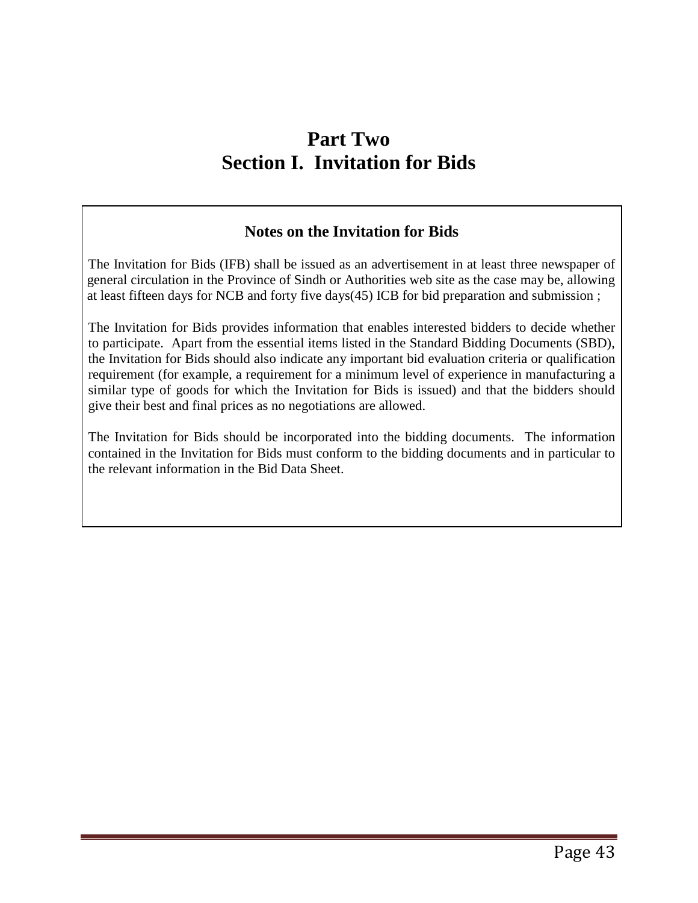# Part Two
# Section I. Invitation for Bids

### Notes on the Invitation for Bids

The Invitation for Bids (IFB) shall be issued as an advertisement in at least three newspaper of general circulation in the Province of Sindh or Authorities web site as the case may be, allowing at least fifteen days for NCB and forty five days(45) ICB for bid preparation and submission ;

The Invitation for Bids provides information that enables interested bidders to decide whether to participate. Apart from the essential items listed in the Standard Bidding Documents (SBD), the Invitation for Bids should also indicate any important bid evaluation criteria or qualification requirement (for example, a requirement for a minimum level of experience in manufacturing a similar type of goods for which the Invitation for Bids is issued) and that the bidders should give their best and final prices as no negotiations are allowed.

The Invitation for Bids should be incorporated into the bidding documents. The information contained in the Invitation for Bids must conform to the bidding documents and in particular to the relevant information in the Bid Data Sheet.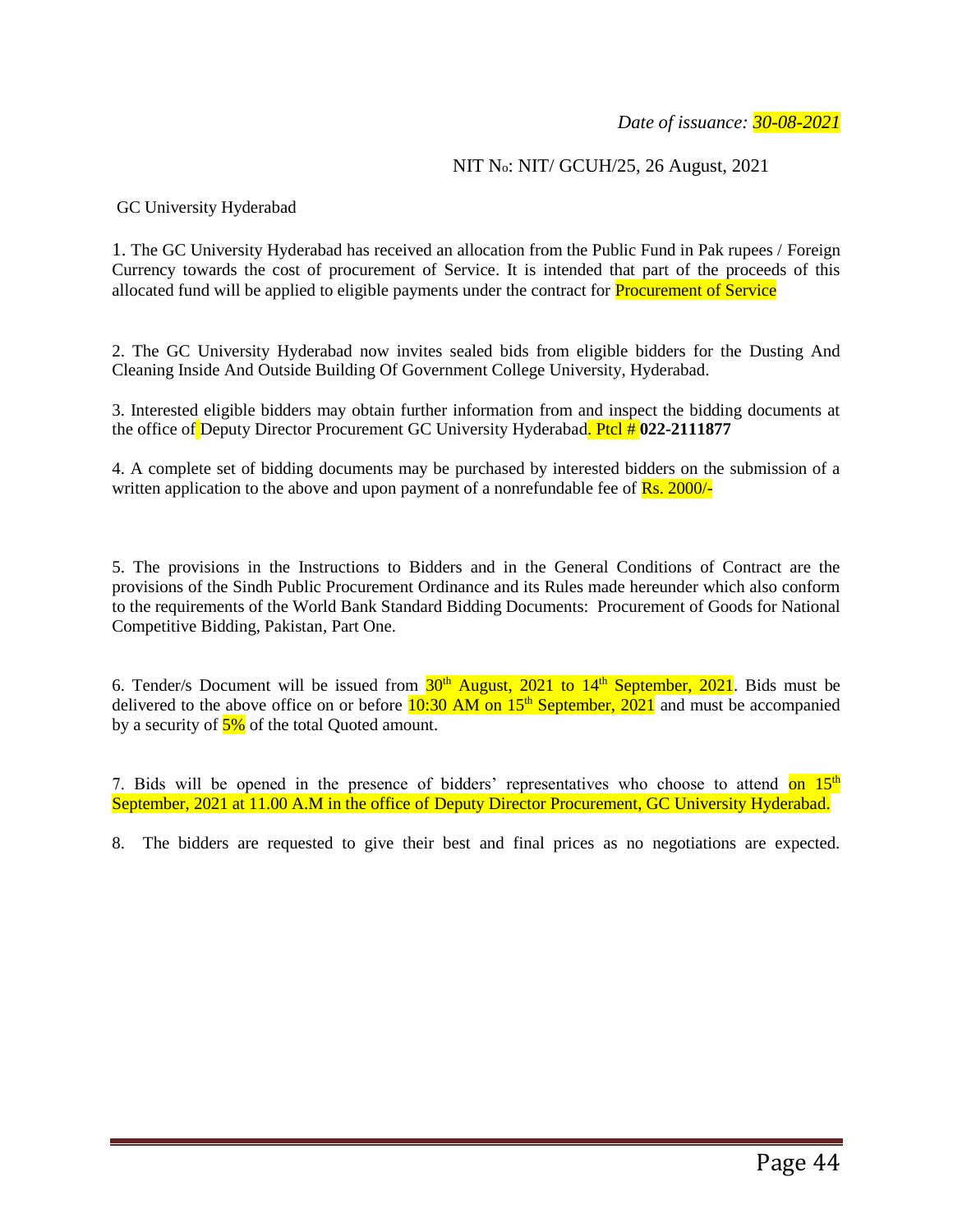*Date of issuance: 30-08-2021*

NIT No: NIT/ GCUH/25, 26 August, 2021

GC University Hyderabad

1. The GC University Hyderabad has received an allocation from the Public Fund in Pak rupees / Foreign Currency towards the cost of procurement of Service. It is intended that part of the proceeds of this allocated fund will be applied to eligible payments under the contract for Procurement of Service

2. The GC University Hyderabad now invites sealed bids from eligible bidders for the Dusting And Cleaning Inside And Outside Building Of Government College University, Hyderabad.

3. Interested eligible bidders may obtain further information from and inspect the bidding documents at the office of Deputy Director Procurement GC University Hyderabad. Ptcl # **022-2111877**

4. A complete set of bidding documents may be purchased by interested bidders on the submission of a written application to the above and upon payment of a nonrefundable fee of Rs. 2000/-

5. The provisions in the Instructions to Bidders and in the General Conditions of Contract are the provisions of the Sindh Public Procurement Ordinance and its Rules made hereunder which also conform to the requirements of the World Bank Standard Bidding Documents: Procurement of Goods for National Competitive Bidding, Pakistan, Part One.

6. Tender/s Document will be issued from 30th August, 2021 to 14th September, 2021. Bids must be delivered to the above office on or before 10:30 AM on 15th September, 2021 and must be accompanied by a security of 5% of the total Quoted amount.

7. Bids will be opened in the presence of bidders' representatives who choose to attend on 15th September, 2021 at 11.00 A.M in the office of Deputy Director Procurement, GC University Hyderabad.

8. The bidders are requested to give their best and final prices as no negotiations are expected.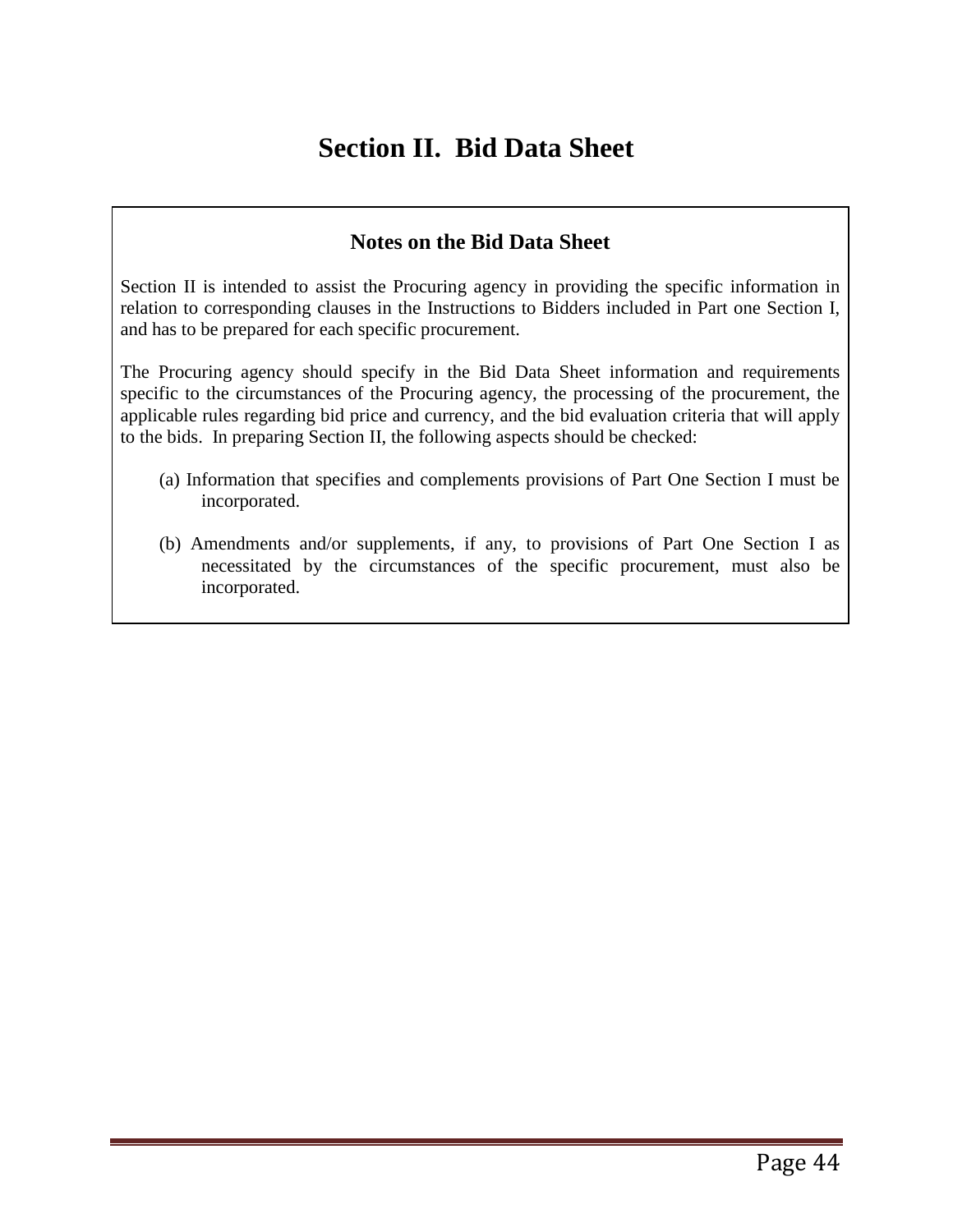# Section II. Bid Data Sheet

## Notes on the Bid Data Sheet

Section II is intended to assist the Procuring agency in providing the specific information in relation to corresponding clauses in the Instructions to Bidders included in Part one Section I, and has to be prepared for each specific procurement.

The Procuring agency should specify in the Bid Data Sheet information and requirements specific to the circumstances of the Procuring agency, the processing of the procurement, the applicable rules regarding bid price and currency, and the bid evaluation criteria that will apply to the bids. In preparing Section II, the following aspects should be checked:

(a) Information that specifies and complements provisions of Part One Section I must be incorporated.

(b) Amendments and/or supplements, if any, to provisions of Part One Section I as necessitated by the circumstances of the specific procurement, must also be incorporated.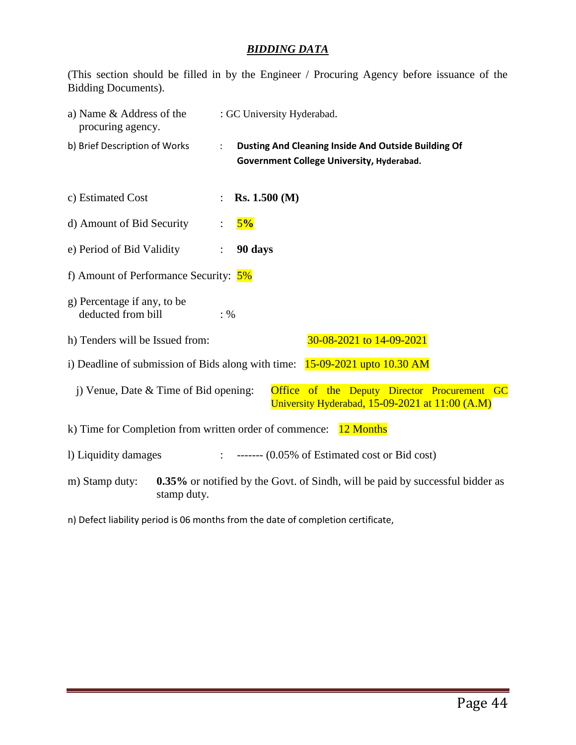## ***BIDDING DATA***

(This section should be filled in by the Engineer / Procuring Agency before issuance of the Bidding Documents).

a) Name & Address of the procuring agency. : GC University Hyderabad.

b) Brief Description of Works : **Dusting And Cleaning Inside And Outside Building Of Government College University, Hyderabad.**

c) Estimated Cost : **Rs. 1.500 (M)**

d) Amount of Bid Security : **5%**

e) Period of Bid Validity : **90 days**

f) Amount of Performance Security: 5%

g) Percentage if any, to be deducted from bill : %

h) Tenders will be Issued from: 30-08-2021 to 14-09-2021

i) Deadline of submission of Bids along with time: 15-09-2021 upto 10.30 AM

j) Venue, Date & Time of Bid opening: Office of the Deputy Director Procurement GC University Hyderabad, 15-09-2021 at 11:00 (A.M)

k) Time for Completion from written order of commence: 12 Months

l) Liquidity damages : ------- (0.05% of Estimated cost or Bid cost)

m) Stamp duty: **0.35%** or notified by the Govt. of Sindh, will be paid by successful bidder as stamp duty.

n) Defect liability period is 06 months from the date of completion certificate,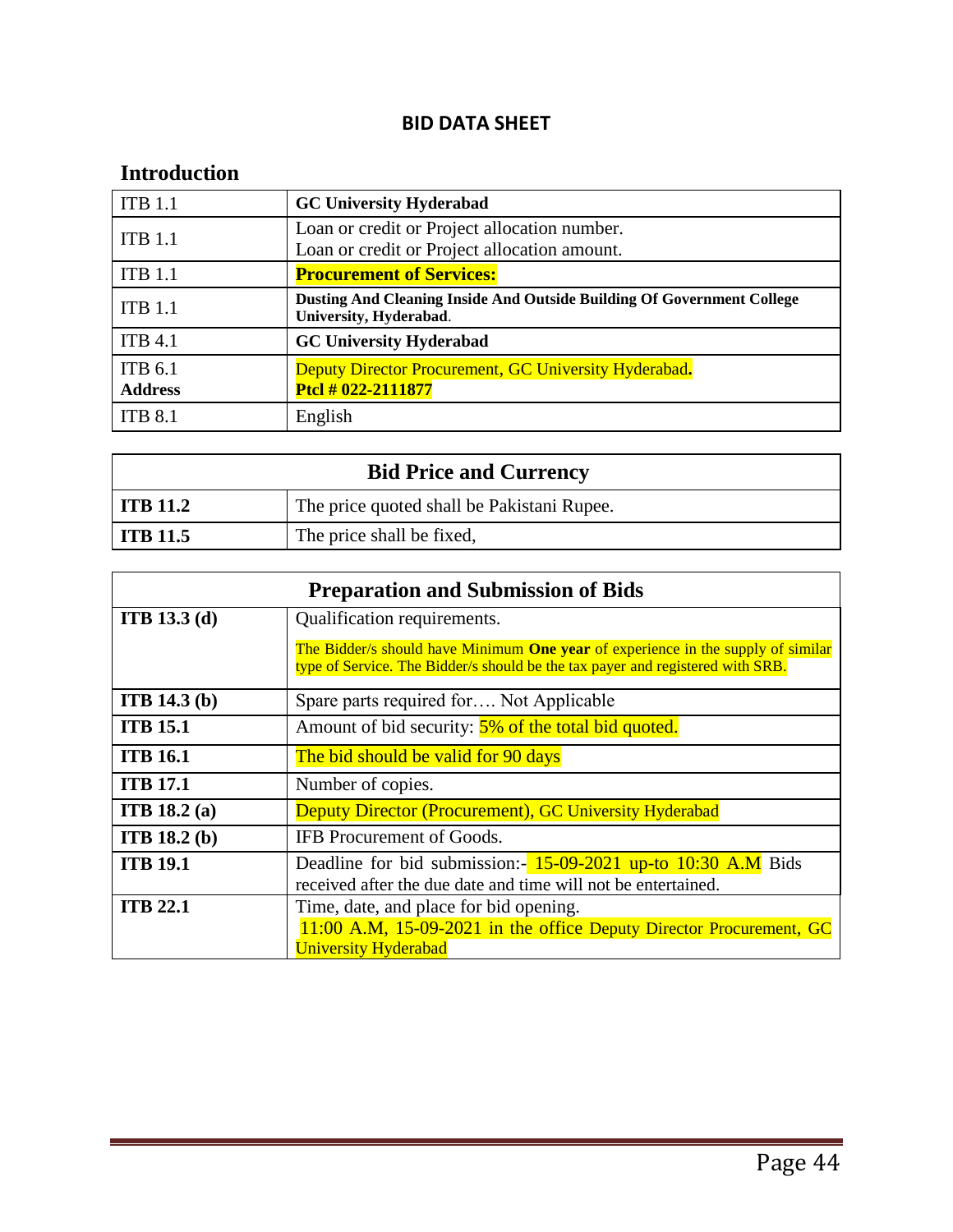## BID DATA SHEET

### Introduction

| | |
|---|---|
| ITB 1.1 | **GC University Hyderabad** |
| ITB 1.1 | Loan or credit or Project allocation number.<br>Loan or credit or Project allocation amount. |
| ITB 1.1 | **Procurement of Services:** |
| ITB 1.1 | **Dusting And Cleaning Inside And Outside Building Of Government College University, Hyderabad**. |
| ITB 4.1 | **GC University Hyderabad** |
| ITB 6.1<br>**Address** | Deputy Director Procurement, GC University Hyderabad**.**<br>**Ptcl # 022-2111877** |
| ITB 8.1 | English |

| Bid Price and Currency | |
|---|---|
| **ITB 11.2** | The price quoted shall be Pakistani Rupee. |
| **ITB 11.5** | The price shall be fixed, |

| Preparation and Submission of Bids | |
|---|---|
| **ITB 13.3 (d)** | Qualification requirements.<br>The Bidder/s should have Minimum **One year** of experience in the supply of similar type of Service. The Bidder/s should be the tax payer and registered with SRB. |
| **ITB 14.3 (b)** | Spare parts required for…. Not Applicable |
| **ITB 15.1** | Amount of bid security: 5% of the total bid quoted. |
| **ITB 16.1** | The bid should be valid for 90 days |
| **ITB 17.1** | Number of copies. |
| **ITB 18.2 (a)** | Deputy Director (Procurement), GC University Hyderabad |
| **ITB 18.2 (b)** | IFB Procurement of Goods. |
| **ITB 19.1** | Deadline for bid submission:- 15-09-2021 up-to 10:30 A.M Bids received after the due date and time will not be entertained. |
| **ITB 22.1** | Time, date, and place for bid opening.<br>11:00 A.M, 15-09-2021 in the office Deputy Director Procurement, GC University Hyderabad |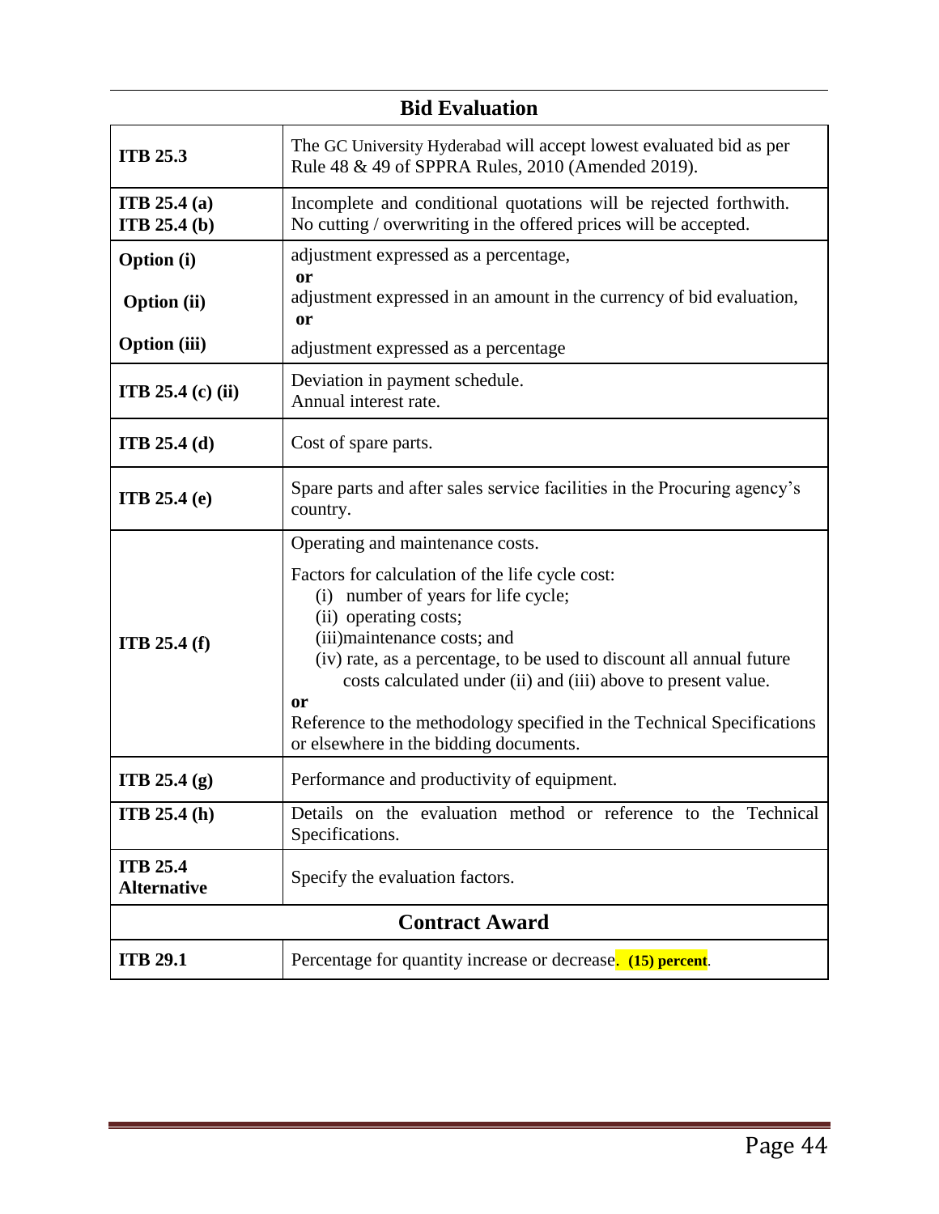## Bid Evaluation

| | |
|---|---|
| **ITB 25.3** | The GC University Hyderabad will accept lowest evaluated bid as per Rule 48 & 49 of SPPRA Rules, 2010 (Amended 2019). |
| **ITB 25.4 (a)**<br>**ITB 25.4 (b)** | Incomplete and conditional quotations will be rejected forthwith. No cutting / overwriting in the offered prices will be accepted. |
| **Option (i)**<br>**Option (ii)**<br>**Option (iii)** | adjustment expressed as a percentage,<br>**or**<br>adjustment expressed in an amount in the currency of bid evaluation,<br>**or**<br>adjustment expressed as a percentage |
| **ITB 25.4 (c) (ii)** | Deviation in payment schedule.<br>Annual interest rate. |
| **ITB 25.4 (d)** | Cost of spare parts. |
| **ITB 25.4 (e)** | Spare parts and after sales service facilities in the Procuring agency's country. |
| **ITB 25.4 (f)** | Operating and maintenance costs.<br>Factors for calculation of the life cycle cost:<br>(i) number of years for life cycle;<br>(ii) operating costs;<br>(iii)maintenance costs; and<br>(iv) rate, as a percentage, to be used to discount all annual future costs calculated under (ii) and (iii) above to present value.<br>**or**<br>Reference to the methodology specified in the Technical Specifications or elsewhere in the bidding documents. |
| **ITB 25.4 (g)** | Performance and productivity of equipment. |
| **ITB 25.4 (h)** | Details on the evaluation method or reference to the Technical Specifications. |
| **ITB 25.4 Alternative** | Specify the evaluation factors. |

## Contract Award

| | |
|---|---|
| **ITB 29.1** | Percentage for quantity increase or decrease. **(15) percent**. |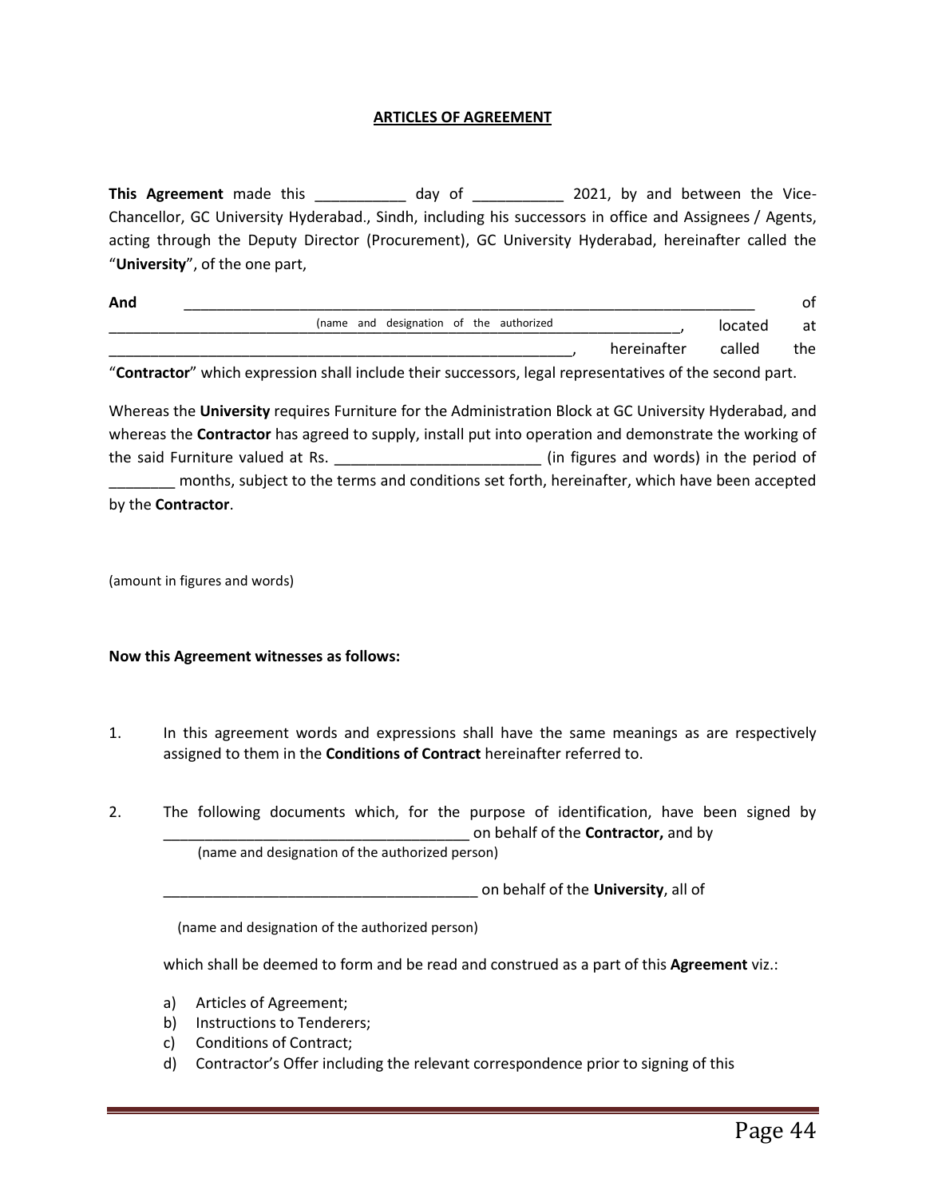**ARTICLES OF AGREEMENT**

**This Agreement** made this ___________ day of ___________ 2021, by and between the Vice-Chancellor, GC University Hyderabad., Sindh, including his successors in office and Assignees / Agents, acting through the Deputy Director (Procurement), GC University Hyderabad, hereinafter called the "**University**", of the one part,

**And** ________________________________________________________________________ of
_________________________ (name and designation of the authorized _______________________________, located at
___________________________________________________________, hereinafter called the "**Contractor**" which expression shall include their successors, legal representatives of the second part.

Whereas the **University** requires Furniture for the Administration Block at GC University Hyderabad, and whereas the **Contractor** has agreed to supply, install put into operation and demonstrate the working of the said Furniture valued at Rs. ________________________ (in figures and words) in the period of ________ months, subject to the terms and conditions set forth, hereinafter, which have been accepted by the **Contractor**.

(amount in figures and words)

**Now this Agreement witnesses as follows:**

1. In this agreement words and expressions shall have the same meanings as are respectively assigned to them in the **Conditions of Contract** hereinafter referred to.

2. The following documents which, for the purpose of identification, have been signed by _____________________________________ on behalf of the **Contractor,** and by
   (name and designation of the authorized person)

   ______________________________________ on behalf of the **University**, all of

   (name and designation of the authorized person)

   which shall be deemed to form and be read and construed as a part of this **Agreement** viz.:

   a) Articles of Agreement;
   b) Instructions to Tenderers;
   c) Conditions of Contract;
   d) Contractor's Offer including the relevant correspondence prior to signing of this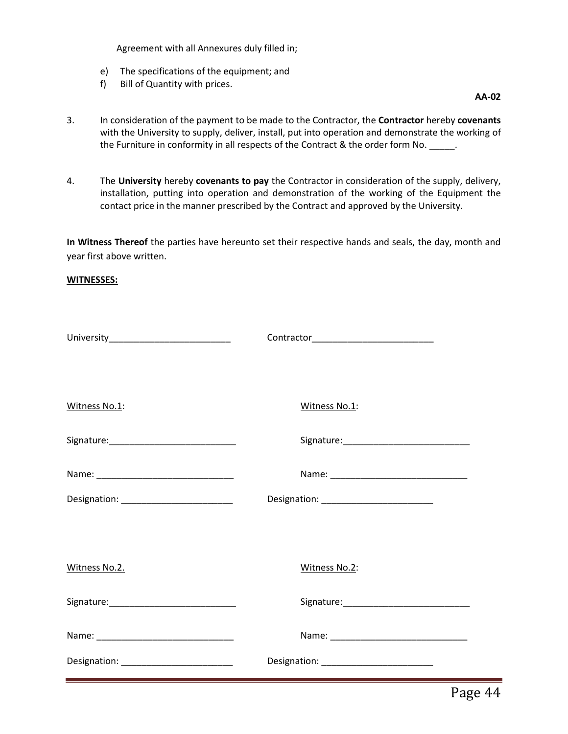Agreement with all Annexures duly filled in;

e) The specifications of the equipment; and
f) Bill of Quantity with prices.

**AA-02**

3. In consideration of the payment to be made to the Contractor, the **Contractor** hereby **covenants** with the University to supply, deliver, install, put into operation and demonstrate the working of the Furniture in conformity in all respects of the Contract & the order form No. _____.

4. The **University** hereby **covenants to pay** the Contractor in consideration of the supply, delivery, installation, putting into operation and demonstration of the working of the Equipment the contact price in the manner prescribed by the Contract and approved by the University.

**In Witness Thereof** the parties have hereunto set their respective hands and seals, the day, month and year first above written.

**WITNESSES:**

University_________________________ Contractor_________________________

Witness No.1:

Signature:__________________________

Name: ____________________________

Designation: _______________________

Witness No.1:

Signature:__________________________

Name: ____________________________

Designation: _______________________

Witness No.2.

Signature:__________________________

Name: ____________________________

Designation: _______________________

Witness No.2:

Signature:__________________________

Name: ____________________________

Designation: _______________________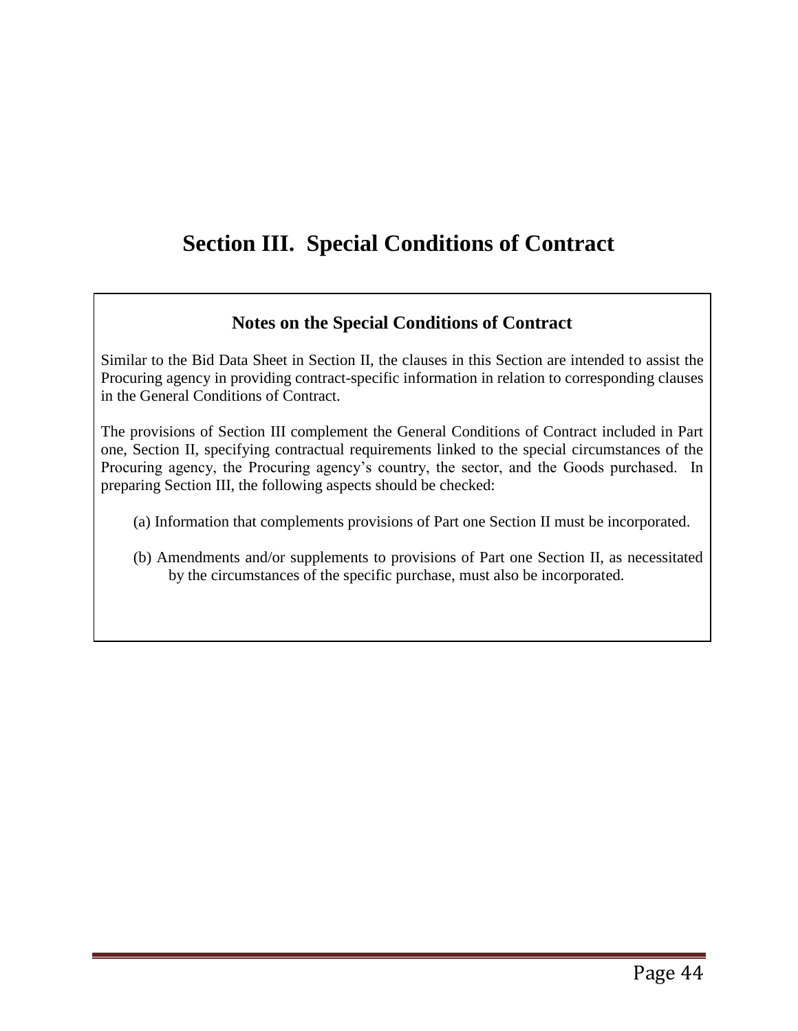# Section III. Special Conditions of Contract

### Notes on the Special Conditions of Contract

Similar to the Bid Data Sheet in Section II, the clauses in this Section are intended to assist the Procuring agency in providing contract-specific information in relation to corresponding clauses in the General Conditions of Contract.

The provisions of Section III complement the General Conditions of Contract included in Part one, Section II, specifying contractual requirements linked to the special circumstances of the Procuring agency, the Procuring agency's country, the sector, and the Goods purchased. In preparing Section III, the following aspects should be checked:

(a) Information that complements provisions of Part one Section II must be incorporated.

(b) Amendments and/or supplements to provisions of Part one Section II, as necessitated by the circumstances of the specific purchase, must also be incorporated.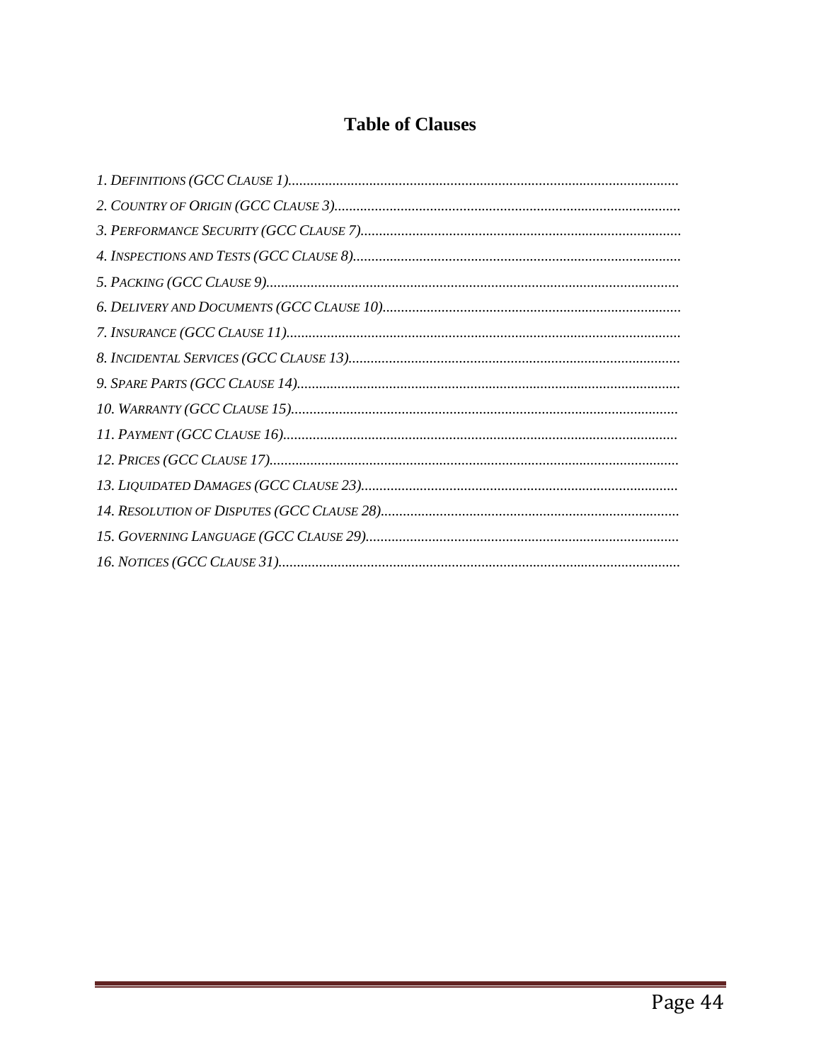# Table of Clauses

*1. Definitions (GCC Clause 1)*

*2. Country of Origin (GCC Clause 3)*

*3. Performance Security (GCC Clause 7)*

*4. Inspections and Tests (GCC Clause 8)*

*5. Packing (GCC Clause 9)*

*6. Delivery and Documents (GCC Clause 10)*

*7. Insurance (GCC Clause 11)*

*8. Incidental Services (GCC Clause 13)*

*9. Spare Parts (GCC Clause 14)*

*10. Warranty (GCC Clause 15)*

*11. Payment (GCC Clause 16)*

*12. Prices (GCC Clause 17)*

*13. Liquidated Damages (GCC Clause 23)*

*14. Resolution of Disputes (GCC Clause 28)*

*15. Governing Language (GCC Clause 29)*

*16. Notices (GCC Clause 31)*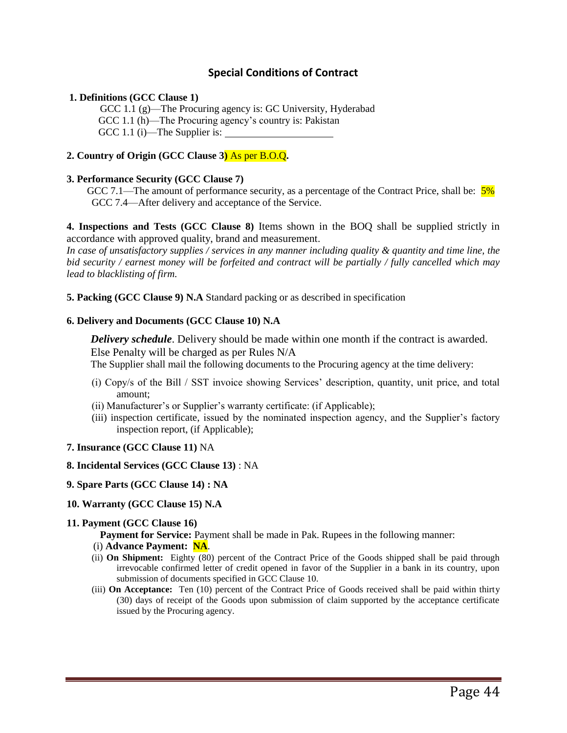## Special Conditions of Contract

**1. Definitions (GCC Clause 1)**

GCC 1.1 (g)—The Procuring agency is: GC University, Hyderabad
GCC 1.1 (h)—The Procuring agency's country is: Pakistan
GCC 1.1 (i)—The Supplier is: ______________________

**2. Country of Origin (GCC Clause 3)** As per B.O.Q**.**

**3. Performance Security (GCC Clause 7)**

GCC 7.1—The amount of performance security, as a percentage of the Contract Price, shall be: 5%
GCC 7.4—After delivery and acceptance of the Service.

**4. Inspections and Tests (GCC Clause 8)** Items shown in the BOQ shall be supplied strictly in accordance with approved quality, brand and measurement.

*In case of unsatisfactory supplies / services in any manner including quality & quantity and time line, the bid security / earnest money will be forfeited and contract will be partially / fully cancelled which may lead to blacklisting of firm.*

**5. Packing (GCC Clause 9) N.A** Standard packing or as described in specification

**6. Delivery and Documents (GCC Clause 10) N.A**

***Delivery schedule***. Delivery should be made within one month if the contract is awarded. Else Penalty will be charged as per Rules N/A

The Supplier shall mail the following documents to the Procuring agency at the time delivery:

(i) Copy/s of the Bill / SST invoice showing Services' description, quantity, unit price, and total amount;
(ii) Manufacturer's or Supplier's warranty certificate: (if Applicable);
(iii) inspection certificate, issued by the nominated inspection agency, and the Supplier's factory inspection report, (if Applicable);

**7. Insurance (GCC Clause 11)** NA

**8. Incidental Services (GCC Clause 13)** : NA

**9. Spare Parts (GCC Clause 14) : NA**

**10. Warranty (GCC Clause 15) N.A**

**11. Payment (GCC Clause 16)**

**Payment for Service:** Payment shall be made in Pak. Rupees in the following manner:

(i) **Advance Payment: NA**.
(ii) **On Shipment:** Eighty (80) percent of the Contract Price of the Goods shipped shall be paid through irrevocable confirmed letter of credit opened in favor of the Supplier in a bank in its country, upon submission of documents specified in GCC Clause 10.
(iii) **On Acceptance:** Ten (10) percent of the Contract Price of Goods received shall be paid within thirty (30) days of receipt of the Goods upon submission of claim supported by the acceptance certificate issued by the Procuring agency.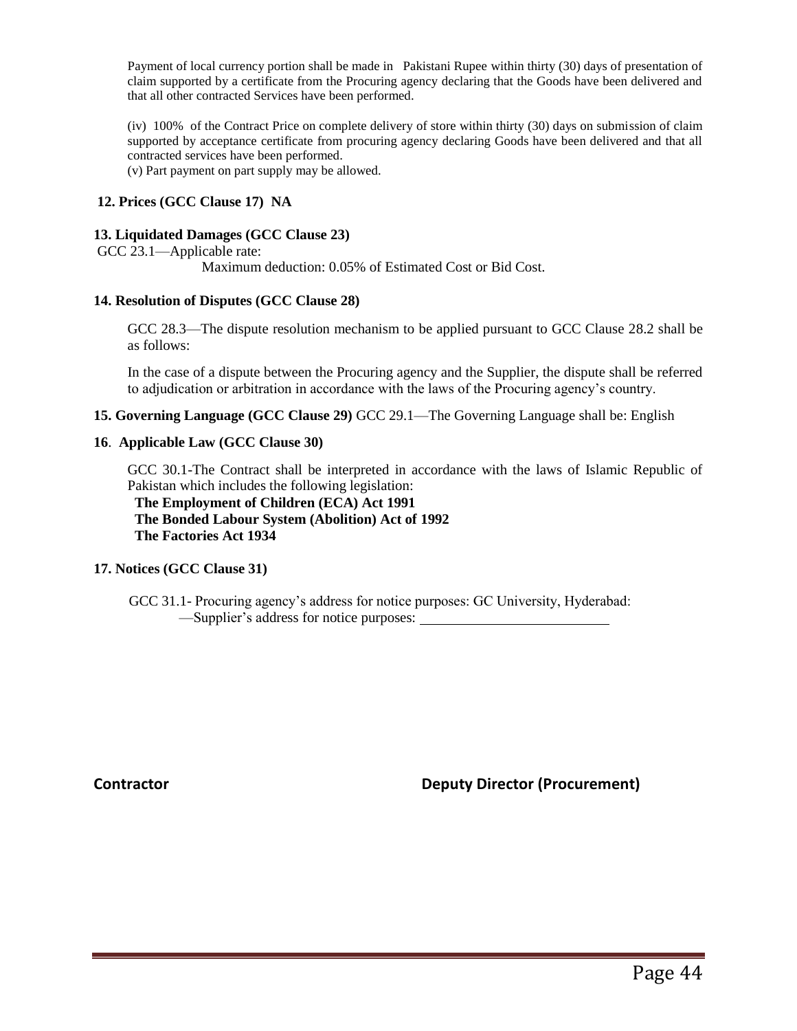Payment of local currency portion shall be made in Pakistani Rupee within thirty (30) days of presentation of claim supported by a certificate from the Procuring agency declaring that the Goods have been delivered and that all other contracted Services have been performed.

(iv) 100% of the Contract Price on complete delivery of store within thirty (30) days on submission of claim supported by acceptance certificate from procuring agency declaring Goods have been delivered and that all contracted services have been performed.
(v) Part payment on part supply may be allowed.

**12. Prices (GCC Clause 17) NA**

**13. Liquidated Damages (GCC Clause 23)**

GCC 23.1—Applicable rate:

Maximum deduction: 0.05% of Estimated Cost or Bid Cost.

**14. Resolution of Disputes (GCC Clause 28)**

GCC 28.3—The dispute resolution mechanism to be applied pursuant to GCC Clause 28.2 shall be as follows:

In the case of a dispute between the Procuring agency and the Supplier, the dispute shall be referred to adjudication or arbitration in accordance with the laws of the Procuring agency's country.

**15. Governing Language (GCC Clause 29)** GCC 29.1—The Governing Language shall be: English

**16. Applicable Law (GCC Clause 30)**

GCC 30.1-The Contract shall be interpreted in accordance with the laws of Islamic Republic of Pakistan which includes the following legislation:

**The Employment of Children (ECA) Act 1991**
**The Bonded Labour System (Abolition) Act of 1992**
**The Factories Act 1934**

**17. Notices (GCC Clause 31)**

GCC 31.1- Procuring agency's address for notice purposes: GC University, Hyderabad:
—Supplier's address for notice purposes: ___________________________

**Contractor** **Deputy Director (Procurement)**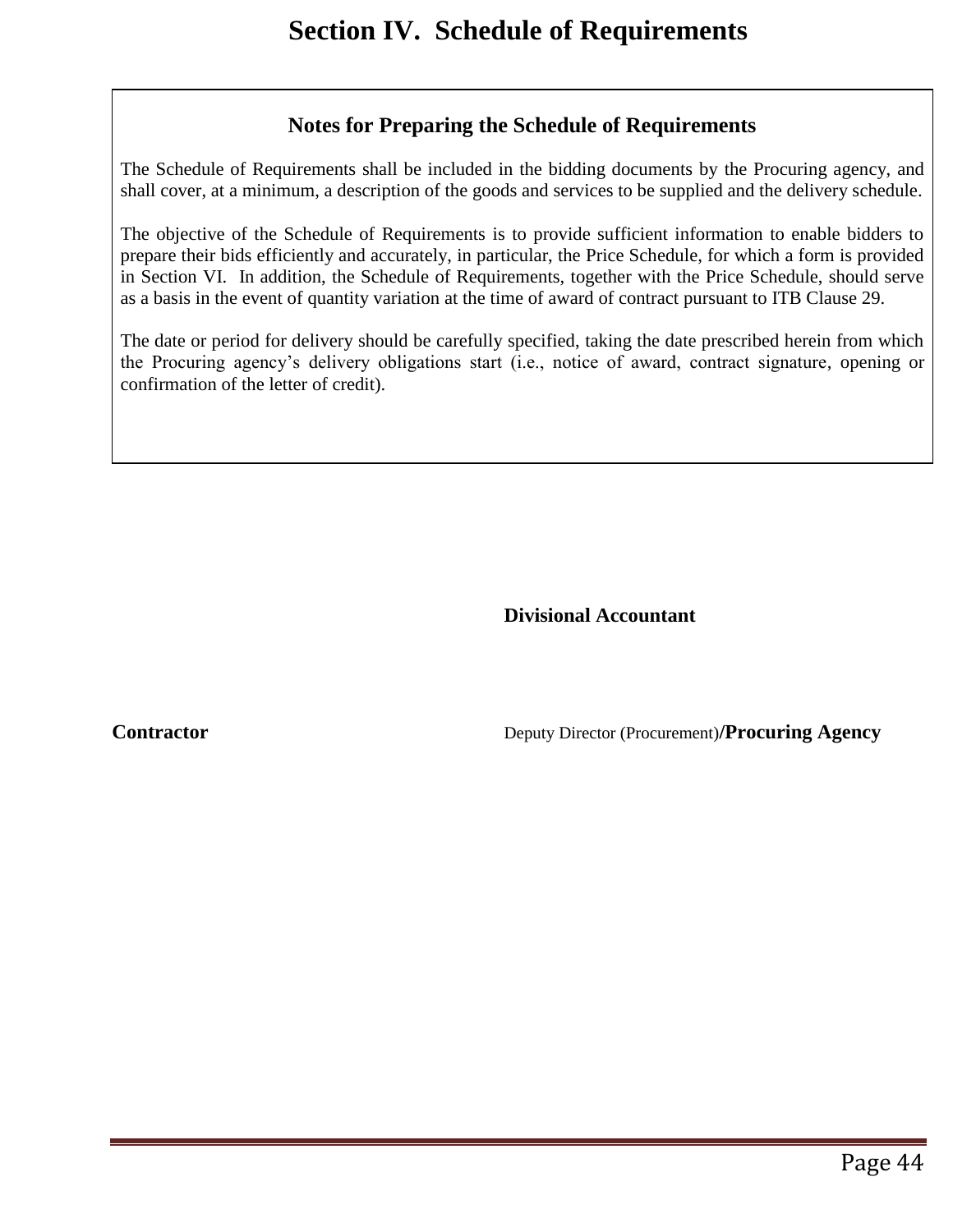# Section IV. Schedule of Requirements

## Notes for Preparing the Schedule of Requirements

The Schedule of Requirements shall be included in the bidding documents by the Procuring agency, and shall cover, at a minimum, a description of the goods and services to be supplied and the delivery schedule.

The objective of the Schedule of Requirements is to provide sufficient information to enable bidders to prepare their bids efficiently and accurately, in particular, the Price Schedule, for which a form is provided in Section VI. In addition, the Schedule of Requirements, together with the Price Schedule, should serve as a basis in the event of quantity variation at the time of award of contract pursuant to ITB Clause 29.

The date or period for delivery should be carefully specified, taking the date prescribed herein from which the Procuring agency's delivery obligations start (i.e., notice of award, contract signature, opening or confirmation of the letter of credit).

**Divisional Accountant**

**Contractor** Deputy Director (Procurement)**/Procuring Agency**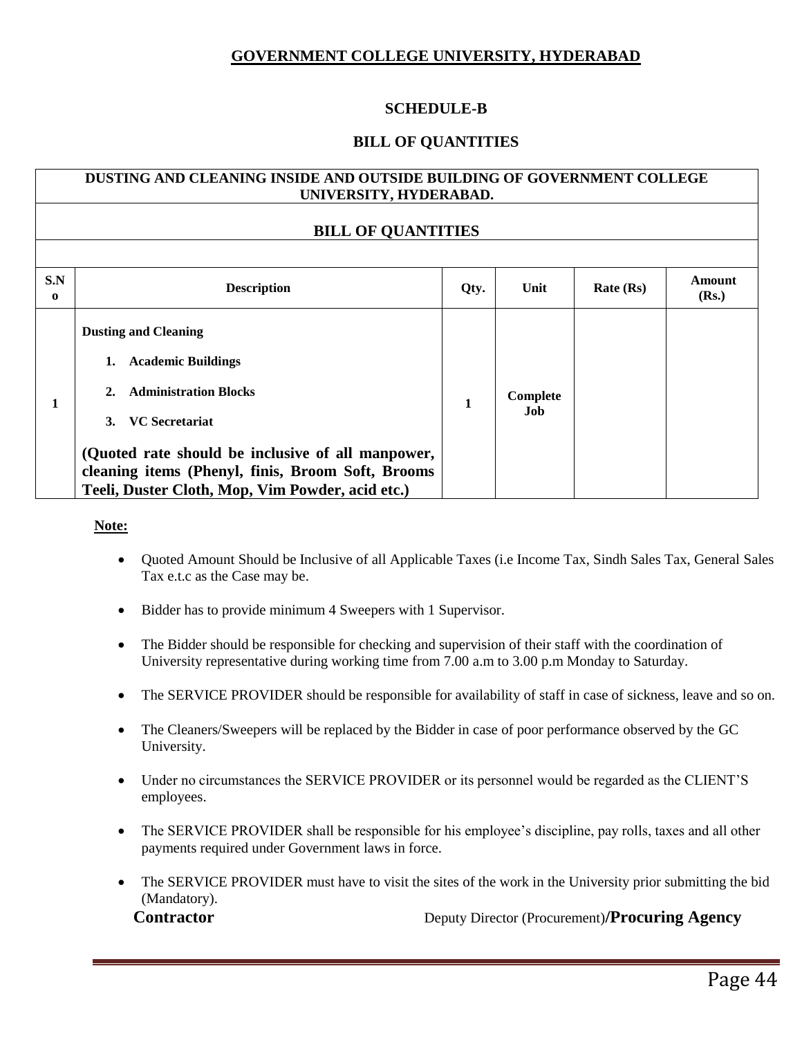## GOVERNMENT COLLEGE UNIVERSITY, HYDERABAD

### SCHEDULE-B

### BILL OF QUANTITIES

| DUSTING AND CLEANING INSIDE AND OUTSIDE BUILDING OF GOVERNMENT COLLEGE UNIVERSITY, HYDERABAD. | | | | | |
|---|---|---|---|---|---|
| **BILL OF QUANTITIES** | | | | | |
| **S.No** | **Description** | **Qty.** | **Unit** | **Rate (Rs)** | **Amount (Rs.)** |
| 1 | **Dusting and Cleaning**<br>1. **Academic Buildings**<br>2. **Administration Blocks**<br>3. **VC Secretariat**<br>**(Quoted rate should be inclusive of all manpower, cleaning items (Phenyl, finis, Broom Soft, Brooms Teeli, Duster Cloth, Mop, Vim Powder, acid etc.)** | 1 | Complete Job | | |

**Note:**

- Quoted Amount Should be Inclusive of all Applicable Taxes (i.e Income Tax, Sindh Sales Tax, General Sales Tax e.t.c as the Case may be.
- Bidder has to provide minimum 4 Sweepers with 1 Supervisor.
- The Bidder should be responsible for checking and supervision of their staff with the coordination of University representative during working time from 7.00 a.m to 3.00 p.m Monday to Saturday.
- The SERVICE PROVIDER should be responsible for availability of staff in case of sickness, leave and so on.
- The Cleaners/Sweepers will be replaced by the Bidder in case of poor performance observed by the GC University.
- Under no circumstances the SERVICE PROVIDER or its personnel would be regarded as the CLIENT'S employees.
- The SERVICE PROVIDER shall be responsible for his employee's discipline, pay rolls, taxes and all other payments required under Government laws in force.
- The SERVICE PROVIDER must have to visit the sites of the work in the University prior submitting the bid (Mandatory).

**Contractor** Deputy Director (Procurement)/**Procuring Agency**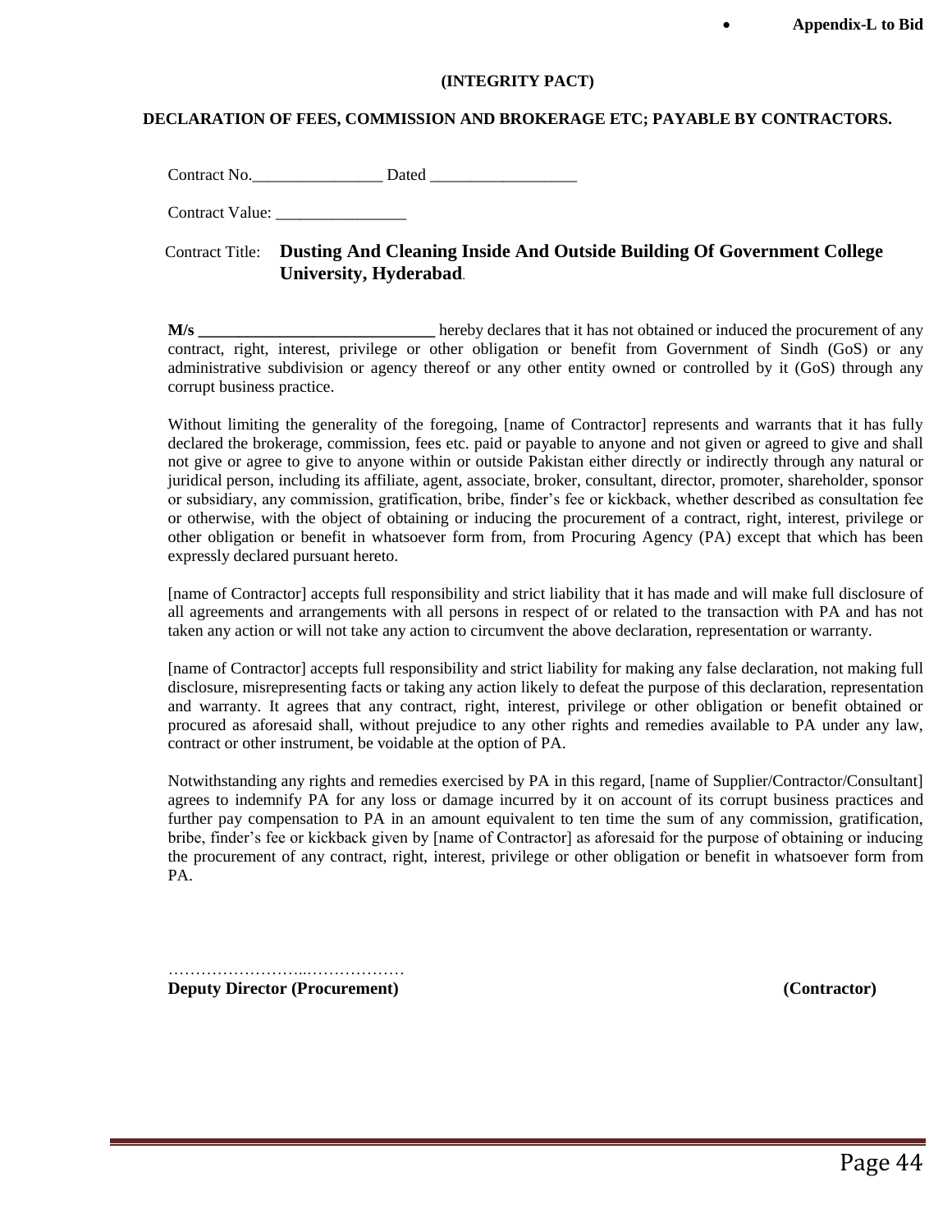- **Appendix-L to Bid**

**(INTEGRITY PACT)**

**DECLARATION OF FEES, COMMISSION AND BROKERAGE ETC; PAYABLE BY CONTRACTORS.**

Contract No.________________ Dated __________________

Contract Value: ________________

Contract Title: **Dusting And Cleaning Inside And Outside Building Of Government College University, Hyderabad**.

**M/s _____________________________** hereby declares that it has not obtained or induced the procurement of any contract, right, interest, privilege or other obligation or benefit from Government of Sindh (GoS) or any administrative subdivision or agency thereof or any other entity owned or controlled by it (GoS) through any corrupt business practice.

Without limiting the generality of the foregoing, [name of Contractor] represents and warrants that it has fully declared the brokerage, commission, fees etc. paid or payable to anyone and not given or agreed to give and shall not give or agree to give to anyone within or outside Pakistan either directly or indirectly through any natural or juridical person, including its affiliate, agent, associate, broker, consultant, director, promoter, shareholder, sponsor or subsidiary, any commission, gratification, bribe, finder's fee or kickback, whether described as consultation fee or otherwise, with the object of obtaining or inducing the procurement of a contract, right, interest, privilege or other obligation or benefit in whatsoever form from, from Procuring Agency (PA) except that which has been expressly declared pursuant hereto.

[name of Contractor] accepts full responsibility and strict liability that it has made and will make full disclosure of all agreements and arrangements with all persons in respect of or related to the transaction with PA and has not taken any action or will not take any action to circumvent the above declaration, representation or warranty.

[name of Contractor] accepts full responsibility and strict liability for making any false declaration, not making full disclosure, misrepresenting facts or taking any action likely to defeat the purpose of this declaration, representation and warranty. It agrees that any contract, right, interest, privilege or other obligation or benefit obtained or procured as aforesaid shall, without prejudice to any other rights and remedies available to PA under any law, contract or other instrument, be voidable at the option of PA.

Notwithstanding any rights and remedies exercised by PA in this regard, [name of Supplier/Contractor/Consultant] agrees to indemnify PA for any loss or damage incurred by it on account of its corrupt business practices and further pay compensation to PA in an amount equivalent to ten time the sum of any commission, gratification, bribe, finder's fee or kickback given by [name of Contractor] as aforesaid for the purpose of obtaining or inducing the procurement of any contract, right, interest, privilege or other obligation or benefit in whatsoever form from PA.

……………………..………………

**Deputy Director (Procurement)** **(Contractor)**